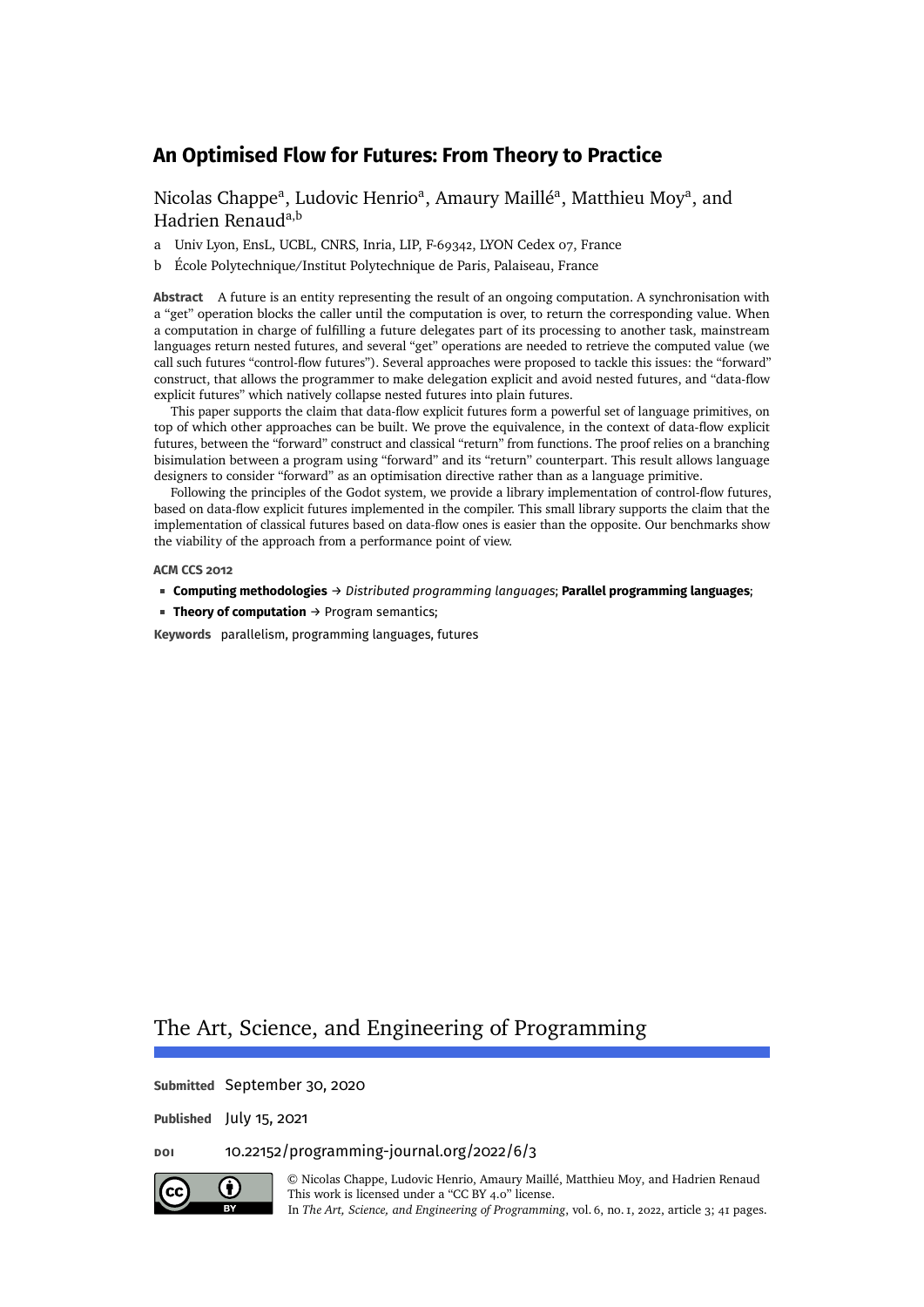# An Optimised Flow for Futures: From Theory to Practice

Nicolas Chappe[a], Ludovic Henrio[a], Amaury Maillé[a], Matthieu Moy[a], and Hadrien Renaud[a,b]

a Univ Lyon, EnsL, UCBL, CNRS, Inria, LIP, F-69342, LYON Cedex 07, France

b École Polytechnique/Institut Polytechnique de Paris, Palaiseau, France

**Abstract** A future is an entity representing the result of an ongoing computation. A synchronisation with a "get" operation blocks the caller until the computation is over, to return the corresponding value. When a computation in charge of fulfilling a future delegates part of its processing to another task, mainstream languages return nested futures, and several "get" operations are needed to retrieve the computed value (we call such futures "control-flow futures"). Several approaches were proposed to tackle this issues: the "forward" construct, that allows the programmer to make delegation explicit and avoid nested futures, and "data-flow explicit futures" which natively collapse nested futures into plain futures.

This paper supports the claim that data-flow explicit futures form a powerful set of language primitives, on top of which other approaches can be built. We prove the equivalence, in the context of data-flow explicit futures, between the "forward" construct and classical "return" from functions. The proof relies on a branching bisimulation between a program using "forward" and its "return" counterpart. This result allows language designers to consider "forward" as an optimisation directive rather than as a language primitive.

Following the principles of the Godot system, we provide a library implementation of control-flow futures, based on data-flow explicit futures implemented in the compiler. This small library supports the claim that the implementation of classical futures based on data-flow ones is easier than the opposite. Our benchmarks show the viability of the approach from a performance point of view.

**ACM CCS 2012**

- **Computing methodologies** → *Distributed programming languages*; **Parallel programming languages**;
- **Theory of computation** → Program semantics;

**Keywords** parallelism, programming languages, futures

## The Art, Science, and Engineering of Programming

**Submitted** September 30, 2020

**Published** July 15, 2021

**DOI** 10.22152/programming-journal.org/2022/6/3

© Nicolas Chappe, Ludovic Henrio, Amaury Maillé, Matthieu Moy, and Hadrien Renaud
This work is licensed under a "CC BY 4.0" license.
In *The Art, Science, and Engineering of Programming*, vol. 6, no. 1, 2022, article 3; 41 pages.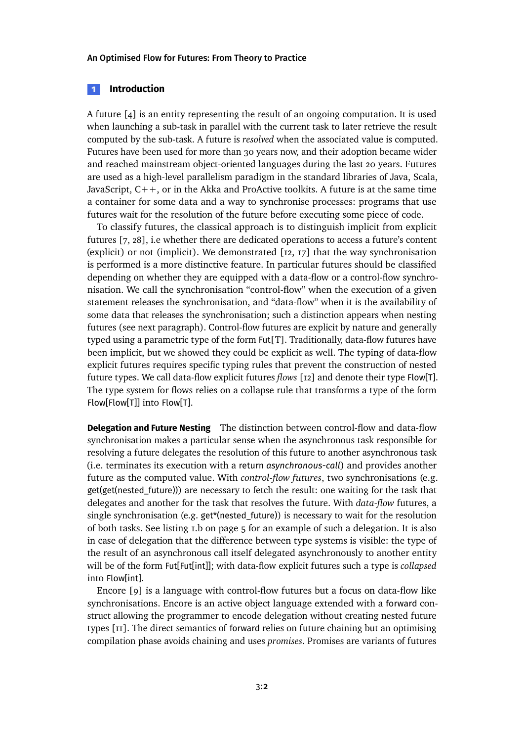## 1 Introduction

A future [4] is an entity representing the result of an ongoing computation. It is used when launching a sub-task in parallel with the current task to later retrieve the result computed by the sub-task. A future is *resolved* when the associated value is computed. Futures have been used for more than 30 years now, and their adoption became wider and reached mainstream object-oriented languages during the last 20 years. Futures are used as a high-level parallelism paradigm in the standard libraries of Java, Scala, JavaScript, C++, or in the Akka and ProActive toolkits. A future is at the same time a container for some data and a way to synchronise processes: programs that use futures wait for the resolution of the future before executing some piece of code.

To classify futures, the classical approach is to distinguish implicit from explicit futures [7, 28], i.e whether there are dedicated operations to access a future's content (explicit) or not (implicit). We demonstrated [12, 17] that the way synchronisation is performed is a more distinctive feature. In particular futures should be classified depending on whether they are equipped with a data-flow or a control-flow synchronisation. We call the synchronisation "control-flow" when the execution of a given statement releases the synchronisation, and "data-flow" when it is the availability of some data that releases the synchronisation; such a distinction appears when nesting futures (see next paragraph). Control-flow futures are explicit by nature and generally typed using a parametric type of the form Fut[T]. Traditionally, data-flow futures have been implicit, but we showed they could be explicit as well. The typing of data-flow explicit futures requires specific typing rules that prevent the construction of nested future types. We call data-flow explicit futures *flows* [12] and denote their type Flow[T]. The type system for flows relies on a collapse rule that transforms a type of the form Flow[Flow[T]] into Flow[T].

**Delegation and Future Nesting** The distinction between control-flow and data-flow synchronisation makes a particular sense when the asynchronous task responsible for resolving a future delegates the resolution of this future to another asynchronous task (i.e. terminates its execution with a return *asynchronous-call*) and provides another future as the computed value. With *control-flow futures*, two synchronisations (e.g. get(get(nested_future))) are necessary to fetch the result: one waiting for the task that delegates and another for the task that resolves the future. With *data-flow* futures, a single synchronisation (e.g. get*(nested_future)) is necessary to wait for the resolution of both tasks. See listing 1.b on page 5 for an example of such a delegation. It is also in case of delegation that the difference between type systems is visible: the type of the result of an asynchronous call itself delegated asynchronously to another entity will be of the form Fut[Fut[int]]; with data-flow explicit futures such a type is *collapsed* into Flow[int].

Encore [9] is a language with control-flow futures but a focus on data-flow like synchronisations. Encore is an active object language extended with a forward construct allowing the programmer to encode delegation without creating nested future types [11]. The direct semantics of forward relies on future chaining but an optimising compilation phase avoids chaining and uses *promises*. Promises are variants of futures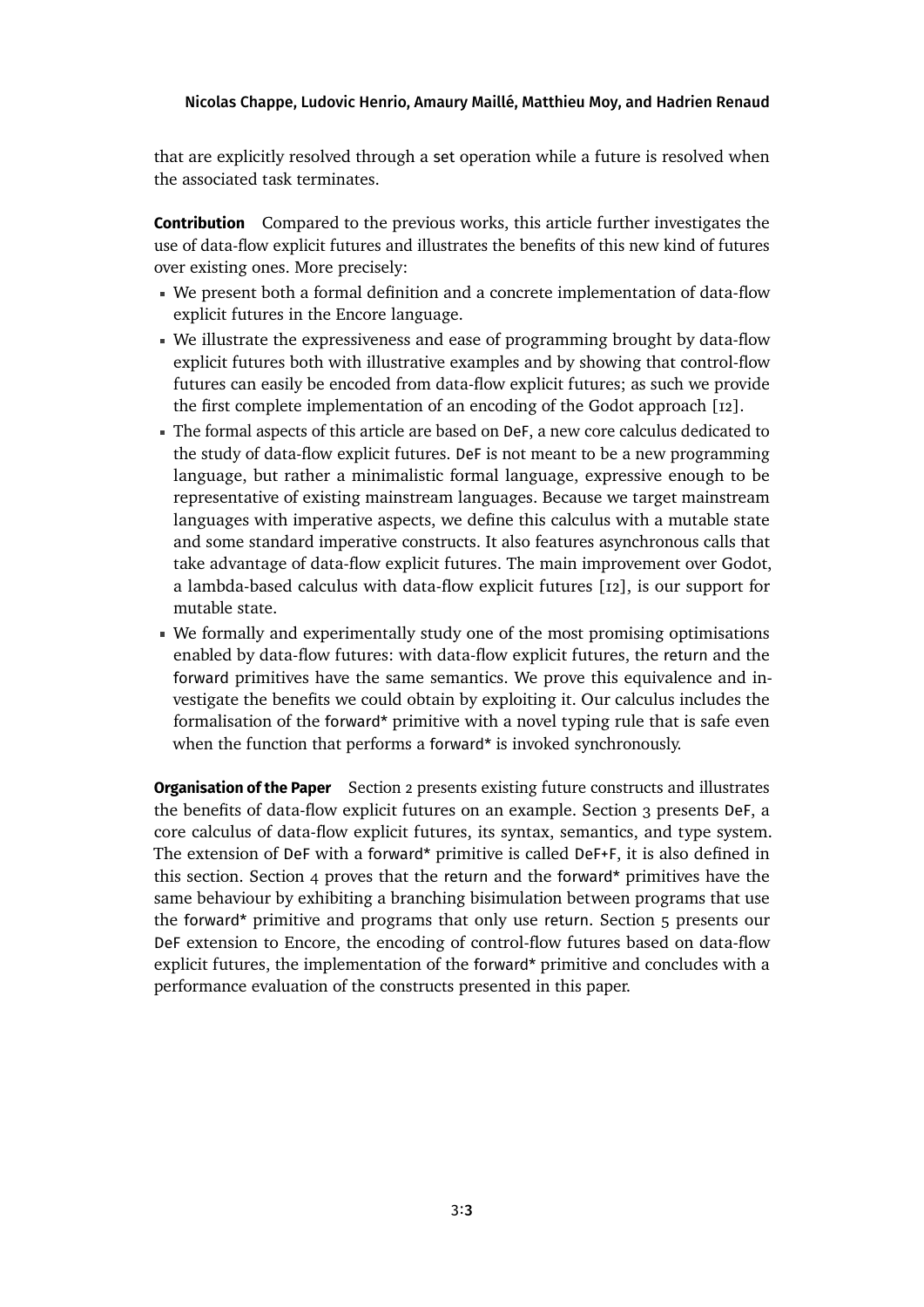that are explicitly resolved through a set operation while a future is resolved when the associated task terminates.

**Contribution** Compared to the previous works, this article further investigates the use of data-flow explicit futures and illustrates the benefits of this new kind of futures over existing ones. More precisely:

- We present both a formal definition and a concrete implementation of data-flow explicit futures in the Encore language.
- We illustrate the expressiveness and ease of programming brought by data-flow explicit futures both with illustrative examples and by showing that control-flow futures can easily be encoded from data-flow explicit futures; as such we provide the first complete implementation of an encoding of the Godot approach [12].
- The formal aspects of this article are based on DeF, a new core calculus dedicated to the study of data-flow explicit futures. DeF is not meant to be a new programming language, but rather a minimalistic formal language, expressive enough to be representative of existing mainstream languages. Because we target mainstream languages with imperative aspects, we define this calculus with a mutable state and some standard imperative constructs. It also features asynchronous calls that take advantage of data-flow explicit futures. The main improvement over Godot, a lambda-based calculus with data-flow explicit futures [12], is our support for mutable state.
- We formally and experimentally study one of the most promising optimisations enabled by data-flow futures: with data-flow explicit futures, the return and the forward primitives have the same semantics. We prove this equivalence and investigate the benefits we could obtain by exploiting it. Our calculus includes the formalisation of the forward* primitive with a novel typing rule that is safe even when the function that performs a forward* is invoked synchronously.

**Organisation of the Paper** Section 2 presents existing future constructs and illustrates the benefits of data-flow explicit futures on an example. Section 3 presents DeF, a core calculus of data-flow explicit futures, its syntax, semantics, and type system. The extension of DeF with a forward* primitive is called DeF+F, it is also defined in this section. Section 4 proves that the return and the forward* primitives have the same behaviour by exhibiting a branching bisimulation between programs that use the forward* primitive and programs that only use return. Section 5 presents our DeF extension to Encore, the encoding of control-flow futures based on data-flow explicit futures, the implementation of the forward* primitive and concludes with a performance evaluation of the constructs presented in this paper.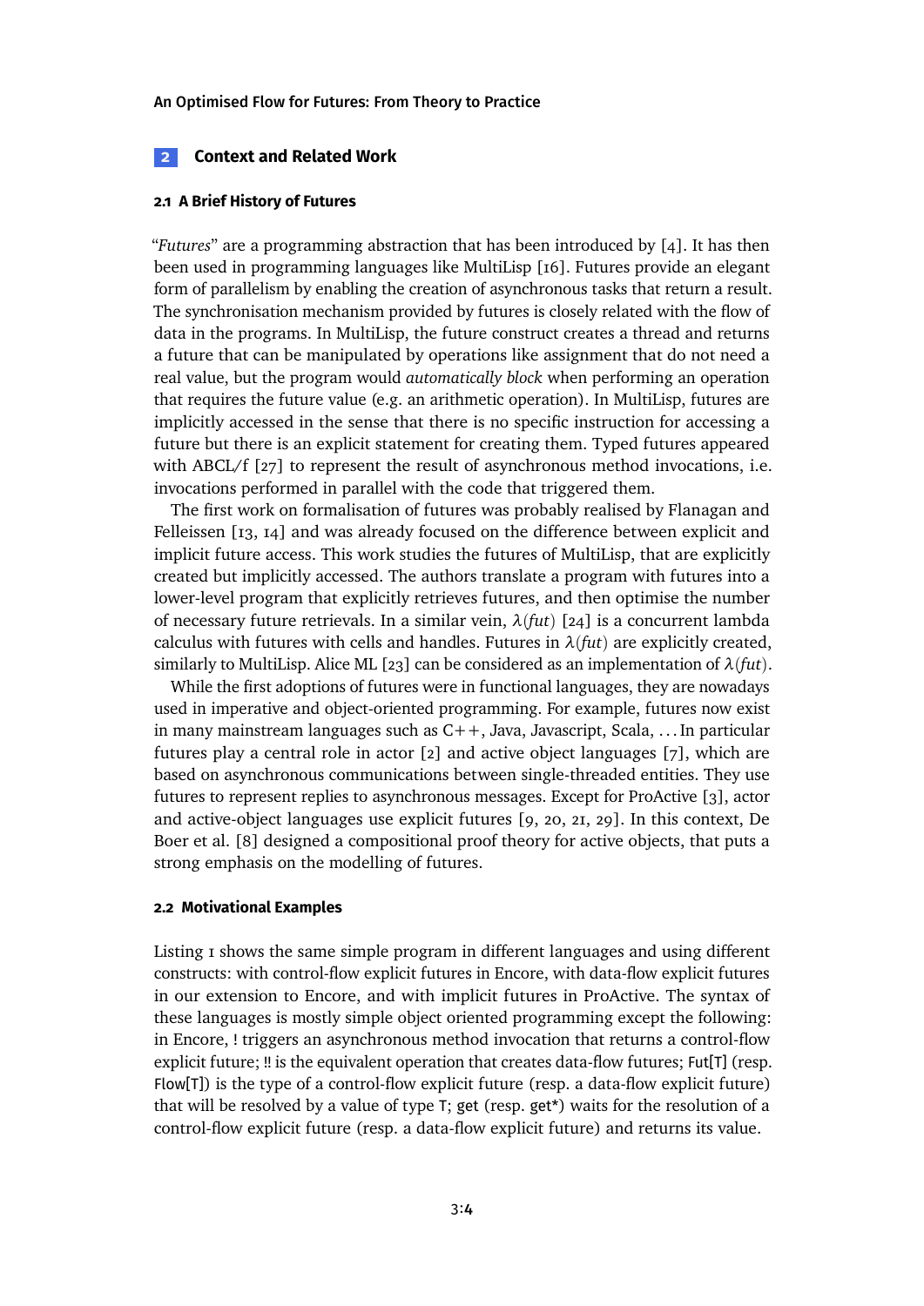## 2 Context and Related Work

### 2.1 A Brief History of Futures

"*Futures*" are a programming abstraction that has been introduced by [4]. It has then been used in programming languages like MultiLisp [16]. Futures provide an elegant form of parallelism by enabling the creation of asynchronous tasks that return a result. The synchronisation mechanism provided by futures is closely related with the flow of data in the programs. In MultiLisp, the future construct creates a thread and returns a future that can be manipulated by operations like assignment that do not need a real value, but the program would *automatically block* when performing an operation that requires the future value (e.g. an arithmetic operation). In MultiLisp, futures are implicitly accessed in the sense that there is no specific instruction for accessing a future but there is an explicit statement for creating them. Typed futures appeared with ABCL/f [27] to represent the result of asynchronous method invocations, i.e. invocations performed in parallel with the code that triggered them.

The first work on formalisation of futures was probably realised by Flanagan and Felleissen [13, 14] and was already focused on the difference between explicit and implicit future access. This work studies the futures of MultiLisp, that are explicitly created but implicitly accessed. The authors translate a program with futures into a lower-level program that explicitly retrieves futures, and then optimise the number of necessary future retrievals. In a similar vein, $\lambda(fut)$ [24] is a concurrent lambda calculus with futures with cells and handles. Futures in $\lambda(fut)$ are explicitly created, similarly to MultiLisp. Alice ML [23] can be considered as an implementation of $\lambda(fut)$.

While the first adoptions of futures were in functional languages, they are nowadays used in imperative and object-oriented programming. For example, futures now exist in many mainstream languages such as C++, Java, Javascript, Scala, ... In particular futures play a central role in actor [2] and active object languages [7], which are based on asynchronous communications between single-threaded entities. They use futures to represent replies to asynchronous messages. Except for ProActive [3], actor and active-object languages use explicit futures [9, 20, 21, 29]. In this context, De Boer et al. [8] designed a compositional proof theory for active objects, that puts a strong emphasis on the modelling of futures.

### 2.2 Motivational Examples

Listing 1 shows the same simple program in different languages and using different constructs: with control-flow explicit futures in Encore, with data-flow explicit futures in our extension to Encore, and with implicit futures in ProActive. The syntax of these languages is mostly simple object oriented programming except the following: in Encore, ! triggers an asynchronous method invocation that returns a control-flow explicit future; !! is the equivalent operation that creates data-flow futures; Fut[T] (resp. Flow[T]) is the type of a control-flow explicit future (resp. a data-flow explicit future) that will be resolved by a value of type T; get (resp. get*) waits for the resolution of a control-flow explicit future (resp. a data-flow explicit future) and returns its value.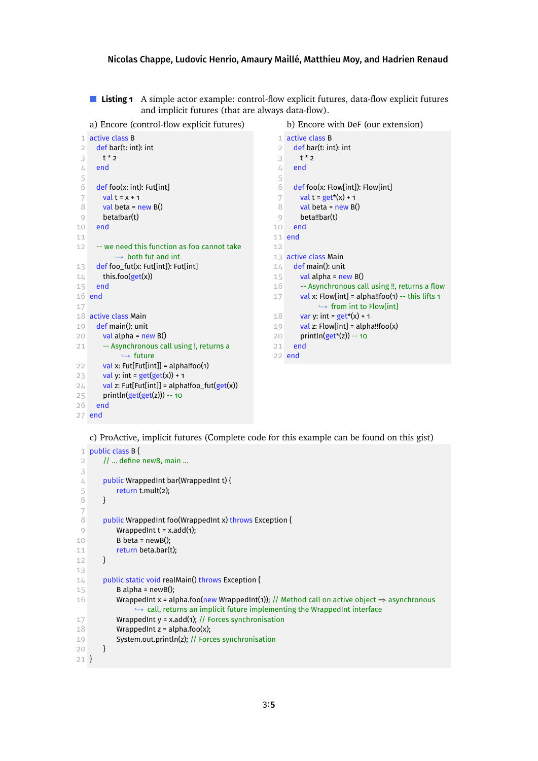**Listing 1** A simple actor example: control-flow explicit futures, data-flow explicit futures and implicit futures (that are always data-flow).

a) Encore (control-flow explicit futures)

```
active class B
  def bar(t: int): int
    t * 2
  end

  def foo(x: int): Fut[int]
    val t = x + 1
    val beta = new B()
    beta!bar(t)
  end

  -- we need this function as foo cannot take
      ↪ both fut and int
  def foo_fut(x: Fut[int]): Fut[int]
    this.foo(get(x))
  end
end

active class Main
  def main(): unit
    val alpha = new B()
    -- Asynchronous call using !, returns a
        ↪ future
    val x: Fut[Fut[int]] = alpha!foo(1)
    val y: int = get(get(x)) + 1
    val z: Fut[Fut[int]] = alpha!foo_fut(get(x))
    println(get(get(z))) -- 10
  end
end
```

b) Encore with DeF (our extension)

```
active class B
  def bar(t: int): int
    t * 2
  end

  def foo(x: Flow[int]): Flow[int]
    val t = get*(x) + 1
    val beta = new B()
    beta!!bar(t)
  end
end

active class Main
  def main(): unit
    val alpha = new B()
    -- Asynchronous call using !!, returns a flow
    val x: Flow[int] = alpha!!foo(1) -- this lifts 1
        ↪ from int to Flow[int]
    var y: int = get*(x) + 1
    val z: Flow[int] = alpha!!foo(x)
    println(get*(z)) -- 10
  end
end
```

c) ProActive, implicit futures (Complete code for this example can be found on this gist)

```
public class B {
    // ... define newB, main ...

    public WrappedInt bar(WrappedInt t) {
        return t.mult(2);
    }

    public WrappedInt foo(WrappedInt x) throws Exception {
        WrappedInt t = x.add(1);
        B beta = newB();
        return beta.bar(t);
    }

    public static void realMain() throws Exception {
        B alpha = newB();
        WrappedInt x = alpha.foo(new WrappedInt(1)); // Method call on active object ⇒ asynchronous
            ↪ call, returns an implicit future implementing the WrappedInt interface
        WrappedInt y = x.add(1); // Forces synchronisation
        WrappedInt z = alpha.foo(x);
        System.out.println(z); // Forces synchronisation
    }
}
```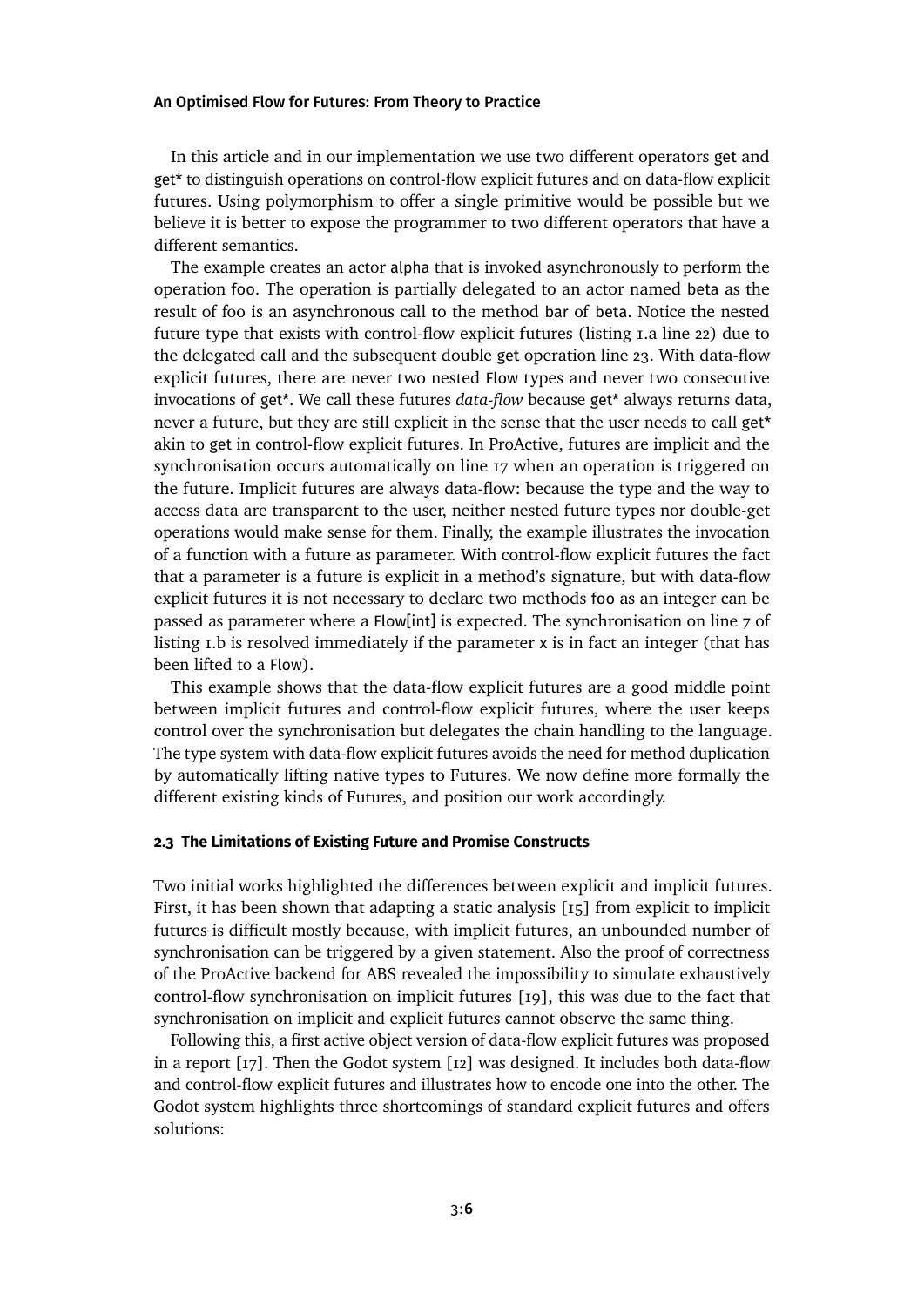In this article and in our implementation we use two different operators get and get* to distinguish operations on control-flow explicit futures and on data-flow explicit futures. Using polymorphism to offer a single primitive would be possible but we believe it is better to expose the programmer to two different operators that have a different semantics.

The example creates an actor alpha that is invoked asynchronously to perform the operation foo. The operation is partially delegated to an actor named beta as the result of foo is an asynchronous call to the method bar of beta. Notice the nested future type that exists with control-flow explicit futures (listing 1.a line 22) due to the delegated call and the subsequent double get operation line 23. With data-flow explicit futures, there are never two nested Flow types and never two consecutive invocations of get*. We call these futures *data-flow* because get* always returns data, never a future, but they are still explicit in the sense that the user needs to call get* akin to get in control-flow explicit futures. In ProActive, futures are implicit and the synchronisation occurs automatically on line 17 when an operation is triggered on the future. Implicit futures are always data-flow: because the type and the way to access data are transparent to the user, neither nested future types nor double-get operations would make sense for them. Finally, the example illustrates the invocation of a function with a future as parameter. With control-flow explicit futures the fact that a parameter is a future is explicit in a method's signature, but with data-flow explicit futures it is not necessary to declare two methods foo as an integer can be passed as parameter where a Flow[int] is expected. The synchronisation on line 7 of listing 1.b is resolved immediately if the parameter x is in fact an integer (that has been lifted to a Flow).

This example shows that the data-flow explicit futures are a good middle point between implicit futures and control-flow explicit futures, where the user keeps control over the synchronisation but delegates the chain handling to the language. The type system with data-flow explicit futures avoids the need for method duplication by automatically lifting native types to Futures. We now define more formally the different existing kinds of Futures, and position our work accordingly.

### 2.3 The Limitations of Existing Future and Promise Constructs

Two initial works highlighted the differences between explicit and implicit futures. First, it has been shown that adapting a static analysis [15] from explicit to implicit futures is difficult mostly because, with implicit futures, an unbounded number of synchronisation can be triggered by a given statement. Also the proof of correctness of the ProActive backend for ABS revealed the impossibility to simulate exhaustively control-flow synchronisation on implicit futures [19], this was due to the fact that synchronisation on implicit and explicit futures cannot observe the same thing.

Following this, a first active object version of data-flow explicit futures was proposed in a report [17]. Then the Godot system [12] was designed. It includes both data-flow and control-flow explicit futures and illustrates how to encode one into the other. The Godot system highlights three shortcomings of standard explicit futures and offers solutions: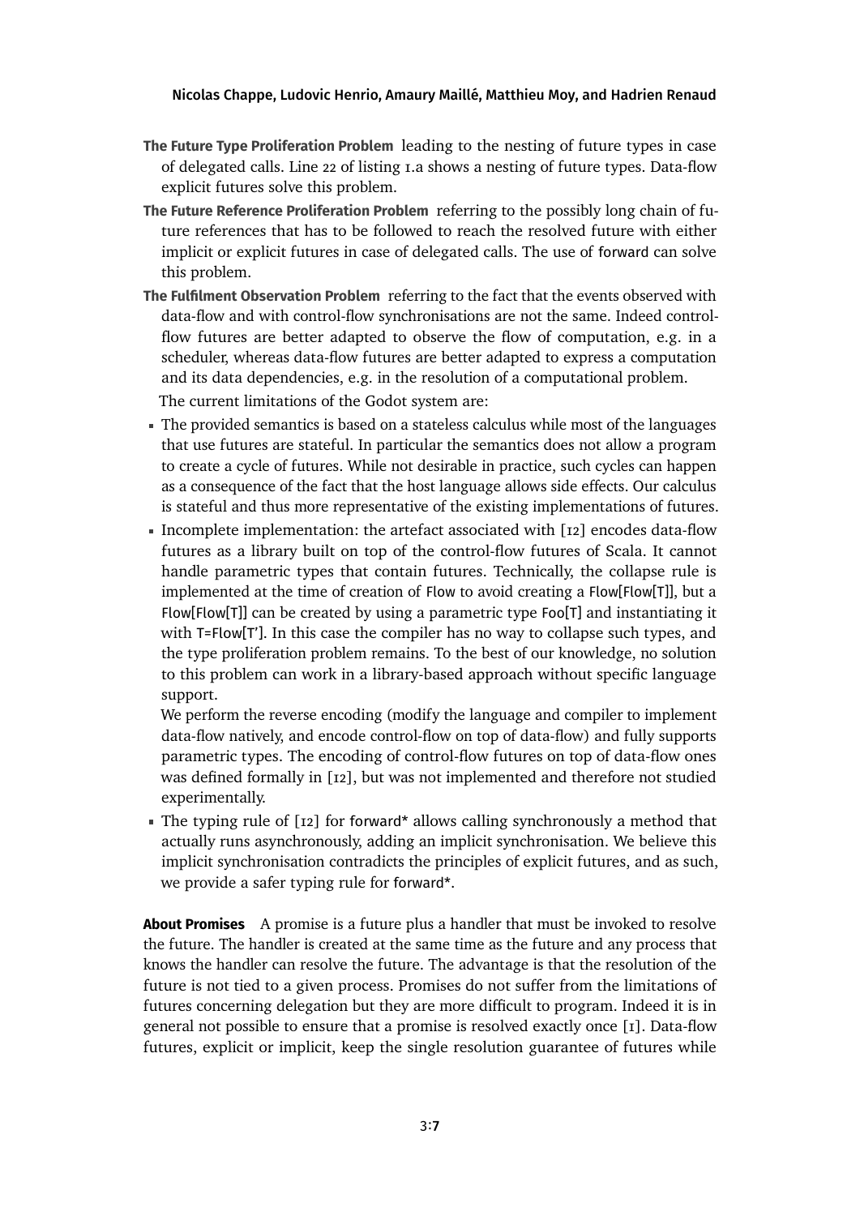**The Future Type Proliferation Problem** leading to the nesting of future types in case of delegated calls. Line 22 of listing 1.a shows a nesting of future types. Data-flow explicit futures solve this problem.

**The Future Reference Proliferation Problem** referring to the possibly long chain of future references that has to be followed to reach the resolved future with either implicit or explicit futures in case of delegated calls. The use of `forward` can solve this problem.

**The Fulfilment Observation Problem** referring to the fact that the events observed with data-flow and with control-flow synchronisations are not the same. Indeed control-flow futures are better adapted to observe the flow of computation, e.g. in a scheduler, whereas data-flow futures are better adapted to express a computation and its data dependencies, e.g. in the resolution of a computational problem.

The current limitations of the Godot system are:

- The provided semantics is based on a stateless calculus while most of the languages that use futures are stateful. In particular the semantics does not allow a program to create a cycle of futures. While not desirable in practice, such cycles can happen as a consequence of the fact that the host language allows side effects. Our calculus is stateful and thus more representative of the existing implementations of futures.
- Incomplete implementation: the artefact associated with [12] encodes data-flow futures as a library built on top of the control-flow futures of Scala. It cannot handle parametric types that contain futures. Technically, the collapse rule is implemented at the time of creation of `Flow` to avoid creating a `Flow[Flow[T]]`, but a `Flow[Flow[T]]` can be created by using a parametric type `Foo[T]` and instantiating it with `T=Flow[T']`. In this case the compiler has no way to collapse such types, and the type proliferation problem remains. To the best of our knowledge, no solution to this problem can work in a library-based approach without specific language support.

  We perform the reverse encoding (modify the language and compiler to implement data-flow natively, and encode control-flow on top of data-flow) and fully supports parametric types. The encoding of control-flow futures on top of data-flow ones was defined formally in [12], but was not implemented and therefore not studied experimentally.
- The typing rule of [12] for `forward*` allows calling synchronously a method that actually runs asynchronously, adding an implicit synchronisation. We believe this implicit synchronisation contradicts the principles of explicit futures, and as such, we provide a safer typing rule for `forward*`.

**About Promises** A promise is a future plus a handler that must be invoked to resolve the future. The handler is created at the same time as the future and any process that knows the handler can resolve the future. The advantage is that the resolution of the future is not tied to a given process. Promises do not suffer from the limitations of futures concerning delegation but they are more difficult to program. Indeed it is in general not possible to ensure that a promise is resolved exactly once [1]. Data-flow futures, explicit or implicit, keep the single resolution guarantee of futures while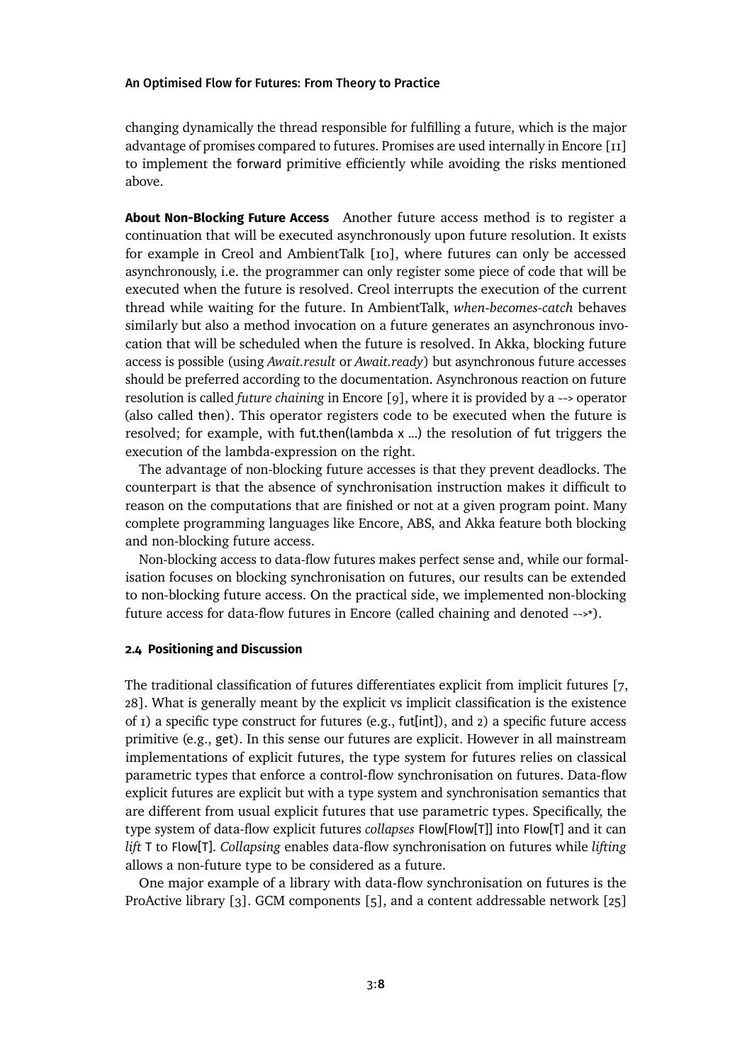changing dynamically the thread responsible for fulfilling a future, which is the major advantage of promises compared to futures. Promises are used internally in Encore [11] to implement the forward primitive efficiently while avoiding the risks mentioned above.

**About Non-Blocking Future Access** Another future access method is to register a continuation that will be executed asynchronously upon future resolution. It exists for example in Creol and AmbientTalk [10], where futures can only be accessed asynchronously, i.e. the programmer can only register some piece of code that will be executed when the future is resolved. Creol interrupts the execution of the current thread while waiting for the future. In AmbientTalk, *when-becomes-catch* behaves similarly but also a method invocation on a future generates an asynchronous invocation that will be scheduled when the future is resolved. In Akka, blocking future access is possible (using *Await.result* or *Await.ready*) but asynchronous future accesses should be preferred according to the documentation. Asynchronous reaction on future resolution is called *future chaining* in Encore [9], where it is provided by a ~~> operator (also called then). This operator registers code to be executed when the future is resolved; for example, with fut.then(lambda x ...) the resolution of fut triggers the execution of the lambda-expression on the right.

The advantage of non-blocking future accesses is that they prevent deadlocks. The counterpart is that the absence of synchronisation instruction makes it difficult to reason on the computations that are finished or not at a given program point. Many complete programming languages like Encore, ABS, and Akka feature both blocking and non-blocking future access.

Non-blocking access to data-flow futures makes perfect sense and, while our formalisation focuses on blocking synchronisation on futures, our results can be extended to non-blocking future access. On the practical side, we implemented non-blocking future access for data-flow futures in Encore (called chaining and denoted ~~>*).

### 2.4 Positioning and Discussion

The traditional classification of futures differentiates explicit from implicit futures [7, 28]. What is generally meant by the explicit vs implicit classification is the existence of 1) a specific type construct for futures (e.g., fut[int]), and 2) a specific future access primitive (e.g., get). In this sense our futures are explicit. However in all mainstream implementations of explicit futures, the type system for futures relies on classical parametric types that enforce a control-flow synchronisation on futures. Data-flow explicit futures are explicit but with a type system and synchronisation semantics that are different from usual explicit futures that use parametric types. Specifically, the type system of data-flow explicit futures *collapses* Flow[Flow[T]] into Flow[T] and it can *lift* T to Flow[T]. *Collapsing* enables data-flow synchronisation on futures while *lifting* allows a non-future type to be considered as a future.

One major example of a library with data-flow synchronisation on futures is the ProActive library [3]. GCM components [5], and a content addressable network [25]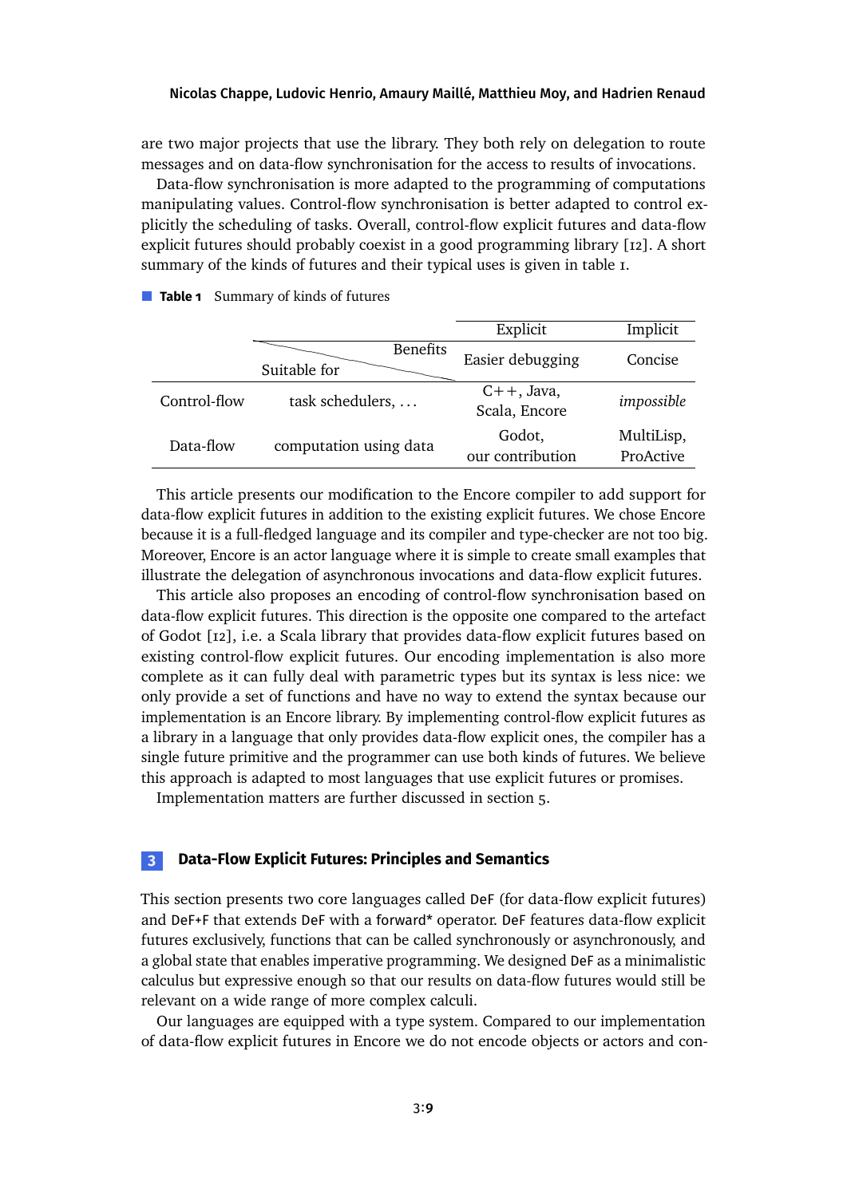are two major projects that use the library. They both rely on delegation to route messages and on data-flow synchronisation for the access to results of invocations.

Data-flow synchronisation is more adapted to the programming of computations manipulating values. Control-flow synchronisation is better adapted to control explicitly the scheduling of tasks. Overall, control-flow explicit futures and data-flow explicit futures should probably coexist in a good programming library [12]. A short summary of the kinds of futures and their typical uses is given in table 1.

**Table 1** Summary of kinds of futures

| | Benefits / Suitable for | Explicit | Implicit |
|---|---|---|---|
| | | Easier debugging | Concise |
| Control-flow | task schedulers, … | C++, Java, Scala, Encore | *impossible* |
| Data-flow | computation using data | Godot, our contribution | MultiLisp, ProActive |

This article presents our modification to the Encore compiler to add support for data-flow explicit futures in addition to the existing explicit futures. We chose Encore because it is a full-fledged language and its compiler and type-checker are not too big. Moreover, Encore is an actor language where it is simple to create small examples that illustrate the delegation of asynchronous invocations and data-flow explicit futures.

This article also proposes an encoding of control-flow synchronisation based on data-flow explicit futures. This direction is the opposite one compared to the artefact of Godot [12], i.e. a Scala library that provides data-flow explicit futures based on existing control-flow explicit futures. Our encoding implementation is also more complete as it can fully deal with parametric types but its syntax is less nice: we only provide a set of functions and have no way to extend the syntax because our implementation is an Encore library. By implementing control-flow explicit futures as a library in a language that only provides data-flow explicit ones, the compiler has a single future primitive and the programmer can use both kinds of futures. We believe this approach is adapted to most languages that use explicit futures or promises.

Implementation matters are further discussed in section 5.

## 3 Data-Flow Explicit Futures: Principles and Semantics

This section presents two core languages called `DeF` (for data-flow explicit futures) and `DeF+F` that extends `DeF` with a `forward*` operator. `DeF` features data-flow explicit futures exclusively, functions that can be called synchronously or asynchronously, and a global state that enables imperative programming. We designed `DeF` as a minimalistic calculus but expressive enough so that our results on data-flow futures would still be relevant on a wide range of more complex calculi.

Our languages are equipped with a type system. Compared to our implementation of data-flow explicit futures in Encore we do not encode objects or actors and con-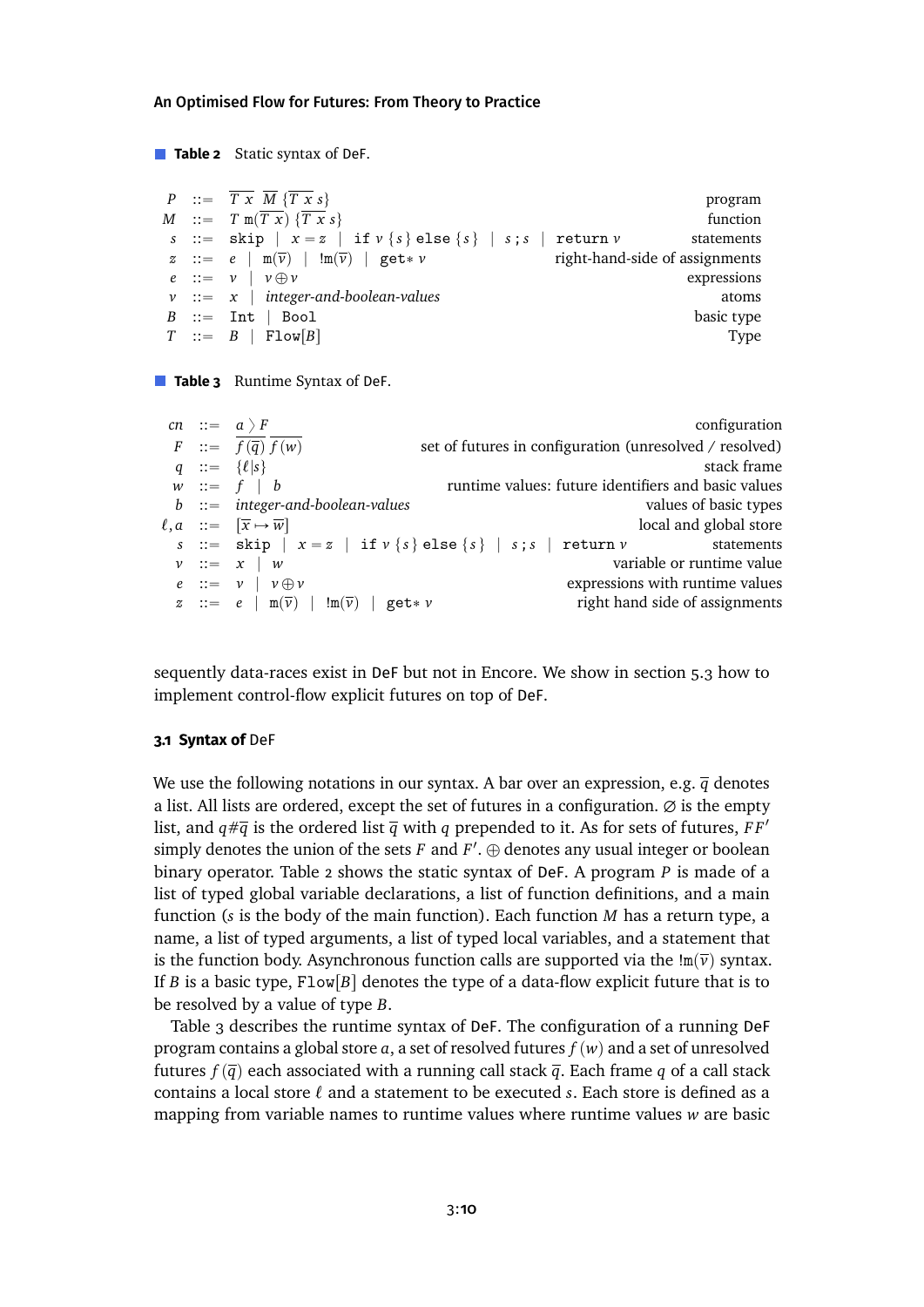■ **Table 2** Static syntax of DeF.

| | | | |
|---|---|---|---|
| $P$ | $::=$ | $\overline{T\ x}\ \ \overline{M}\ \{\overline{T\ x}\ s\}$ | program |
| $M$ | $::=$ | $T\ \mathtt{m}(\overline{T\ x})\ \{\overline{T\ x}\ s\}$ | function |
| $s$ | $::=$ | $\mathtt{skip}\ \mid\ x = z\ \mid\ \mathtt{if}\ v\ \{s\}\ \mathtt{else}\ \{s\}\ \mid\ s\,;s\ \mid\ \mathtt{return}\ v$ | statements |
| $z$ | $::=$ | $e\ \mid\ \mathtt{m}(\overline{v})\ \mid\ !\mathtt{m}(\overline{v})\ \mid\ \mathtt{get}{*}\ v$ | right-hand-side of assignments |
| $e$ | $::=$ | $v\ \mid\ v \oplus v$ | expressions |
| $v$ | $::=$ | $x\ \mid$ *integer-and-boolean-values* | atoms |
| $B$ | $::=$ | $\mathtt{Int}\ \mid\ \mathtt{Bool}$ | basic type |
| $T$ | $::=$ | $B\ \mid\ \mathtt{Flow}[B]$ | Type |

■ **Table 3** Runtime Syntax of DeF.

| | | | |
|---|---|---|---|
| $cn$ | $::=$ | $a \ \rangle\ F$ | configuration |
| $F$ | $::=$ | $\overline{f\,(\overline{q})}\ \overline{f\,(w)}$ | set of futures in configuration (unresolved / resolved) |
| $q$ | $::=$ | $\{\ell \mid s\}$ | stack frame |
| $w$ | $::=$ | $f\ \mid\ b$ | runtime values: future identifiers and basic values |
| $b$ | $::=$ | *integer-and-boolean-values* | values of basic types |
| $\ell, a$ | $::=$ | $[\overline{x} \mapsto \overline{w}]$ | local and global store |
| $s$ | $::=$ | $\mathtt{skip}\ \mid\ x = z\ \mid\ \mathtt{if}\ v\ \{s\}\ \mathtt{else}\ \{s\}\ \mid\ s\,;s\ \mid\ \mathtt{return}\ v$ | statements |
| $v$ | $::=$ | $x\ \mid\ w$ | variable or runtime value |
| $e$ | $::=$ | $v\ \mid\ v \oplus v$ | expressions with runtime values |
| $z$ | $::=$ | $e\ \mid\ \mathtt{m}(\overline{v})\ \mid\ !\mathtt{m}(\overline{v})\ \mid\ \mathtt{get}{*}\ v$ | right hand side of assignments |

sequently data-races exist in DeF but not in Encore. We show in section 5.3 how to implement control-flow explicit futures on top of DeF.

### 3.1 Syntax of DeF

We use the following notations in our syntax. A bar over an expression, e.g. $\overline{q}$ denotes a list. All lists are ordered, except the set of futures in a configuration. $\varnothing$ is the empty list, and $q\#\overline{q}$ is the ordered list $\overline{q}$ with $q$ prepended to it. As for sets of futures, $FF'$ simply denotes the union of the sets $F$ and $F'$. $\oplus$ denotes any usual integer or boolean binary operator. Table 2 shows the static syntax of DeF. A program $P$ is made of a list of typed global variable declarations, a list of function definitions, and a main function ($s$ is the body of the main function). Each function $M$ has a return type, a name, a list of typed arguments, a list of typed local variables, and a statement that is the function body. Asynchronous function calls are supported via the $!\mathtt{m}(\overline{v})$ syntax. If $B$ is a basic type, $\mathtt{Flow}[B]$ denotes the type of a data-flow explicit future that is to be resolved by a value of type $B$.

Table 3 describes the runtime syntax of DeF. The configuration of a running DeF program contains a global store $a$, a set of resolved futures $f\,(w)$ and a set of unresolved futures $f\,(\overline{q})$ each associated with a running call stack $\overline{q}$. Each frame $q$ of a call stack contains a local store $\ell$ and a statement to be executed $s$. Each store is defined as a mapping from variable names to runtime values where runtime values $w$ are basic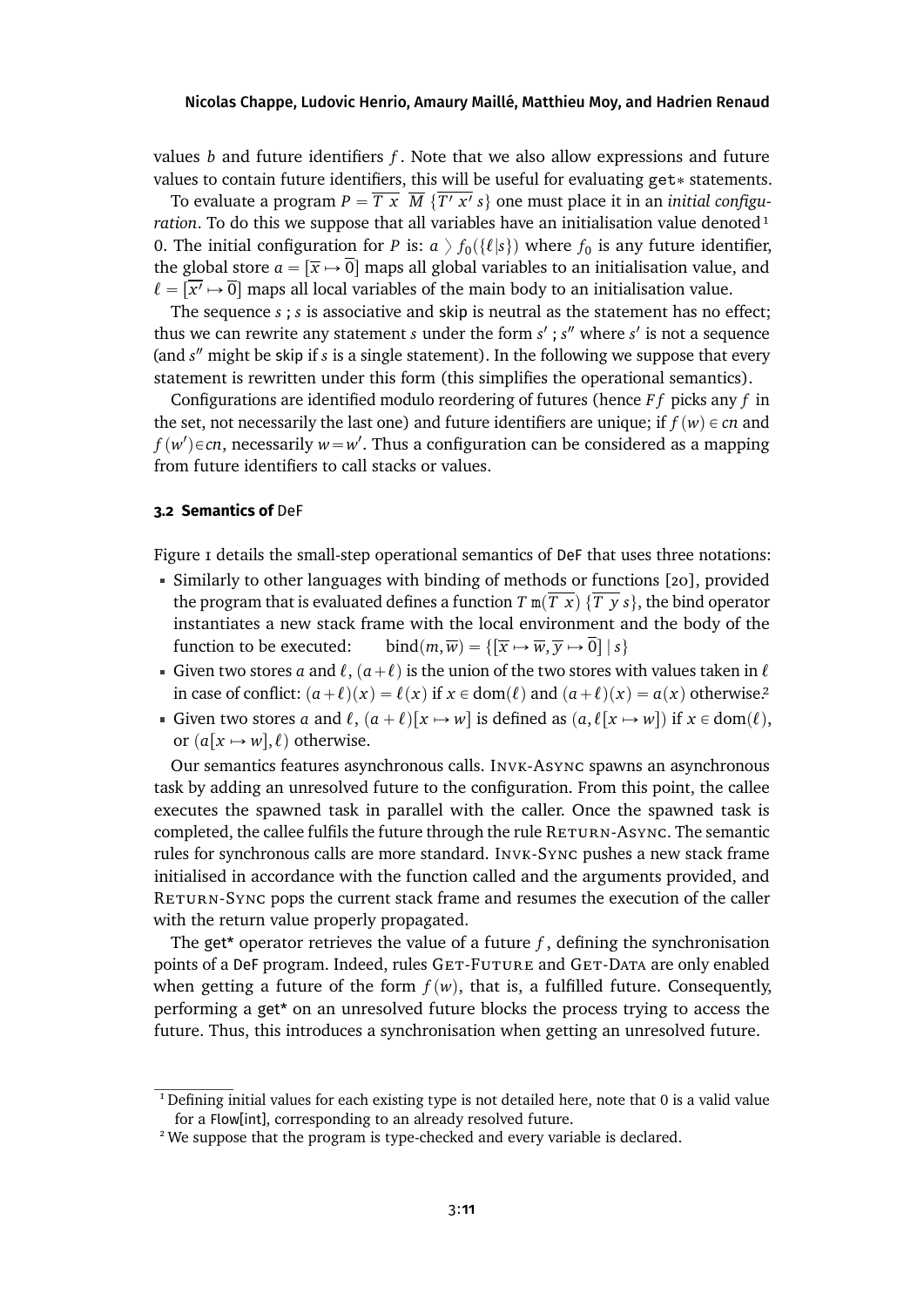values $b$ and future identifiers $f$. Note that we also allow expressions and future values to contain future identifiers, this will be useful for evaluating `get*` statements.

To evaluate a program $P = \overline{T\ x}\ \ \overline{M}\ \{\overline{T'\ x'}\ s\}$ one must place it in an *initial configuration*. To do this we suppose that all variables have an initialisation value denoted[1] 0. The initial configuration for $P$ is: $a \rangle f_0(\{\ell|s\})$ where $f_0$ is any future identifier, the global store $a = [\overline{x} \mapsto \overline{0}]$ maps all global variables to an initialisation value, and $\ell = [\overline{x'} \mapsto \overline{0}]$ maps all local variables of the main body to an initialisation value.

The sequence $s$ ; $s$ is associative and skip is neutral as the statement has no effect; thus we can rewrite any statement $s$ under the form $s'$ ; $s''$ where $s'$ is not a sequence (and $s''$ might be skip if $s$ is a single statement). In the following we suppose that every statement is rewritten under this form (this simplifies the operational semantics).

Configurations are identified modulo reordering of futures (hence $F f$ picks any $f$ in the set, not necessarily the last one) and future identifiers are unique; if $f(w) \in cn$ and $f(w') \in cn$, necessarily $w = w'$. Thus a configuration can be considered as a mapping from future identifiers to call stacks or values.

### 3.2 Semantics of DeF

Figure 1 details the small-step operational semantics of DeF that uses three notations:

- Similarly to other languages with binding of methods or functions [20], provided the program that is evaluated defines a function $T\ \mathtt{m}(\overline{T\ x})\ \{\overline{T\ y}\ s\}$, the bind operator instantiates a new stack frame with the local environment and the body of the function to be executed: $\quad \text{bind}(m, \overline{w}) = \{[\overline{x} \mapsto \overline{w}, \overline{y} \mapsto \overline{0}] \mid s\}$
- Given two stores $a$ and $\ell$, $(a+\ell)$ is the union of the two stores with values taken in $\ell$ in case of conflict: $(a+\ell)(x) = \ell(x)$ if $x \in \text{dom}(\ell)$ and $(a+\ell)(x) = a(x)$ otherwise.[2]
- Given two stores $a$ and $\ell$, $(a+\ell)[x \mapsto w]$ is defined as $(a, \ell[x \mapsto w])$ if $x \in \text{dom}(\ell)$, or $(a[x \mapsto w], \ell)$ otherwise.

Our semantics features asynchronous calls. Invk-Async spawns an asynchronous task by adding an unresolved future to the configuration. From this point, the callee executes the spawned task in parallel with the caller. Once the spawned task is completed, the callee fulfils the future through the rule Return-Async. The semantic rules for synchronous calls are more standard. Invk-Sync pushes a new stack frame initialised in accordance with the function called and the arguments provided, and Return-Sync pops the current stack frame and resumes the execution of the caller with the return value properly propagated.

The get* operator retrieves the value of a future $f$, defining the synchronisation points of a DeF program. Indeed, rules Get-Future and Get-Data are only enabled when getting a future of the form $f(w)$, that is, a fulfilled future. Consequently, performing a get* on an unresolved future blocks the process trying to access the future. Thus, this introduces a synchronisation when getting an unresolved future.

---

[1] Defining initial values for each existing type is not detailed here, note that 0 is a valid value for a Flow[int], corresponding to an already resolved future.

[2] We suppose that the program is type-checked and every variable is declared.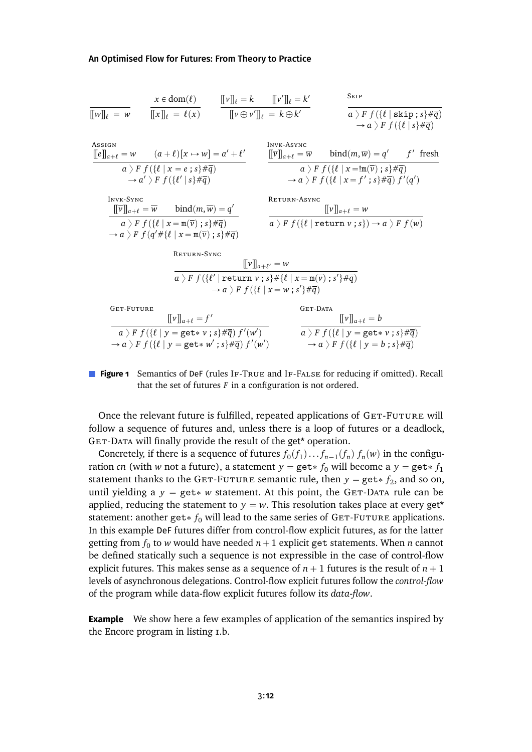$$\frac{}{[\![w]\!]_\ell \;=\; w} \qquad \frac{x \in \mathrm{dom}(\ell)}{[\![x]\!]_\ell \;=\; \ell(x)} \qquad \frac{[\![v]\!]_\ell = k \qquad [\![v']\!]_\ell = k'}{[\![v \oplus v']\!]_\ell \;=\; k \oplus k'} \qquad \textsc{Skip}\;\frac{}{a \rangle F\; f(\{\ell \mid \mathtt{skip}\,;s\}\#\overline{q}) \to a \rangle F\; f(\{\ell \mid s\}\#\overline{q})}$$

$$\textsc{Assign}\;\frac{[\![e]\!]_{a+\ell} = w \qquad (a+\ell)[x \mapsto w] = a' + \ell'}{a \rangle F\; f(\{\ell \mid x = e\,;s\}\#\overline{q}) \to a' \rangle F\; f(\{\ell' \mid s\}\#\overline{q})}$$

$$\textsc{Invk-Async}\;\frac{[\![\overline{v}]\!]_{a+\ell} = \overline{w} \qquad \mathrm{bind}(m, \overline{w}) = q' \qquad f' \text{ fresh}}{a \rangle F\; f(\{\ell \mid x = !\mathtt{m}(\overline{v})\,;s\}\#\overline{q}) \to a \rangle F\; f(\{\ell \mid x = f'\,;s\}\#\overline{q})\; f'(q')}$$

$$\textsc{Invk-Sync}\;\frac{[\![\overline{v}]\!]_{a+\ell} = \overline{w} \qquad \mathrm{bind}(m, \overline{w}) = q'}{a \rangle F\; f(\{\ell \mid x = \mathtt{m}(\overline{v})\,;s\}\#\overline{q}) \to a \rangle F\; f(q'\#\{\ell \mid x = \mathtt{m}(\overline{v})\,;s\}\#\overline{q})}$$

$$\textsc{Return-Async}\;\frac{[\![v]\!]_{a+\ell} = w}{a \rangle F\; f(\{\ell \mid \mathtt{return}\; v\,;s\}) \to a \rangle F\; f(w)}$$

$$\textsc{Return-Sync}\;\frac{[\![v]\!]_{a+\ell'} = w}{a \rangle F\; f(\{\ell' \mid \mathtt{return}\; v\,;s\}\#\{\ell \mid x = \mathtt{m}(\overline{v})\,;s'\}\#\overline{q}) \to a \rangle F\; f(\{\ell \mid x = w\,;s'\}\#\overline{q})}$$

$$\textsc{Get-Future}\;\frac{[\![v]\!]_{a+\ell} = f'}{a \rangle F\; f(\{\ell \mid y = \mathtt{get*}\; v\,;s\}\#\overline{q})\; f'(w') \to a \rangle F\; f(\{\ell \mid y = \mathtt{get*}\; w'\,;s\}\#\overline{q})\; f'(w')}$$

$$\textsc{Get-Data}\;\frac{[\![v]\!]_{a+\ell} = b}{a \rangle F\; f(\{\ell \mid y = \mathtt{get*}\; v\,;s\}\#\overline{q}) \to a \rangle F\; f(\{\ell \mid y = b\,;s\}\#\overline{q})}$$

**Figure 1** Semantics of DeF (rules If-True and If-False for reducing if omitted). Recall that the set of futures $F$ in a configuration is not ordered.

Once the relevant future is fulfilled, repeated applications of Get-Future will follow a sequence of futures and, unless there is a loop of futures or a deadlock, Get-Data will finally provide the result of the get* operation.

Concretely, if there is a sequence of futures $f_0(f_1)\ldots f_{n-1}(f_n)\; f_n(w)$ in the configuration *cn* (with $w$ not a future), a statement $y = \mathtt{get*}\; f_0$ will become a $y = \mathtt{get*}\; f_1$ statement thanks to the Get-Future semantic rule, then $y = \mathtt{get*}\; f_2$, and so on, until yielding a $y = \mathtt{get*}\; w$ statement. At this point, the Get-Data rule can be applied, reducing the statement to $y = w$. This resolution takes place at every get* statement: another $\mathtt{get*}\; f_0$ will lead to the same series of Get-Future applications. In this example DeF futures differ from control-flow explicit futures, as for the latter getting from $f_0$ to $w$ would have needed $n+1$ explicit get statements. When $n$ cannot be defined statically such a sequence is not expressible in the case of control-flow explicit futures. This makes sense as a sequence of $n+1$ futures is the result of $n+1$ levels of asynchronous delegations. Control-flow explicit futures follow the *control-flow* of the program while data-flow explicit futures follow its *data-flow*.

**Example** We show here a few examples of application of the semantics inspired by the Encore program in listing 1.b.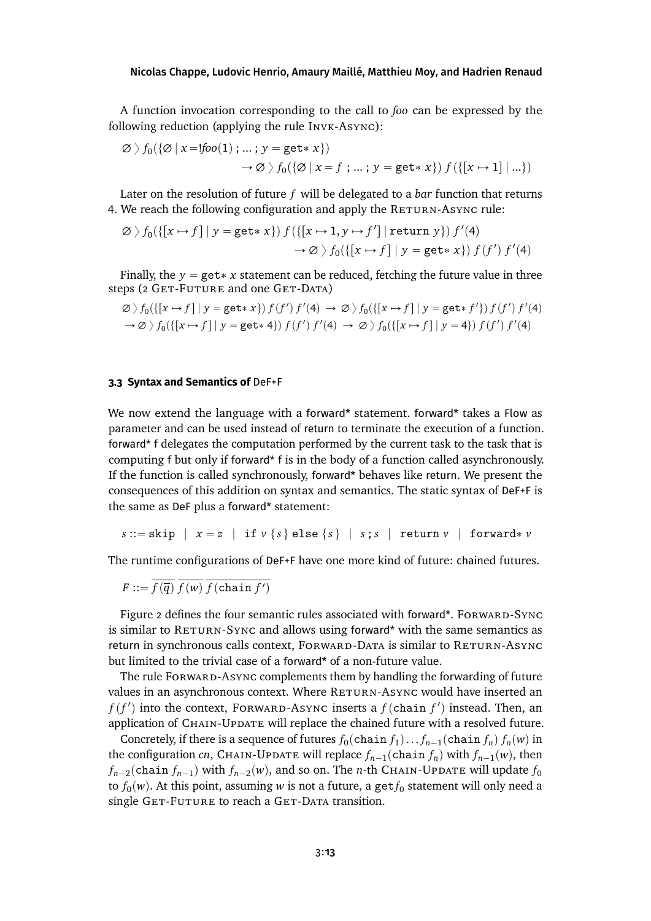A function invocation corresponding to the call to *foo* can be expressed by the following reduction (applying the rule Invk-Async):

$$\varnothing \rangle f_0(\{\varnothing \mid x = !foo(1)\ ;\ ...\ ;\ y = \texttt{get}*\ x\}) \rightarrow \varnothing \rangle f_0(\{\varnothing \mid x = f\ ;\ ...\ ;\ y = \texttt{get}*\ x\})\ f(\{[x \mapsto 1] \mid ...\})$$

Later on the resolution of future $f$ will be delegated to a *bar* function that returns 4. We reach the following configuration and apply the Return-Async rule:

$$\varnothing \rangle f_0(\{[x \mapsto f] \mid y = \texttt{get}*\ x\})\ f(\{[x \mapsto 1, y \mapsto f'] \mid \texttt{return}\ y\})\ f'(4) \rightarrow \varnothing \rangle f_0(\{[x \mapsto f] \mid y = \texttt{get}*\ x\})\ f(f')\ f'(4)$$

Finally, the $y = \texttt{get}*\ x$ statement can be reduced, fetching the future value in three steps (2 Get-Future and one Get-Data)

$$\varnothing \rangle f_0(\{[x \mapsto f] \mid y = \texttt{get}*\ x\})\ f(f')\ f'(4) \rightarrow \varnothing \rangle f_0(\{[x \mapsto f] \mid y = \texttt{get}*\ f'\})\ f(f')\ f'(4)$$
$$\rightarrow \varnothing \rangle f_0(\{[x \mapsto f] \mid y = \texttt{get}*\ 4\})\ f(f')\ f'(4) \rightarrow \varnothing \rangle f_0(\{[x \mapsto f] \mid y = 4\})\ f(f')\ f'(4)$$

### 3.3 Syntax and Semantics of DeF+F

We now extend the language with a forward* statement. forward* takes a Flow as parameter and can be used instead of return to terminate the execution of a function. forward* f delegates the computation performed by the current task to the task that is computing f but only if forward* f is in the body of a function called asynchronously. If the function is called synchronously, forward* behaves like return. We present the consequences of this addition on syntax and semantics. The static syntax of DeF+F is the same as DeF plus a forward* statement:

$$s ::= \texttt{skip} \ \mid\ x = z \ \mid\ \texttt{if}\ v\ \{s\}\ \texttt{else}\ \{s\} \ \mid\ s\ ; s \ \mid\ \texttt{return}\ v \ \mid\ \texttt{forward}*\ v$$

The runtime configurations of DeF+F have one more kind of future: chained futures.

$$F ::= \overline{f(\overline{q})}\ \overline{f(w)}\ \overline{f(\texttt{chain}\ f')}$$

Figure 2 defines the four semantic rules associated with forward*. Forward-Sync is similar to Return-Sync and allows using forward* with the same semantics as return in synchronous calls context, Forward-Data is similar to Return-Async but limited to the trivial case of a forward* of a non-future value.

The rule Forward-Async complements them by handling the forwarding of future values in an asynchronous context. Where Return-Async would have inserted an $f(f')$ into the context, Forward-Async inserts a $f(\texttt{chain}\ f')$ instead. Then, an application of Chain-Update will replace the chained future with a resolved future.

Concretely, if there is a sequence of futures $f_0(\texttt{chain}\ f_1) \ldots f_{n-1}(\texttt{chain}\ f_n)\ f_n(w)$ in the configuration *cn*, Chain-Update will replace $f_{n-1}(\texttt{chain}\ f_n)$ with $f_{n-1}(w)$, then $f_{n-2}(\texttt{chain}\ f_{n-1})$ with $f_{n-2}(w)$, and so on. The $n$-th Chain-Update will update $f_0$ to $f_0(w)$. At this point, assuming $w$ is not a future, a $\texttt{get} f_0$ statement will only need a single Get-Future to reach a Get-Data transition.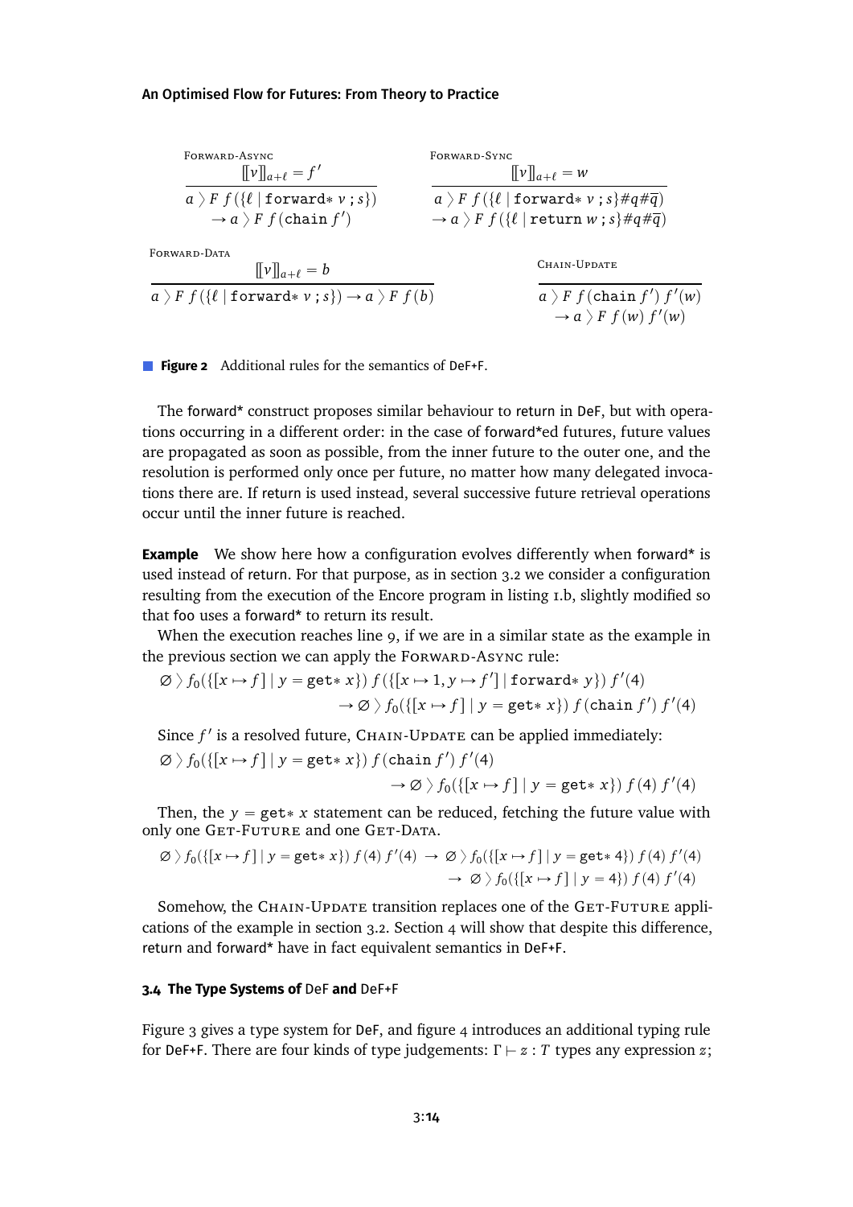$$\textsc{Forward-Async}\quad \frac{[\![v]\!]_{a+\ell} = f'}{a \rangle F\ f(\{\ell \mid \texttt{forward*}\ v\ ; s\}) \to a \rangle F\ f(\texttt{chain}\ f')}$$

$$\textsc{Forward-Sync}\quad \frac{[\![v]\!]_{a+\ell} = w}{a \rangle F\ f(\{\ell \mid \texttt{forward*}\ v\ ; s\}\#q\#\overline{q}) \to a \rangle F\ f(\{\ell \mid \texttt{return}\ w\ ; s\}\#q\#\overline{q})}$$

$$\textsc{Forward-Data}\quad \frac{[\![v]\!]_{a+\ell} = b}{a \rangle F\ f(\{\ell \mid \texttt{forward*}\ v\ ; s\}) \to a \rangle F\ f(b)}$$

$$\textsc{Chain-Update}\quad \frac{}{a \rangle F\ f(\texttt{chain}\ f')\ f'(w) \to a \rangle F\ f(w)\ f'(w)}$$

**Figure 2** Additional rules for the semantics of DeF+F.

The forward* construct proposes similar behaviour to return in DeF, but with operations occurring in a different order: in the case of forward*ed futures, future values are propagated as soon as possible, from the inner future to the outer one, and the resolution is performed only once per future, no matter how many delegated invocations there are. If return is used instead, several successive future retrieval operations occur until the inner future is reached.

**Example** We show here how a configuration evolves differently when forward* is used instead of return. For that purpose, as in section 3.2 we consider a configuration resulting from the execution of the Encore program in listing 1.b, slightly modified so that foo uses a forward* to return its result.

When the execution reaches line 9, if we are in a similar state as the example in the previous section we can apply the Forward-Async rule:

$$\varnothing \rangle f_0(\{[x \mapsto f] \mid y = \texttt{get*}\ x\})\ f(\{[x \mapsto 1, y \mapsto f'] \mid \texttt{forward*}\ y\})\ f'(4) \\ \to \varnothing \rangle f_0(\{[x \mapsto f] \mid y = \texttt{get*}\ x\})\ f(\texttt{chain}\ f')\ f'(4)$$

Since $f'$ is a resolved future, Chain-Update can be applied immediately:

$$\varnothing \rangle f_0(\{[x \mapsto f] \mid y = \texttt{get*}\ x\})\ f(\texttt{chain}\ f')\ f'(4) \\ \to \varnothing \rangle f_0(\{[x \mapsto f] \mid y = \texttt{get*}\ x\})\ f(4)\ f'(4)$$

Then, the $y = \texttt{get*}\ x$ statement can be reduced, fetching the future value with only one Get-Future and one Get-Data.

$$\varnothing \rangle f_0(\{[x \mapsto f] \mid y = \texttt{get*}\ x\})\ f(4)\ f'(4) \to \varnothing \rangle f_0(\{[x \mapsto f] \mid y = \texttt{get*}\ 4\})\ f(4)\ f'(4) \\ \to \varnothing \rangle f_0(\{[x \mapsto f] \mid y = 4\})\ f(4)\ f'(4)$$

Somehow, the Chain-Update transition replaces one of the Get-Future applications of the example in section 3.2. Section 4 will show that despite this difference, return and forward* have in fact equivalent semantics in DeF+F.

### 3.4 The Type Systems of DeF and DeF+F

Figure 3 gives a type system for DeF, and figure 4 introduces an additional typing rule for DeF+F. There are four kinds of type judgements: $\Gamma \vdash z : T$ types any expression $z$;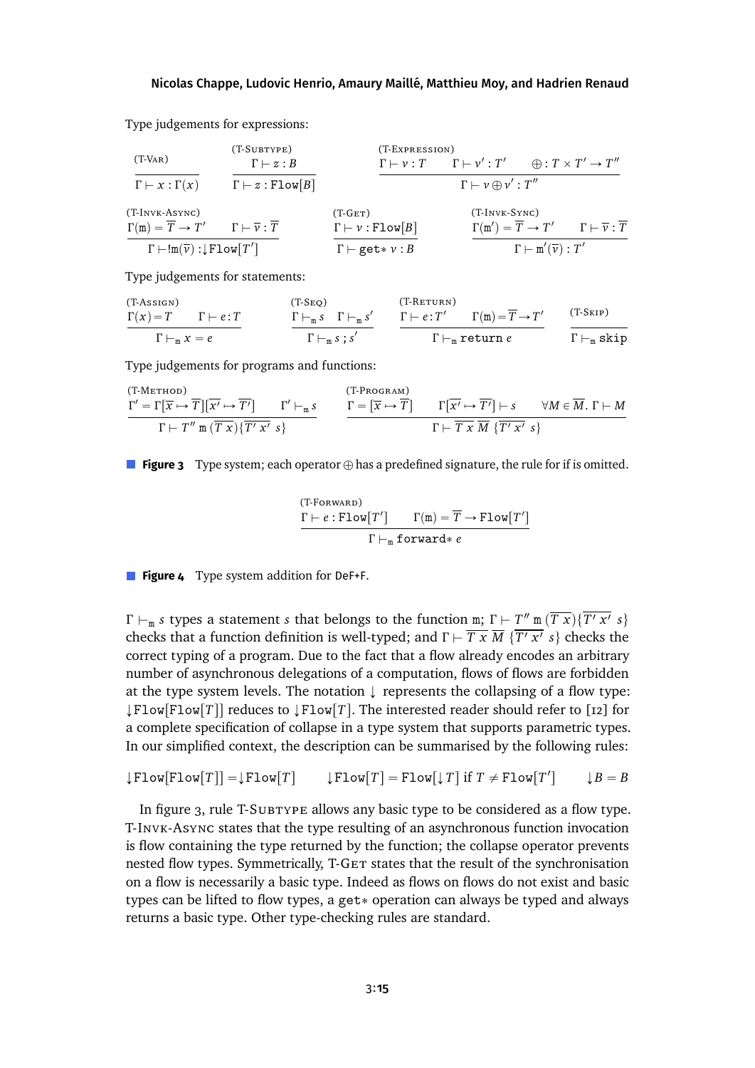Type judgements for expressions:

$$\frac{}{\Gamma \vdash x : \Gamma(x)}\ \text{(T-Var)} \qquad \frac{\Gamma \vdash z : B}{\Gamma \vdash z : \texttt{Flow}[B]}\ \text{(T-Subtype)} \qquad \frac{\Gamma \vdash v : T \quad \Gamma \vdash v' : T' \quad \oplus : T \times T' \to T''}{\Gamma \vdash v \oplus v' : T''}\ \text{(T-Expression)}$$

$$\frac{\Gamma(\texttt{m}) = \overline{T} \to T' \quad \Gamma \vdash \overline{v} : \overline{T}}{\Gamma \vdash !\texttt{m}(\overline{v}) : \downarrow\texttt{Flow}[T']}\ \text{(T-Invk-Async)} \qquad \frac{\Gamma \vdash v : \texttt{Flow}[B]}{\Gamma \vdash \texttt{get}*\ v : B}\ \text{(T-Get)} \qquad \frac{\Gamma(\texttt{m}') = \overline{T} \to T' \quad \Gamma \vdash \overline{v} : \overline{T}}{\Gamma \vdash \texttt{m}'(\overline{v}) : T'}\ \text{(T-Invk-Sync)}$$

Type judgements for statements:

$$\frac{\Gamma(x) = T \quad \Gamma \vdash e : T}{\Gamma \vdash_{\texttt{m}} x = e}\ \text{(T-Assign)} \qquad \frac{\Gamma \vdash_{\texttt{m}} s \quad \Gamma \vdash_{\texttt{m}} s'}{\Gamma \vdash_{\texttt{m}} s\ ;\ s'}\ \text{(T-Seq)} \qquad \frac{\Gamma \vdash e : T' \quad \Gamma(\texttt{m}) = \overline{T} \to T'}{\Gamma \vdash_{\texttt{m}} \texttt{return}\ e}\ \text{(T-Return)} \qquad \frac{}{\Gamma \vdash_{\texttt{m}} \texttt{skip}}\ \text{(T-Skip)}$$

Type judgements for programs and functions:

$$\frac{\Gamma' = \Gamma[\overline{x} \mapsto \overline{T}][\overline{x'} \mapsto \overline{T'}] \quad \Gamma' \vdash_{\texttt{m}} s}{\Gamma \vdash T''\ \texttt{m}\ (\overline{T\ x})\{\overline{T'\ x'}\ s\}}\ \text{(T-Method)} \qquad \frac{\Gamma = [\overline{x} \mapsto \overline{T}] \quad \Gamma[\overline{x'} \mapsto \overline{T'}] \vdash s \quad \forall M \in \overline{M}.\ \Gamma \vdash M}{\Gamma \vdash \overline{T\ x}\ \overline{M}\ \{\overline{T'\ x'}\ s\}}\ \text{(T-Program)}$$

**Figure 3** Type system; each operator $\oplus$ has a predefined signature, the rule for if is omitted.

$$\frac{\Gamma \vdash e : \texttt{Flow}[T'] \quad \Gamma(\texttt{m}) = \overline{T} \to \texttt{Flow}[T']}{\Gamma \vdash_{\texttt{m}} \texttt{forward}*\ e}\ \text{(T-Forward)}$$

**Figure 4** Type system addition for DeF+F.

$\Gamma \vdash_{\texttt{m}} s$ types a statement $s$ that belongs to the function m; $\Gamma \vdash T''\ \texttt{m}\ (\overline{T\ x})\{\overline{T'\ x'}\ s\}$ checks that a function definition is well-typed; and $\Gamma \vdash \overline{T\ x}\ \overline{M}\ \{\overline{T'\ x'}\ s\}$ checks the correct typing of a program. Due to the fact that a flow already encodes an arbitrary number of asynchronous delegations of a computation, flows of flows are forbidden at the type system levels. The notation $\downarrow$ represents the collapsing of a flow type: $\downarrow\texttt{Flow}[\texttt{Flow}[T]]$ reduces to $\downarrow\texttt{Flow}[T]$. The interested reader should refer to [12] for a complete specification of collapse in a type system that supports parametric types. In our simplified context, the description can be summarised by the following rules:

$$\downarrow\texttt{Flow}[\texttt{Flow}[T]] = \downarrow\texttt{Flow}[T] \qquad \downarrow\texttt{Flow}[T] = \texttt{Flow}[\downarrow T] \text{ if } T \neq \texttt{Flow}[T'] \qquad \downarrow B = B$$

In figure 3, rule T-Subtype allows any basic type to be considered as a flow type. T-Invk-Async states that the type resulting of an asynchronous function invocation is flow containing the type returned by the function; the collapse operator prevents nested flow types. Symmetrically, T-Get states that the result of the synchronisation on a flow is necessarily a basic type. Indeed as flows on flows do not exist and basic types can be lifted to flow types, a get$*$ operation can always be typed and always returns a basic type. Other type-checking rules are standard.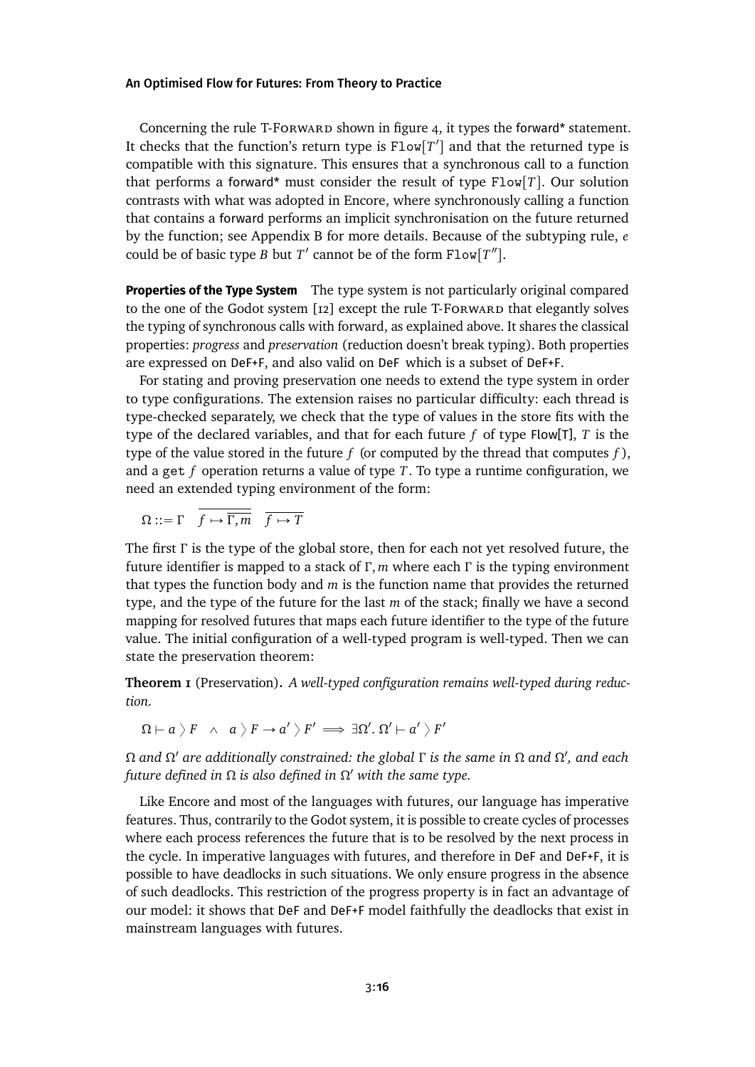Concerning the rule T-Forward shown in figure 4, it types the forward* statement. It checks that the function's return type is $\texttt{Flow}[T']$ and that the returned type is compatible with this signature. This ensures that a synchronous call to a function that performs a forward* must consider the result of type $\texttt{Flow}[T]$. Our solution contrasts with what was adopted in Encore, where synchronously calling a function that contains a forward performs an implicit synchronisation on the future returned by the function; see Appendix B for more details. Because of the subtyping rule, $e$ could be of basic type $B$ but $T'$ cannot be of the form $\texttt{Flow}[T'']$.

**Properties of the Type System** The type system is not particularly original compared to the one of the Godot system [12] except the rule T-Forward that elegantly solves the typing of synchronous calls with forward, as explained above. It shares the classical properties: *progress* and *preservation* (reduction doesn't break typing). Both properties are expressed on DeF+F, and also valid on DeF which is a subset of DeF+F.

For stating and proving preservation one needs to extend the type system in order to type configurations. The extension raises no particular difficulty: each thread is type-checked separately, we check that the type of values in the store fits with the type of the declared variables, and that for each future $f$ of type Flow[T], $T$ is the type of the value stored in the future $f$ (or computed by the thread that computes $f$), and a $\texttt{get}\ f$ operation returns a value of type $T$. To type a runtime configuration, we need an extended typing environment of the form:

$$\Omega ::= \Gamma \quad \overline{f \mapsto \overline{\Gamma, m}} \quad \overline{f \mapsto T}$$

The first $\Gamma$ is the type of the global store, then for each not yet resolved future, the future identifier is mapped to a stack of $\Gamma, m$ where each $\Gamma$ is the typing environment that types the function body and $m$ is the function name that provides the returned type, and the type of the future for the last $m$ of the stack; finally we have a second mapping for resolved futures that maps each future identifier to the type of the future value. The initial configuration of a well-typed program is well-typed. Then we can state the preservation theorem:

**Theorem 1** (Preservation)**.** *A well-typed configuration remains well-typed during reduction.*

$$\Omega \vdash a \rangle F \quad \wedge \quad a \rangle F \rightarrow a' \rangle F' \implies \exists \Omega'.\, \Omega' \vdash a' \rangle F'$$

*$\Omega$ and $\Omega'$ are additionally constrained: the global $\Gamma$ is the same in $\Omega$ and $\Omega'$, and each future defined in $\Omega$ is also defined in $\Omega'$ with the same type.*

Like Encore and most of the languages with futures, our language has imperative features. Thus, contrarily to the Godot system, it is possible to create cycles of processes where each process references the future that is to be resolved by the next process in the cycle. In imperative languages with futures, and therefore in DeF and DeF+F, it is possible to have deadlocks in such situations. We only ensure progress in the absence of such deadlocks. This restriction of the progress property is in fact an advantage of our model: it shows that DeF and DeF+F model faithfully the deadlocks that exist in mainstream languages with futures.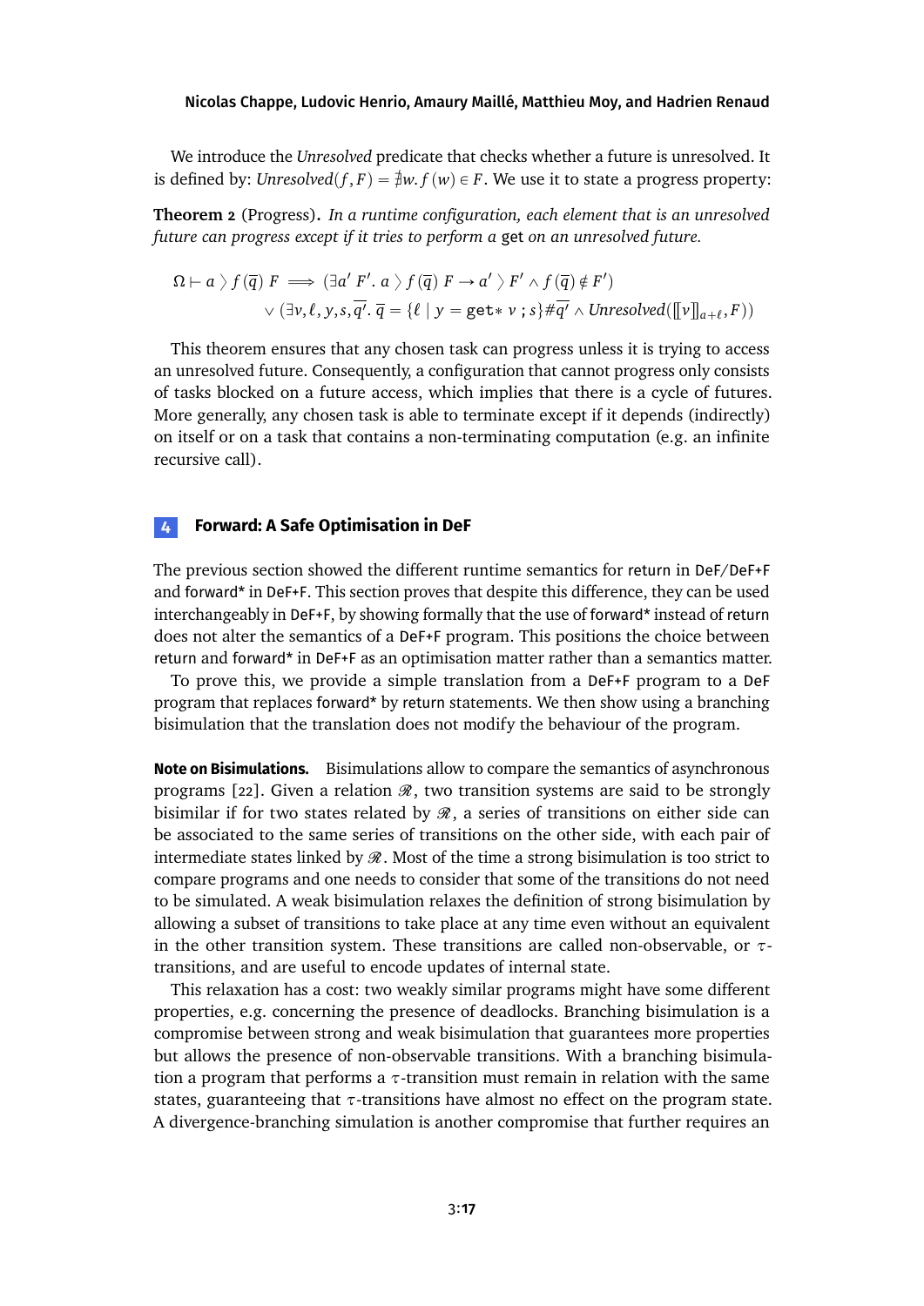We introduce the *Unresolved* predicate that checks whether a future is unresolved. It is defined by: $Unresolved(f, F) = \nexists w. f(w) \in F$. We use it to state a progress property:

**Theorem 2** (Progress)**.** *In a runtime configuration, each element that is an unresolved future can progress except if it tries to perform a* get *on an unresolved future.*

$$\Omega \vdash a \rangle f(\overline{q})\ F \implies (\exists a'\ F'.\ a \rangle f(\overline{q})\ F \rightarrow a' \rangle F' \wedge f(\overline{q}) \notin F')$$
$$\vee\ (\exists v, \ell, y, s, \overline{q'}.\ \overline{q} = \{\ell \mid y = \texttt{get*}\ v\ ;s\}\#\overline{q'} \wedge Unresolved([\![v]\!]_{a+\ell}, F))$$

This theorem ensures that any chosen task can progress unless it is trying to access an unresolved future. Consequently, a configuration that cannot progress only consists of tasks blocked on a future access, which implies that there is a cycle of futures. More generally, any chosen task is able to terminate except if it depends (indirectly) on itself or on a task that contains a non-terminating computation (e.g. an infinite recursive call).

## 4 Forward: A Safe Optimisation in DeF

The previous section showed the different runtime semantics for return in DeF/DeF+F and forward* in DeF+F. This section proves that despite this difference, they can be used interchangeably in DeF+F, by showing formally that the use of forward* instead of return does not alter the semantics of a DeF+F program. This positions the choice between return and forward* in DeF+F as an optimisation matter rather than a semantics matter.

To prove this, we provide a simple translation from a DeF+F program to a DeF program that replaces forward* by return statements. We then show using a branching bisimulation that the translation does not modify the behaviour of the program.

**Note on Bisimulations.** Bisimulations allow to compare the semantics of asynchronous programs [22]. Given a relation $\mathcal{R}$, two transition systems are said to be strongly bisimilar if for two states related by $\mathcal{R}$, a series of transitions on either side can be associated to the same series of transitions on the other side, with each pair of intermediate states linked by $\mathcal{R}$. Most of the time a strong bisimulation is too strict to compare programs and one needs to consider that some of the transitions do not need to be simulated. A weak bisimulation relaxes the definition of strong bisimulation by allowing a subset of transitions to take place at any time even without an equivalent in the other transition system. These transitions are called non-observable, or $\tau$-transitions, and are useful to encode updates of internal state.

This relaxation has a cost: two weakly similar programs might have some different properties, e.g. concerning the presence of deadlocks. Branching bisimulation is a compromise between strong and weak bisimulation that guarantees more properties but allows the presence of non-observable transitions. With a branching bisimulation a program that performs a $\tau$-transition must remain in relation with the same states, guaranteeing that $\tau$-transitions have almost no effect on the program state. A divergence-branching simulation is another compromise that further requires an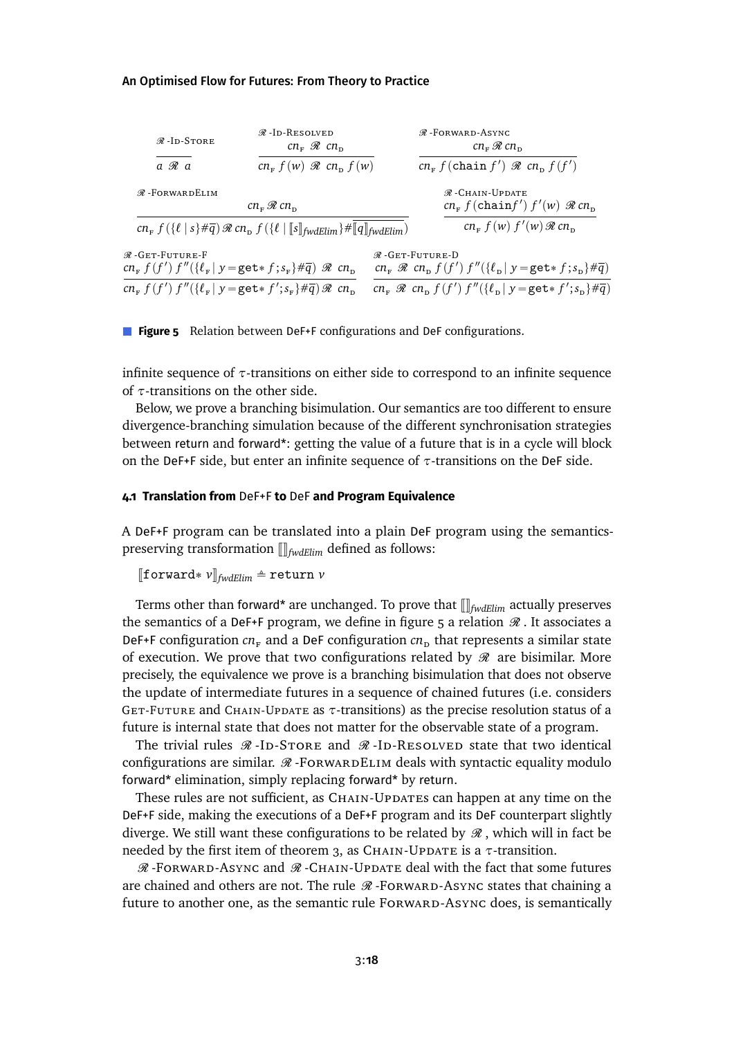$$\mathscr{R}\text{-ID-STORE}\quad \frac{}{a\ \mathscr{R}\ a} \qquad \mathscr{R}\text{-ID-RESOLVED}\quad \frac{cn_{\text{F}}\ \mathscr{R}\ cn_{\text{D}}}{cn_{\text{F}}\ f(w)\ \mathscr{R}\ cn_{\text{D}}\ f(w)} \qquad \mathscr{R}\text{-FORWARD-ASYNC}\quad \frac{cn_{\text{F}}\ \mathscr{R}\ cn_{\text{D}}}{cn_{\text{F}}\ f(\texttt{chain}\ f')\ \mathscr{R}\ cn_{\text{D}}\ f(f')}$$

$$\mathscr{R}\text{-FORWARDELIM}\quad \frac{cn_{\text{F}}\ \mathscr{R}\ cn_{\text{D}}}{cn_{\text{F}}\ f(\{\ell \mid s\}\#\overline{q})\ \mathscr{R}\ cn_{\text{D}}\ f(\{\ell \mid [\![s]\!]_{fwdElim}\}\#\overline{[\![q]\!]_{fwdElim}})} \qquad \mathscr{R}\text{-CHAIN-UPDATE}\quad \frac{cn_{\text{F}}\ f(\texttt{chain}f')\ f'(w)\ \mathscr{R}\ cn_{\text{D}}}{cn_{\text{F}}\ f(w)\ f'(w)\ \mathscr{R}\ cn_{\text{D}}}$$

$$\mathscr{R}\text{-GET-FUTURE-F}\quad \frac{cn_{\text{F}}\ f(f')\ f''(\{\ell_{\text{F}} \mid y = \texttt{get*}\ f; s_{\text{F}}\}\#\overline{q})\ \mathscr{R}\ cn_{\text{D}}}{cn_{\text{F}}\ f(f')\ f''(\{\ell_{\text{F}} \mid y = \texttt{get*}\ f'; s_{\text{F}}\}\#\overline{q})\ \mathscr{R}\ cn_{\text{D}}}$$

$$\mathscr{R}\text{-GET-FUTURE-D}\quad \frac{cn_{\text{F}}\ \mathscr{R}\ cn_{\text{D}}\ f(f')\ f''(\{\ell_{\text{D}} \mid y = \texttt{get*}\ f; s_{\text{D}}\}\#\overline{q})}{cn_{\text{F}}\ \mathscr{R}\ cn_{\text{D}}\ f(f')\ f''(\{\ell_{\text{D}} \mid y = \texttt{get*}\ f'; s_{\text{D}}\}\#\overline{q})}$$

**Figure 5** Relation between DeF+F configurations and DeF configurations.

infinite sequence of $\tau$-transitions on either side to correspond to an infinite sequence of $\tau$-transitions on the other side.

Below, we prove a branching bisimulation. Our semantics are too different to ensure divergence-branching simulation because of the different synchronisation strategies between return and forward*: getting the value of a future that is in a cycle will block on the DeF+F side, but enter an infinite sequence of $\tau$-transitions on the DeF side.

#### 4.1 Translation from DeF+F to DeF and Program Equivalence

A DeF+F program can be translated into a plain DeF program using the semantics-preserving transformation $[\![]\!]_{fwdElim}$ defined as follows:

$[\![\texttt{forward*}\ v]\!]_{fwdElim} \triangleq \texttt{return}\ v$

Terms other than forward* are unchanged. To prove that $[\![]\!]_{fwdElim}$ actually preserves the semantics of a DeF+F program, we define in figure 5 a relation $\mathscr{R}$. It associates a DeF+F configuration $cn_{\text{F}}$ and a DeF configuration $cn_{\text{D}}$ that represents a similar state of execution. We prove that two configurations related by $\mathscr{R}$ are bisimilar. More precisely, the equivalence we prove is a branching bisimulation that does not observe the update of intermediate futures in a sequence of chained futures (i.e. considers GET-FUTURE and CHAIN-UPDATE as $\tau$-transitions) as the precise resolution status of a future is internal state that does not matter for the observable state of a program.

The trivial rules $\mathscr{R}$-ID-STORE and $\mathscr{R}$-ID-RESOLVED state that two identical configurations are similar. $\mathscr{R}$-FORWARDELIM deals with syntactic equality modulo forward* elimination, simply replacing forward* by return.

These rules are not sufficient, as CHAIN-UPDATES can happen at any time on the DeF+F side, making the executions of a DeF+F program and its DeF counterpart slightly diverge. We still want these configurations to be related by $\mathscr{R}$, which will in fact be needed by the first item of theorem 3, as CHAIN-UPDATE is a $\tau$-transition.

$\mathscr{R}$-FORWARD-ASYNC and $\mathscr{R}$-CHAIN-UPDATE deal with the fact that some futures are chained and others are not. The rule $\mathscr{R}$-FORWARD-ASYNC states that chaining a future to another one, as the semantic rule FORWARD-ASYNC does, is semantically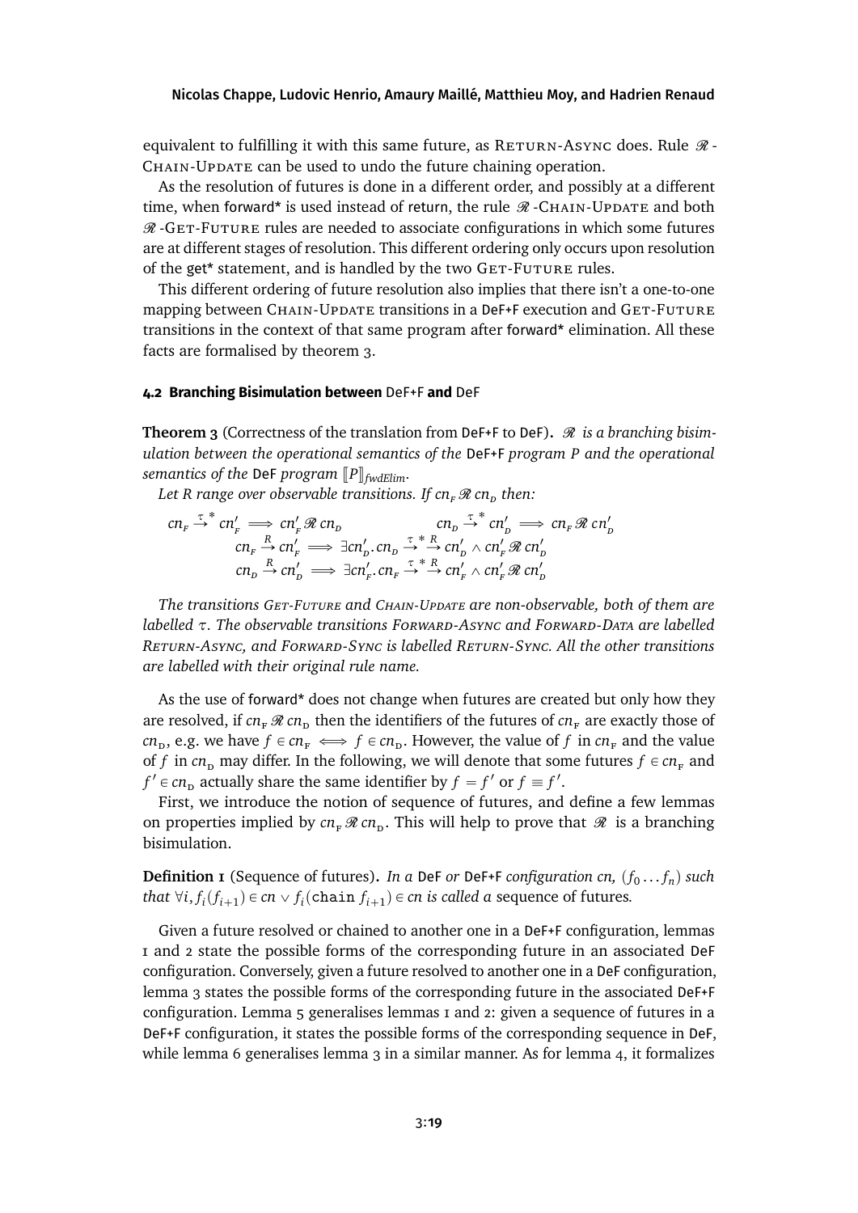equivalent to fulfilling it with this same future, as RETURN-ASYNC does. Rule $\mathcal{R}$-CHAIN-UPDATE can be used to undo the future chaining operation.

As the resolution of futures is done in a different order, and possibly at a different time, when forward* is used instead of return, the rule $\mathcal{R}$-CHAIN-UPDATE and both $\mathcal{R}$-GET-FUTURE rules are needed to associate configurations in which some futures are at different stages of resolution. This different ordering only occurs upon resolution of the get* statement, and is handled by the two GET-FUTURE rules.

This different ordering of future resolution also implies that there isn't a one-to-one mapping between CHAIN-UPDATE transitions in a DeF+F execution and GET-FUTURE transitions in the context of that same program after forward* elimination. All these facts are formalised by theorem 3.

#### 4.2 Branching Bisimulation between DeF+F and DeF

**Theorem 3** (Correctness of the translation from DeF+F to DeF). *$\mathcal{R}$ is a branching bisimulation between the operational semantics of the DeF+F program $P$ and the operational semantics of the DeF program $[\![P]\!]_{fwdElim}$.*

*Let $R$ range over observable transitions. If $cn_F \,\mathcal{R}\, cn_D$ then:*

$$cn_F \xrightarrow{\tau}^* cn'_F \implies cn'_F \,\mathcal{R}\, cn_D \qquad\qquad cn_D \xrightarrow{\tau}^* cn'_D \implies cn_F \,\mathcal{R}\, cn'_D$$
$$cn_F \xrightarrow{R} cn'_F \implies \exists cn'_D.\, cn_D \xrightarrow{\tau}^* \xrightarrow{R} cn'_D \wedge cn'_F \,\mathcal{R}\, cn'_D$$
$$cn_D \xrightarrow{R} cn'_D \implies \exists cn'_F.\, cn_F \xrightarrow{\tau}^* \xrightarrow{R} cn'_F \wedge cn'_F \,\mathcal{R}\, cn'_D$$

*The transitions GET-FUTURE and CHAIN-UPDATE are non-observable, both of them are labelled $\tau$. The observable transitions FORWARD-ASYNC and FORWARD-DATA are labelled RETURN-ASYNC, and FORWARD-SYNC is labelled RETURN-SYNC. All the other transitions are labelled with their original rule name.*

As the use of forward* does not change when futures are created but only how they are resolved, if $cn_F \,\mathcal{R}\, cn_D$ then the identifiers of the futures of $cn_F$ are exactly those of $cn_D$, e.g. we have $f \in cn_F \iff f \in cn_D$. However, the value of $f$ in $cn_F$ and the value of $f$ in $cn_D$ may differ. In the following, we will denote that some futures $f \in cn_F$ and $f' \in cn_D$ actually share the same identifier by $f = f'$ or $f \equiv f'$.

First, we introduce the notion of sequence of futures, and define a few lemmas on properties implied by $cn_F \,\mathcal{R}\, cn_D$. This will help to prove that $\mathcal{R}$ is a branching bisimulation.

**Definition 1** (Sequence of futures). *In a DeF or DeF+F configuration $cn$, $(f_0 \dots f_n)$ such that $\forall i, f_i(f_{i+1}) \in cn \vee f_i(\texttt{chain}\ f_{i+1}) \in cn$ is called a* sequence of futures*.*

Given a future resolved or chained to another one in a DeF+F configuration, lemmas 1 and 2 state the possible forms of the corresponding future in an associated DeF configuration. Conversely, given a future resolved to another one in a DeF configuration, lemma 3 states the possible forms of the corresponding future in the associated DeF+F configuration. Lemma 5 generalises lemmas 1 and 2: given a sequence of futures in a DeF+F configuration, it states the possible forms of the corresponding sequence in DeF, while lemma 6 generalises lemma 3 in a similar manner. As for lemma 4, it formalizes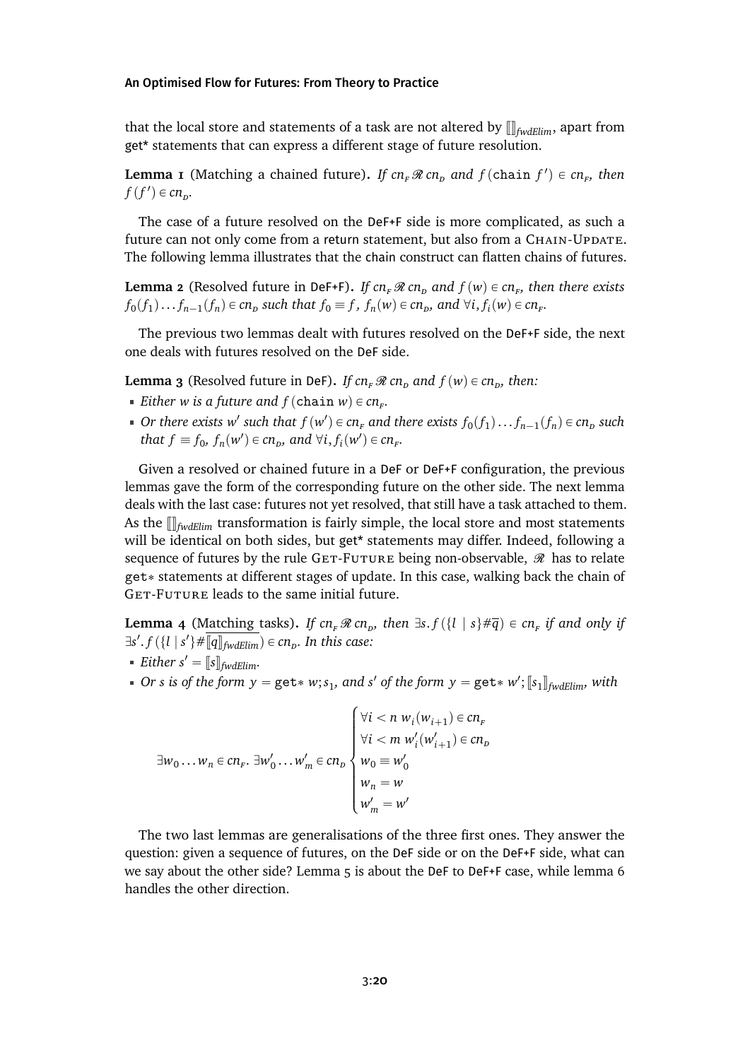that the local store and statements of a task are not altered by $[\![]\!]_{fwdElim}$, apart from get* statements that can express a different stage of future resolution.

**Lemma 1** (Matching a chained future)**.** *If $cn_F \mathcal{R}\, cn_D$ and $f(\texttt{chain}\ f') \in cn_F$, then $f(f') \in cn_D$.*

The case of a future resolved on the DeF+F side is more complicated, as such a future can not only come from a return statement, but also from a Chain-Update. The following lemma illustrates that the chain construct can flatten chains of futures.

**Lemma 2** (Resolved future in DeF+F)**.** *If $cn_F \mathcal{R}\, cn_D$ and $f(w) \in cn_F$, then there exists $f_0(f_1) \ldots f_{n-1}(f_n) \in cn_D$ such that $f_0 \equiv f$, $f_n(w) \in cn_D$, and $\forall i, f_i(w) \in cn_F$.*

The previous two lemmas dealt with futures resolved on the DeF+F side, the next one deals with futures resolved on the DeF side.

**Lemma 3** (Resolved future in DeF)**.** *If $cn_F \mathcal{R}\, cn_D$ and $f(w) \in cn_D$, then:*

- *Either $w$ is a future and $f(\texttt{chain}\ w) \in cn_F$.*
- *Or there exists $w'$ such that $f(w') \in cn_F$ and there exists $f_0(f_1) \ldots f_{n-1}(f_n) \in cn_D$ such that $f \equiv f_0$, $f_n(w') \in cn_D$, and $\forall i, f_i(w') \in cn_F$.*

Given a resolved or chained future in a DeF or DeF+F configuration, the previous lemmas gave the form of the corresponding future on the other side. The next lemma deals with the last case: futures not yet resolved, that still have a task attached to them. As the $[\![]\!]_{fwdElim}$ transformation is fairly simple, the local store and most statements will be identical on both sides, but get* statements may differ. Indeed, following a sequence of futures by the rule Get-Future being non-observable, $\mathcal{R}$ has to relate get$*$ statements at different stages of update. In this case, walking back the chain of Get-Future leads to the same initial future.

**Lemma 4** (Matching tasks)**.** *If $cn_F \mathcal{R}\, cn_D$, then $\exists s. f(\{l \mid s\}\#\overline{q}) \in cn_F$ if and only if $\exists s'. f(\{l \mid s'\}\#\overline{[\![q]\!]_{fwdElim}}) \in cn_D$. In this case:*

- *Either $s' = [\![s]\!]_{fwdElim}$.*
- *Or $s$ is of the form $y = \texttt{get}*\ w; s_1$, and $s'$ of the form $y = \texttt{get}*\ w'; [\![s_1]\!]_{fwdElim}$, with*

$$\exists w_0 \ldots w_n \in cn_F.\ \exists w'_0 \ldots w'_m \in cn_D \begin{cases} \forall i < n\ w_i(w_{i+1}) \in cn_F \\ \forall i < m\ w'_i(w'_{i+1}) \in cn_D \\ w_0 \equiv w'_0 \\ w_n = w \\ w'_m = w' \end{cases}$$

The two last lemmas are generalisations of the three first ones. They answer the question: given a sequence of futures, on the DeF side or on the DeF+F side, what can we say about the other side? Lemma 5 is about the DeF to DeF+F case, while lemma 6 handles the other direction.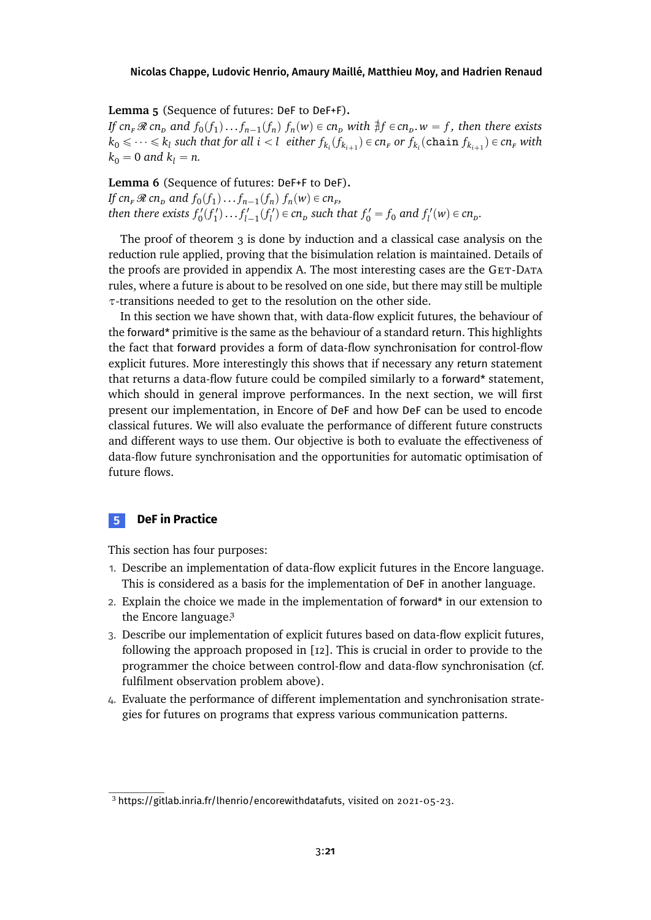**Lemma 5** (Sequence of futures: DeF to DeF+F).
*If* $cn_F \mathcal{R}\, cn_D$ *and* $f_0(f_1)\dots f_{n-1}(f_n)\ f_n(w) \in cn_D$ *with* $\nexists f \in cn_D . w = f$*, then there exists* $k_0 \leqslant \dots \leqslant k_l$ *such that for all* $i < l$ *either* $f_{k_i}(f_{k_{i+1}}) \in cn_F$ *or* $f_{k_i}(\texttt{chain}\ f_{k_{i+1}}) \in cn_F$ *with* $k_0 = 0$ *and* $k_l = n$*.*

**Lemma 6** (Sequence of futures: DeF+F to DeF).
*If* $cn_F \mathcal{R}\, cn_D$ *and* $f_0(f_1)\dots f_{n-1}(f_n)\ f_n(w) \in cn_F$*,*
*then there exists* $f'_0(f'_1)\dots f'_{l-1}(f'_l) \in cn_D$ *such that* $f'_0 = f_0$ *and* $f'_l(w) \in cn_D$*.*

The proof of theorem 3 is done by induction and a classical case analysis on the reduction rule applied, proving that the bisimulation relation is maintained. Details of the proofs are provided in appendix A. The most interesting cases are the Get-Data rules, where a future is about to be resolved on one side, but there may still be multiple $\tau$-transitions needed to get to the resolution on the other side.

In this section we have shown that, with data-flow explicit futures, the behaviour of the forward* primitive is the same as the behaviour of a standard return. This highlights the fact that forward provides a form of data-flow synchronisation for control-flow explicit futures. More interestingly this shows that if necessary any return statement that returns a data-flow future could be compiled similarly to a forward* statement, which should in general improve performances. In the next section, we will first present our implementation, in Encore of DeF and how DeF can be used to encode classical futures. We will also evaluate the performance of different future constructs and different ways to use them. Our objective is both to evaluate the effectiveness of data-flow future synchronisation and the opportunities for automatic optimisation of future flows.

## 5 DeF in Practice

This section has four purposes:

1. Describe an implementation of data-flow explicit futures in the Encore language. This is considered as a basis for the implementation of DeF in another language.
2. Explain the choice we made in the implementation of forward* in our extension to the Encore language.[3]
3. Describe our implementation of explicit futures based on data-flow explicit futures, following the approach proposed in [12]. This is crucial in order to provide to the programmer the choice between control-flow and data-flow synchronisation (cf. fulfilment observation problem above).
4. Evaluate the performance of different implementation and synchronisation strategies for futures on programs that express various communication patterns.

[3] https://gitlab.inria.fr/lhenrio/encorewithdatafuts, visited on 2021-05-23.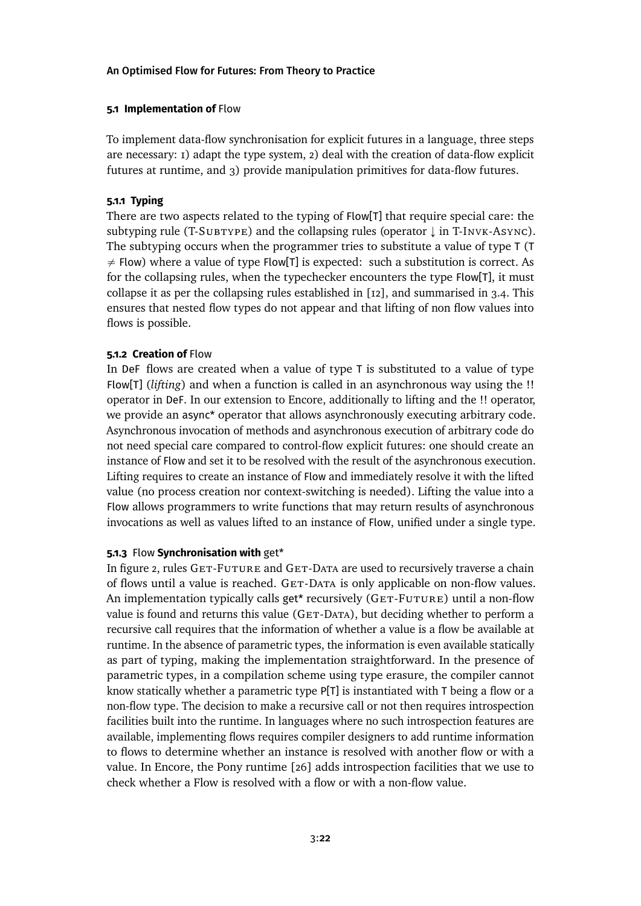### 5.1 Implementation of Flow

To implement data-flow synchronisation for explicit futures in a language, three steps are necessary: 1) adapt the type system, 2) deal with the creation of data-flow explicit futures at runtime, and 3) provide manipulation primitives for data-flow futures.

#### 5.1.1 Typing

There are two aspects related to the typing of Flow[T] that require special care: the subtyping rule (T-SUBTYPE) and the collapsing rules (operator ↓ in T-INVK-ASYNC). The subtyping occurs when the programmer tries to substitute a value of type T (T $\neq$ Flow) where a value of type Flow[T] is expected: such a substitution is correct. As for the collapsing rules, when the typechecker encounters the type Flow[T], it must collapse it as per the collapsing rules established in [12], and summarised in 3.4. This ensures that nested flow types do not appear and that lifting of non flow values into flows is possible.

#### 5.1.2 Creation of Flow

In DeF flows are created when a value of type T is substituted to a value of type Flow[T] (*lifting*) and when a function is called in an asynchronous way using the !! operator in DeF. In our extension to Encore, additionally to lifting and the !! operator, we provide an async* operator that allows asynchronously executing arbitrary code. Asynchronous invocation of methods and asynchronous execution of arbitrary code do not need special care compared to control-flow explicit futures: one should create an instance of Flow and set it to be resolved with the result of the asynchronous execution. Lifting requires to create an instance of Flow and immediately resolve it with the lifted value (no process creation nor context-switching is needed). Lifting the value into a Flow allows programmers to write functions that may return results of asynchronous invocations as well as values lifted to an instance of Flow, unified under a single type.

#### 5.1.3 Flow Synchronisation with get*

In figure 2, rules GET-FUTURE and GET-DATA are used to recursively traverse a chain of flows until a value is reached. GET-DATA is only applicable on non-flow values. An implementation typically calls get* recursively (GET-FUTURE) until a non-flow value is found and returns this value (GET-DATA), but deciding whether to perform a recursive call requires that the information of whether a value is a flow be available at runtime. In the absence of parametric types, the information is even available statically as part of typing, making the implementation straightforward. In the presence of parametric types, in a compilation scheme using type erasure, the compiler cannot know statically whether a parametric type P[T] is instantiated with T being a flow or a non-flow type. The decision to make a recursive call or not then requires introspection facilities built into the runtime. In languages where no such introspection features are available, implementing flows requires compiler designers to add runtime information to flows to determine whether an instance is resolved with another flow or with a value. In Encore, the Pony runtime [26] adds introspection facilities that we use to check whether a Flow is resolved with a flow or with a non-flow value.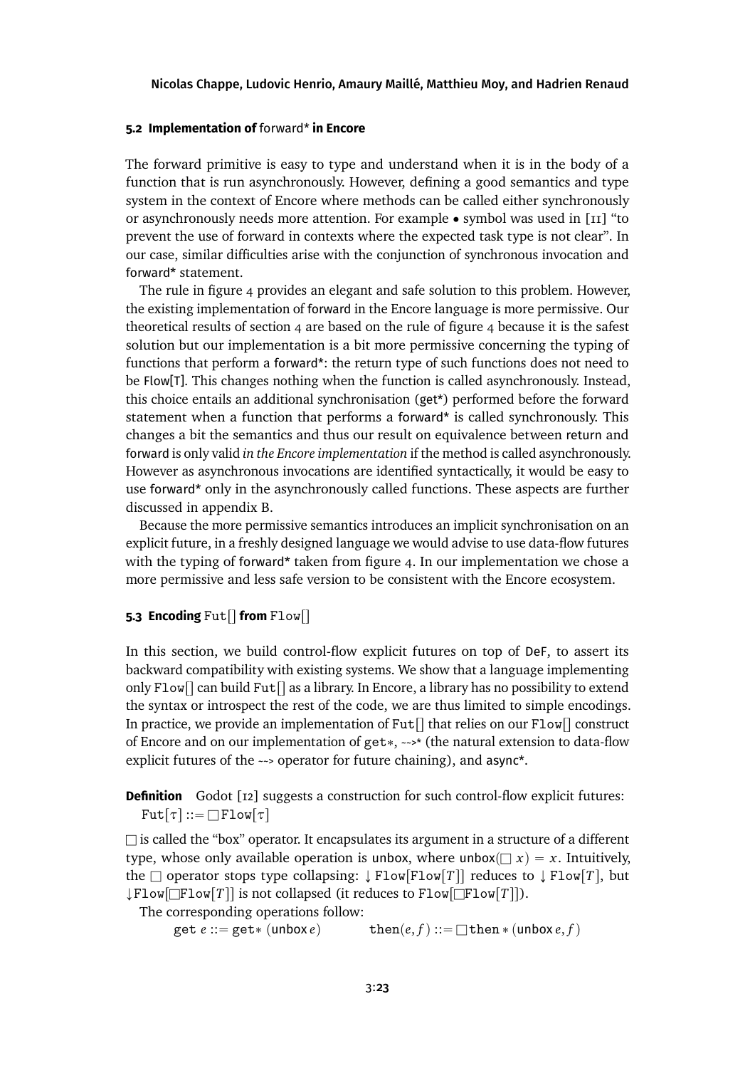### 5.2 Implementation of forward* in Encore

The forward primitive is easy to type and understand when it is in the body of a function that is run asynchronously. However, defining a good semantics and type system in the context of Encore where methods can be called either synchronously or asynchronously needs more attention. For example • symbol was used in [11] "to prevent the use of forward in contexts where the expected task type is not clear". In our case, similar difficulties arise with the conjunction of synchronous invocation and forward* statement.

The rule in figure 4 provides an elegant and safe solution to this problem. However, the existing implementation of forward in the Encore language is more permissive. Our theoretical results of section 4 are based on the rule of figure 4 because it is the safest solution but our implementation is a bit more permissive concerning the typing of functions that perform a forward*: the return type of such functions does not need to be Flow[T]. This changes nothing when the function is called asynchronously. Instead, this choice entails an additional synchronisation (get*) performed before the forward statement when a function that performs a forward* is called synchronously. This changes a bit the semantics and thus our result on equivalence between return and forward is only valid *in the Encore implementation* if the method is called asynchronously. However as asynchronous invocations are identified syntactically, it would be easy to use forward* only in the asynchronously called functions. These aspects are further discussed in appendix B.

Because the more permissive semantics introduces an implicit synchronisation on an explicit future, in a freshly designed language we would advise to use data-flow futures with the typing of forward* taken from figure 4. In our implementation we chose a more permissive and less safe version to be consistent with the Encore ecosystem.

### 5.3 Encoding $\mathtt{Fut}[]$ from $\mathtt{Flow}[]$

In this section, we build control-flow explicit futures on top of DeF, to assert its backward compatibility with existing systems. We show that a language implementing only $\mathtt{Flow}[]$ can build $\mathtt{Fut}[]$ as a library. In Encore, a library has no possibility to extend the syntax or introspect the rest of the code, we are thus limited to simple encodings. In practice, we provide an implementation of $\mathtt{Fut}[]$ that relies on our $\mathtt{Flow}[]$ construct of Encore and on our implementation of $\mathtt{get}*$, ~~>* (the natural extension to data-flow explicit futures of the ~~> operator for future chaining), and async*.

**Definition** Godot [12] suggests a construction for such control-flow explicit futures: $\mathtt{Fut}[\tau] ::= \Box\mathtt{Flow}[\tau]$

$\Box$ is called the "box" operator. It encapsulates its argument in a structure of a different type, whose only available operation is unbox, where $\mathsf{unbox}(\Box\, x) = x$. Intuitively, the $\Box$ operator stops type collapsing: $\downarrow \mathtt{Flow}[\mathtt{Flow}[T]]$ reduces to $\downarrow \mathtt{Flow}[T]$, but $\downarrow \mathtt{Flow}[\Box\mathtt{Flow}[T]]$ is not collapsed (it reduces to $\mathtt{Flow}[\Box\mathtt{Flow}[T]]$).

The corresponding operations follow:

$$\mathtt{get}\ e ::= \mathtt{get}*\ (\mathsf{unbox}\, e) \qquad \mathtt{then}(e, f) ::= \Box\mathtt{then}*(\mathsf{unbox}\, e, f)$$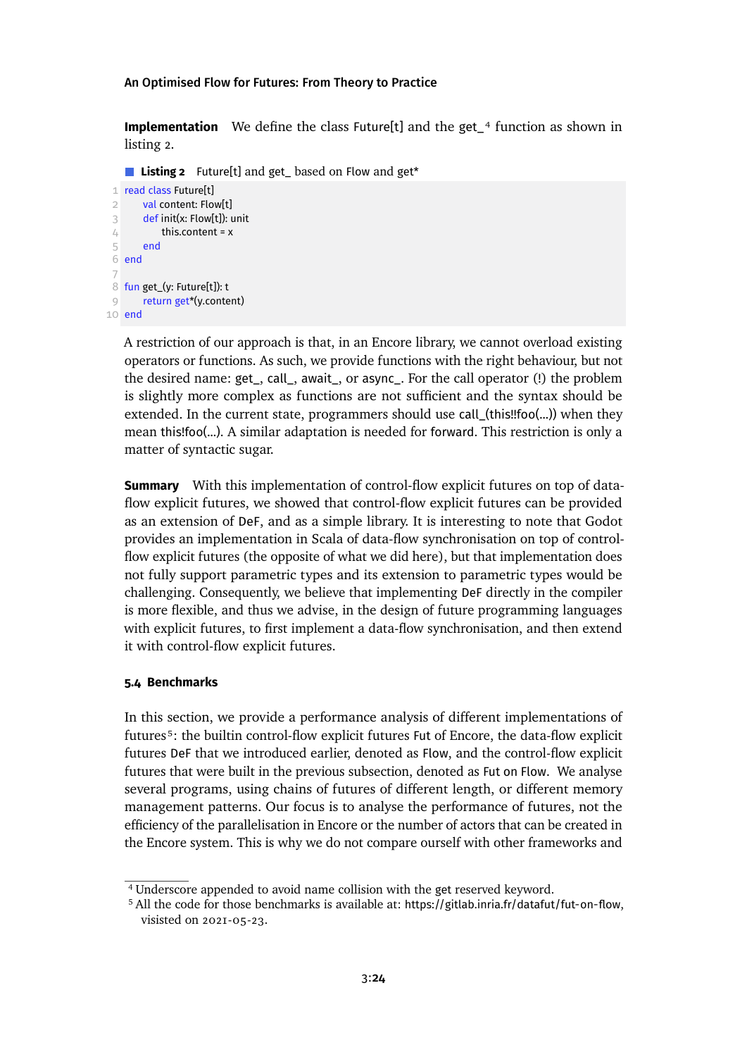**Implementation** We define the class Future[t] and the get_[4] function as shown in listing 2.

**Listing 2** Future[t] and get_ based on Flow and get*

```
read class Future[t]
    val content: Flow[t]
    def init(x: Flow[t]): unit
        this.content = x
    end
end

fun get_(y: Future[t]): t
    return get*(y.content)
end
```

A restriction of our approach is that, in an Encore library, we cannot overload existing operators or functions. As such, we provide functions with the right behaviour, but not the desired name: get_, call_, await_, or async_. For the call operator (!) the problem is slightly more complex as functions are not sufficient and the syntax should be extended. In the current state, programmers should use call_(this!!foo(...)) when they mean this!foo(...). A similar adaptation is needed for forward. This restriction is only a matter of syntactic sugar.

**Summary** With this implementation of control-flow explicit futures on top of data-flow explicit futures, we showed that control-flow explicit futures can be provided as an extension of DeF, and as a simple library. It is interesting to note that Godot provides an implementation in Scala of data-flow synchronisation on top of control-flow explicit futures (the opposite of what we did here), but that implementation does not fully support parametric types and its extension to parametric types would be challenging. Consequently, we believe that implementing DeF directly in the compiler is more flexible, and thus we advise, in the design of future programming languages with explicit futures, to first implement a data-flow synchronisation, and then extend it with control-flow explicit futures.

### 5.4 Benchmarks

In this section, we provide a performance analysis of different implementations of futures[5]: the builtin control-flow explicit futures Fut of Encore, the data-flow explicit futures DeF that we introduced earlier, denoted as Flow, and the control-flow explicit futures that were built in the previous subsection, denoted as Fut on Flow. We analyse several programs, using chains of futures of different length, or different memory management patterns. Our focus is to analyse the performance of futures, not the efficiency of the parallelisation in Encore or the number of actors that can be created in the Encore system. This is why we do not compare ourself with other frameworks and

[4] Underscore appended to avoid name collision with the get reserved keyword.

[5] All the code for those benchmarks is available at: https://gitlab.inria.fr/datafut/fut-on-flow, visited on 2021-05-23.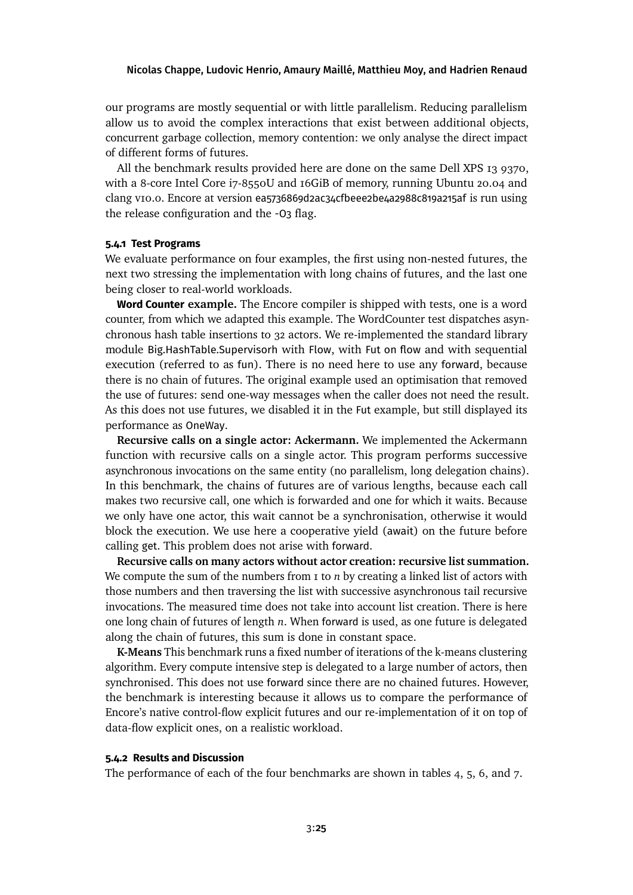our programs are mostly sequential or with little parallelism. Reducing parallelism allow us to avoid the complex interactions that exist between additional objects, concurrent garbage collection, memory contention: we only analyse the direct impact of different forms of futures.

All the benchmark results provided here are done on the same Dell XPS 13 9370, with a 8-core Intel Core i7-8550U and 16GiB of memory, running Ubuntu 20.04 and clang v10.0. Encore at version ea5736869d2ac34cfbeee2be4a2988c819a215af is run using the release configuration and the -O3 flag.

#### 5.4.1 Test Programs

We evaluate performance on four examples, the first using non-nested futures, the next two stressing the implementation with long chains of futures, and the last one being closer to real-world workloads.

**Word Counter example.** The Encore compiler is shipped with tests, one is a word counter, from which we adapted this example. The WordCounter test dispatches asynchronous hash table insertions to 32 actors. We re-implemented the standard library module Big.HashTable.Supervisorh with Flow, with Fut on flow and with sequential execution (referred to as fun). There is no need here to use any forward, because there is no chain of futures. The original example used an optimisation that removed the use of futures: send one-way messages when the caller does not need the result. As this does not use futures, we disabled it in the Fut example, but still displayed its performance as OneWay.

**Recursive calls on a single actor: Ackermann.** We implemented the Ackermann function with recursive calls on a single actor. This program performs successive asynchronous invocations on the same entity (no parallelism, long delegation chains). In this benchmark, the chains of futures are of various lengths, because each call makes two recursive call, one which is forwarded and one for which it waits. Because we only have one actor, this wait cannot be a synchronisation, otherwise it would block the execution. We use here a cooperative yield (await) on the future before calling get. This problem does not arise with forward.

**Recursive calls on many actors without actor creation: recursive list summation.** We compute the sum of the numbers from 1 to $n$ by creating a linked list of actors with those numbers and then traversing the list with successive asynchronous tail recursive invocations. The measured time does not take into account list creation. There is here one long chain of futures of length $n$. When forward is used, as one future is delegated along the chain of futures, this sum is done in constant space.

**K-Means** This benchmark runs a fixed number of iterations of the k-means clustering algorithm. Every compute intensive step is delegated to a large number of actors, then synchronised. This does not use forward since there are no chained futures. However, the benchmark is interesting because it allows us to compare the performance of Encore's native control-flow explicit futures and our re-implementation of it on top of data-flow explicit ones, on a realistic workload.

#### 5.4.2 Results and Discussion

The performance of each of the four benchmarks are shown in tables 4, 5, 6, and 7.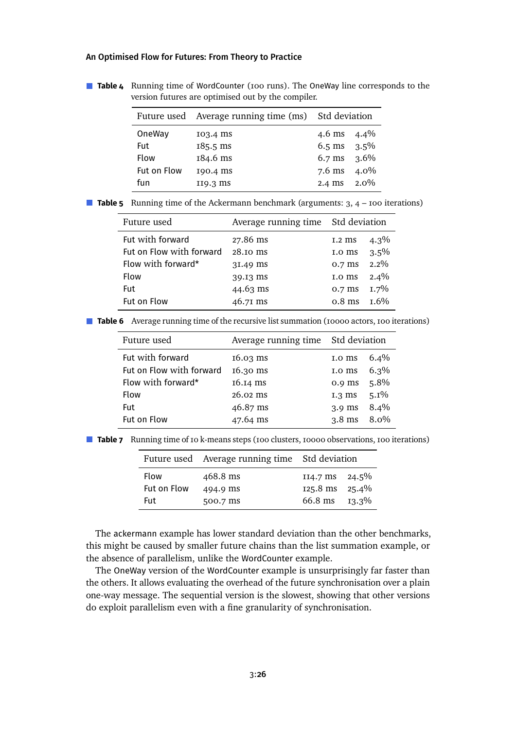**Table 4** Running time of WordCounter (100 runs). The OneWay line corresponds to the version futures are optimised out by the compiler.

| Future used | Average running time (ms) | Std deviation | |
|---|---|---|---|
| OneWay | 103.4 ms | 4.6 ms | 4.4% |
| Fut | 185.5 ms | 6.5 ms | 3.5% |
| Flow | 184.6 ms | 6.7 ms | 3.6% |
| Fut on Flow | 190.4 ms | 7.6 ms | 4.0% |
| fun | 119.3 ms | 2.4 ms | 2.0% |

**Table 5** Running time of the Ackermann benchmark (arguments: 3, 4 – 100 iterations)

| Future used | Average running time | Std deviation | |
|---|---|---|---|
| Fut with forward | 27.86 ms | 1.2 ms | 4.3% |
| Fut on Flow with forward | 28.10 ms | 1.0 ms | 3.5% |
| Flow with forward* | 31.49 ms | 0.7 ms | 2.2% |
| Flow | 39.13 ms | 1.0 ms | 2.4% |
| Fut | 44.63 ms | 0.7 ms | 1.7% |
| Fut on Flow | 46.71 ms | 0.8 ms | 1.6% |

**Table 6** Average running time of the recursive list summation (10000 actors, 100 iterations)

| Future used | Average running time | Std deviation | |
|---|---|---|---|
| Fut with forward | 16.03 ms | 1.0 ms | 6.4% |
| Fut on Flow with forward | 16.30 ms | 1.0 ms | 6.3% |
| Flow with forward* | 16.14 ms | 0.9 ms | 5.8% |
| Flow | 26.02 ms | 1.3 ms | 5.1% |
| Fut | 46.87 ms | 3.9 ms | 8.4% |
| Fut on Flow | 47.64 ms | 3.8 ms | 8.0% |

**Table 7** Running time of 10 k-means steps (100 clusters, 10000 observations, 100 iterations)

| Future used | Average running time | Std deviation | |
|---|---|---|---|
| Flow | 468.8 ms | 114.7 ms | 24.5% |
| Fut on Flow | 494.9 ms | 125.8 ms | 25.4% |
| Fut | 500.7 ms | 66.8 ms | 13.3% |

The ackermann example has lower standard deviation than the other benchmarks, this might be caused by smaller future chains than the list summation example, or the absence of parallelism, unlike the WordCounter example.

The OneWay version of the WordCounter example is unsurprisingly far faster than the others. It allows evaluating the overhead of the future synchronisation over a plain one-way message. The sequential version is the slowest, showing that other versions do exploit parallelism even with a fine granularity of synchronisation.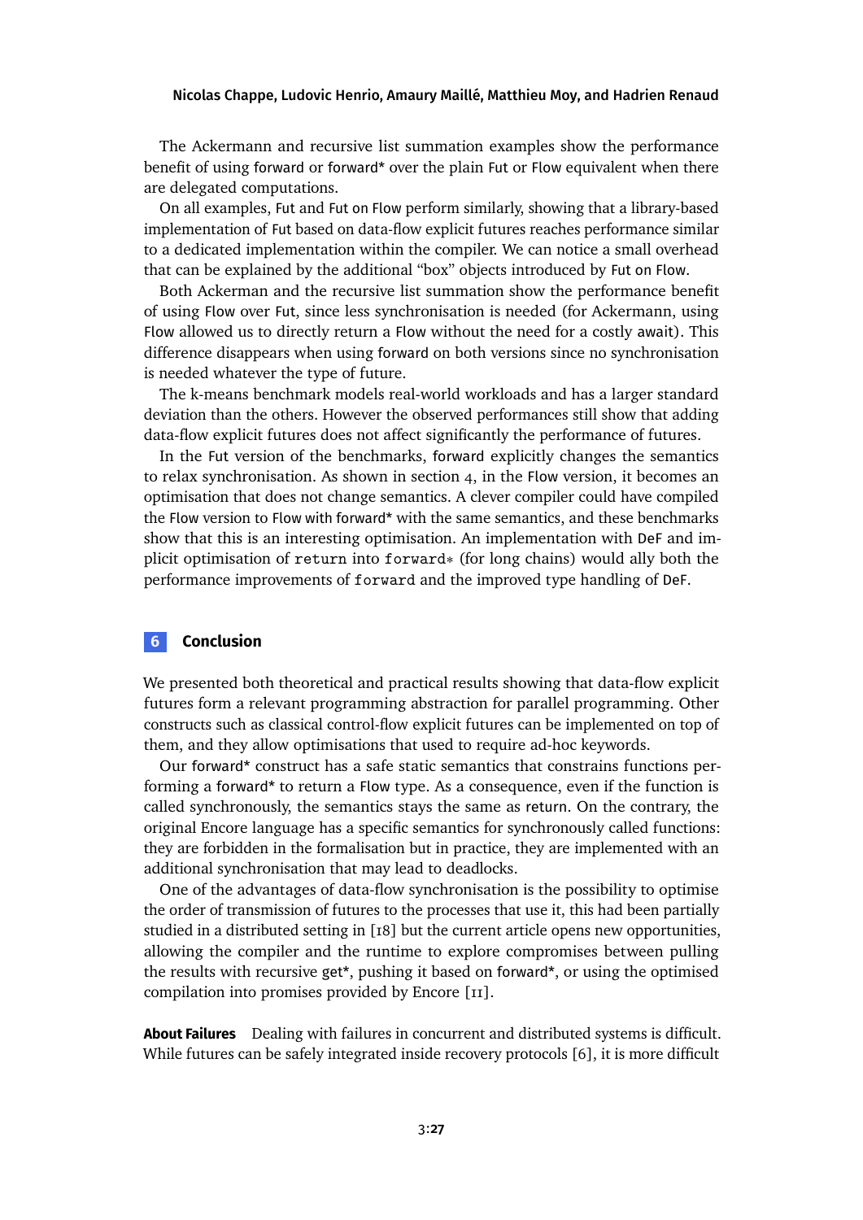The Ackermann and recursive list summation examples show the performance benefit of using forward or forward* over the plain Fut or Flow equivalent when there are delegated computations.

On all examples, Fut and Fut on Flow perform similarly, showing that a library-based implementation of Fut based on data-flow explicit futures reaches performance similar to a dedicated implementation within the compiler. We can notice a small overhead that can be explained by the additional "box" objects introduced by Fut on Flow.

Both Ackerman and the recursive list summation show the performance benefit of using Flow over Fut, since less synchronisation is needed (for Ackermann, using Flow allowed us to directly return a Flow without the need for a costly await). This difference disappears when using forward on both versions since no synchronisation is needed whatever the type of future.

The k-means benchmark models real-world workloads and has a larger standard deviation than the others. However the observed performances still show that adding data-flow explicit futures does not affect significantly the performance of futures.

In the Fut version of the benchmarks, forward explicitly changes the semantics to relax synchronisation. As shown in section 4, in the Flow version, it becomes an optimisation that does not change semantics. A clever compiler could have compiled the Flow version to Flow with forward* with the same semantics, and these benchmarks show that this is an interesting optimisation. An implementation with DeF and implicit optimisation of `return` into `forward*` (for long chains) would ally both the performance improvements of `forward` and the improved type handling of DeF.

## 6 Conclusion

We presented both theoretical and practical results showing that data-flow explicit futures form a relevant programming abstraction for parallel programming. Other constructs such as classical control-flow explicit futures can be implemented on top of them, and they allow optimisations that used to require ad-hoc keywords.

Our forward* construct has a safe static semantics that constrains functions performing a forward* to return a Flow type. As a consequence, even if the function is called synchronously, the semantics stays the same as return. On the contrary, the original Encore language has a specific semantics for synchronously called functions: they are forbidden in the formalisation but in practice, they are implemented with an additional synchronisation that may lead to deadlocks.

One of the advantages of data-flow synchronisation is the possibility to optimise the order of transmission of futures to the processes that use it, this had been partially studied in a distributed setting in [18] but the current article opens new opportunities, allowing the compiler and the runtime to explore compromises between pulling the results with recursive get*, pushing it based on forward*, or using the optimised compilation into promises provided by Encore [11].

**About Failures** Dealing with failures in concurrent and distributed systems is difficult. While futures can be safely integrated inside recovery protocols [6], it is more difficult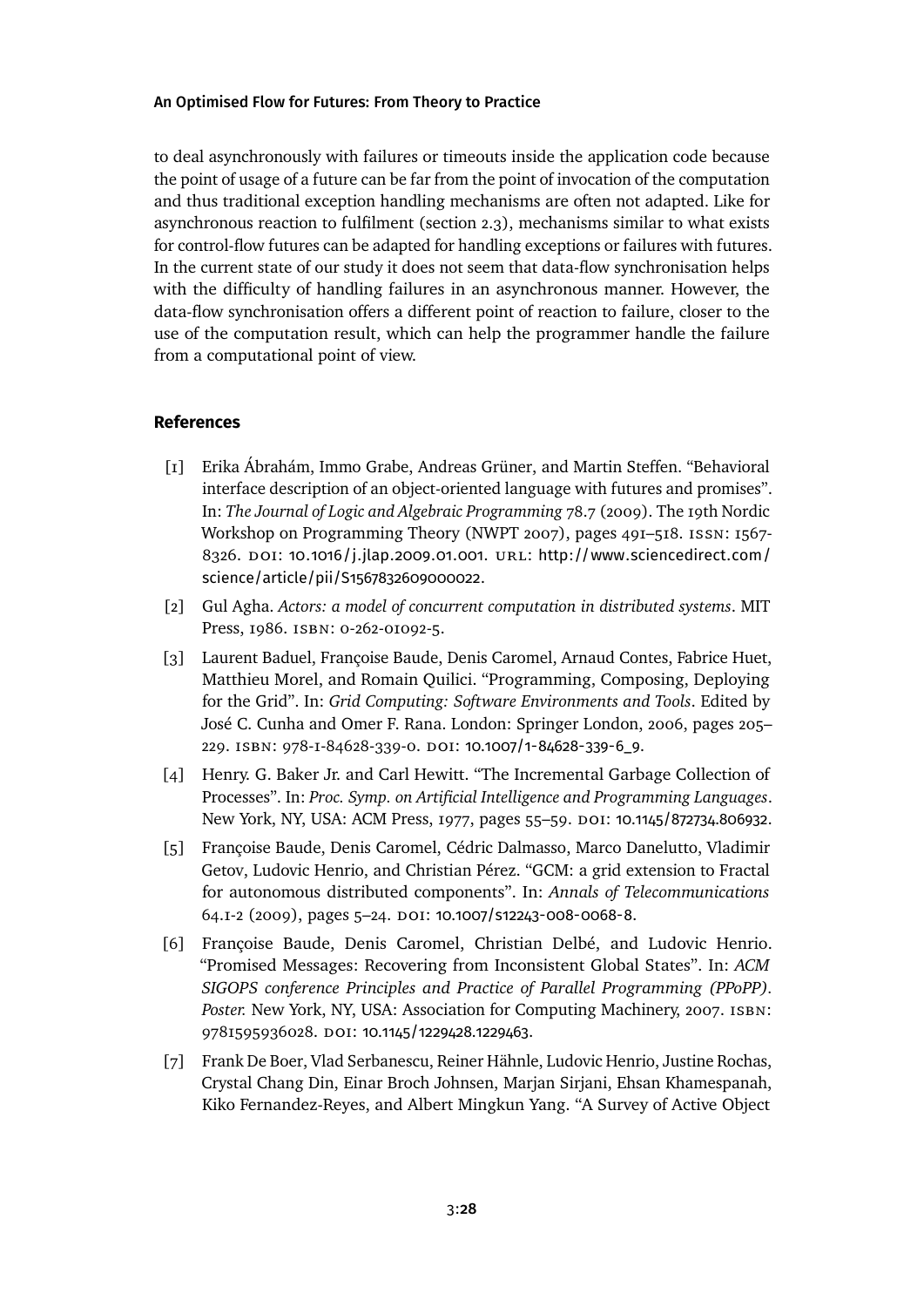to deal asynchronously with failures or timeouts inside the application code because the point of usage of a future can be far from the point of invocation of the computation and thus traditional exception handling mechanisms are often not adapted. Like for asynchronous reaction to fulfilment (section 2.3), mechanisms similar to what exists for control-flow futures can be adapted for handling exceptions or failures with futures. In the current state of our study it does not seem that data-flow synchronisation helps with the difficulty of handling failures in an asynchronous manner. However, the data-flow synchronisation offers a different point of reaction to failure, closer to the use of the computation result, which can help the programmer handle the failure from a computational point of view.

## References

[1] Erika Ábrahám, Immo Grabe, Andreas Grüner, and Martin Steffen. "Behavioral interface description of an object-oriented language with futures and promises". In: *The Journal of Logic and Algebraic Programming* 78.7 (2009). The 19th Nordic Workshop on Programming Theory (NWPT 2007), pages 491–518. ISSN: 1567-8326. DOI: 10.1016/j.jlap.2009.01.001. URL: http://www.sciencedirect.com/science/article/pii/S1567832609000022.

[2] Gul Agha. *Actors: a model of concurrent computation in distributed systems*. MIT Press, 1986. ISBN: 0-262-01092-5.

[3] Laurent Baduel, Françoise Baude, Denis Caromel, Arnaud Contes, Fabrice Huet, Matthieu Morel, and Romain Quilici. "Programming, Composing, Deploying for the Grid". In: *Grid Computing: Software Environments and Tools*. Edited by José C. Cunha and Omer F. Rana. London: Springer London, 2006, pages 205–229. ISBN: 978-1-84628-339-0. DOI: 10.1007/1-84628-339-6_9.

[4] Henry. G. Baker Jr. and Carl Hewitt. "The Incremental Garbage Collection of Processes". In: *Proc. Symp. on Artificial Intelligence and Programming Languages*. New York, NY, USA: ACM Press, 1977, pages 55–59. DOI: 10.1145/872734.806932.

[5] Françoise Baude, Denis Caromel, Cédric Dalmasso, Marco Danelutto, Vladimir Getov, Ludovic Henrio, and Christian Pérez. "GCM: a grid extension to Fractal for autonomous distributed components". In: *Annals of Telecommunications* 64.1-2 (2009), pages 5–24. DOI: 10.1007/s12243-008-0068-8.

[6] Françoise Baude, Denis Caromel, Christian Delbé, and Ludovic Henrio. "Promised Messages: Recovering from Inconsistent Global States". In: *ACM SIGOPS conference Principles and Practice of Parallel Programming (PPoPP). Poster.* New York, NY, USA: Association for Computing Machinery, 2007. ISBN: 9781595936028. DOI: 10.1145/1229428.1229463.

[7] Frank De Boer, Vlad Serbanescu, Reiner Hähnle, Ludovic Henrio, Justine Rochas, Crystal Chang Din, Einar Broch Johnsen, Marjan Sirjani, Ehsan Khamespanah, Kiko Fernandez-Reyes, and Albert Mingkun Yang. "A Survey of Active Object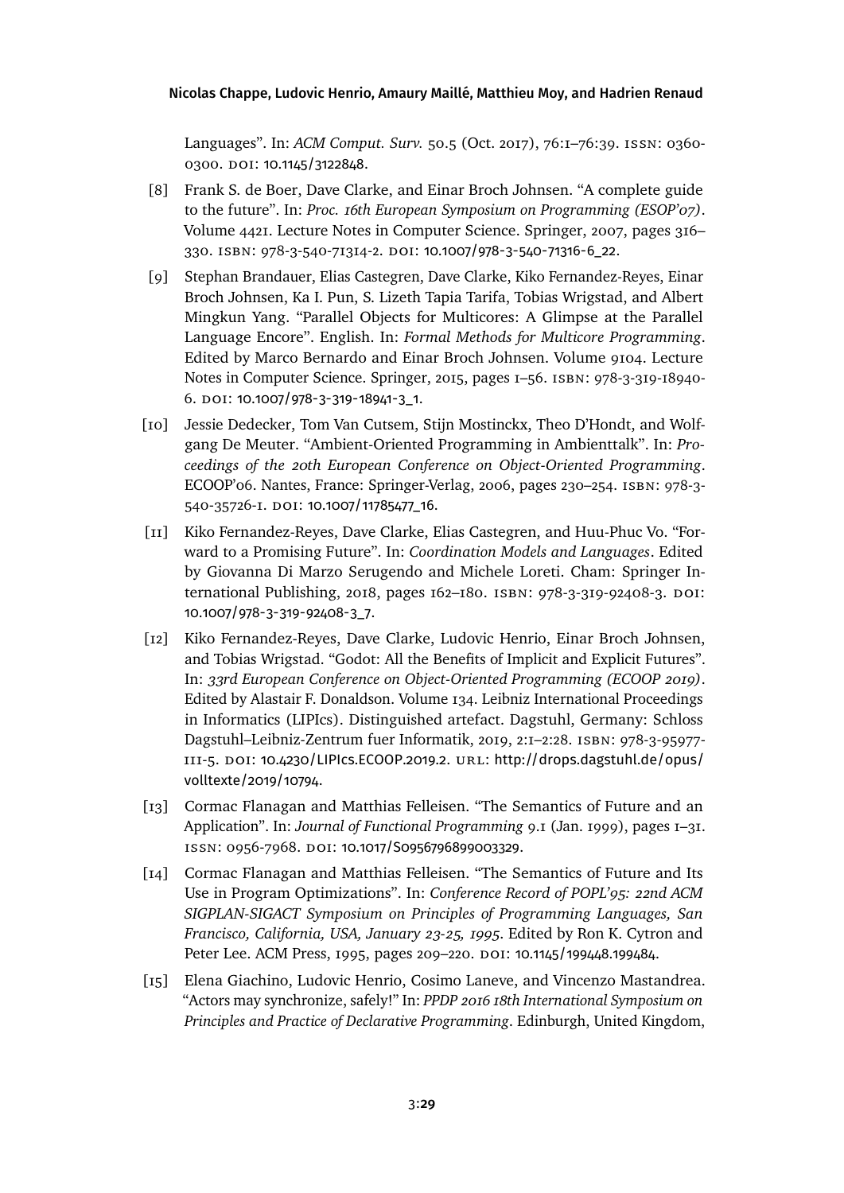Languages". In: *ACM Comput. Surv.* 50.5 (Oct. 2017), 76:1–76:39. ISSN: 0360-0300. DOI: 10.1145/3122848.

[8] Frank S. de Boer, Dave Clarke, and Einar Broch Johnsen. "A complete guide to the future". In: *Proc. 16th European Symposium on Programming (ESOP'07)*. Volume 4421. Lecture Notes in Computer Science. Springer, 2007, pages 316–330. ISBN: 978-3-540-71314-2. DOI: 10.1007/978-3-540-71316-6_22.

[9] Stephan Brandauer, Elias Castegren, Dave Clarke, Kiko Fernandez-Reyes, Einar Broch Johnsen, Ka I. Pun, S. Lizeth Tapia Tarifa, Tobias Wrigstad, and Albert Mingkun Yang. "Parallel Objects for Multicores: A Glimpse at the Parallel Language Encore". English. In: *Formal Methods for Multicore Programming*. Edited by Marco Bernardo and Einar Broch Johnsen. Volume 9104. Lecture Notes in Computer Science. Springer, 2015, pages 1–56. ISBN: 978-3-319-18940-6. DOI: 10.1007/978-3-319-18941-3_1.

[10] Jessie Dedecker, Tom Van Cutsem, Stijn Mostinckx, Theo D'Hondt, and Wolfgang De Meuter. "Ambient-Oriented Programming in Ambienttalk". In: *Proceedings of the 20th European Conference on Object-Oriented Programming*. ECOOP'06. Nantes, France: Springer-Verlag, 2006, pages 230–254. ISBN: 978-3-540-35726-1. DOI: 10.1007/11785477_16.

[11] Kiko Fernandez-Reyes, Dave Clarke, Elias Castegren, and Huu-Phuc Vo. "Forward to a Promising Future". In: *Coordination Models and Languages*. Edited by Giovanna Di Marzo Serugendo and Michele Loreti. Cham: Springer International Publishing, 2018, pages 162–180. ISBN: 978-3-319-92408-3. DOI: 10.1007/978-3-319-92408-3_7.

[12] Kiko Fernandez-Reyes, Dave Clarke, Ludovic Henrio, Einar Broch Johnsen, and Tobias Wrigstad. "Godot: All the Benefits of Implicit and Explicit Futures". In: *33rd European Conference on Object-Oriented Programming (ECOOP 2019)*. Edited by Alastair F. Donaldson. Volume 134. Leibniz International Proceedings in Informatics (LIPIcs). Distinguished artefact. Dagstuhl, Germany: Schloss Dagstuhl–Leibniz-Zentrum fuer Informatik, 2019, 2:1–2:28. ISBN: 978-3-95977-111-5. DOI: 10.4230/LIPIcs.ECOOP.2019.2. URL: http://drops.dagstuhl.de/opus/volltexte/2019/10794.

[13] Cormac Flanagan and Matthias Felleisen. "The Semantics of Future and an Application". In: *Journal of Functional Programming* 9.1 (Jan. 1999), pages 1–31. ISSN: 0956-7968. DOI: 10.1017/S0956796899003329.

[14] Cormac Flanagan and Matthias Felleisen. "The Semantics of Future and Its Use in Program Optimizations". In: *Conference Record of POPL'95: 22nd ACM SIGPLAN-SIGACT Symposium on Principles of Programming Languages, San Francisco, California, USA, January 23-25, 1995*. Edited by Ron K. Cytron and Peter Lee. ACM Press, 1995, pages 209–220. DOI: 10.1145/199448.199484.

[15] Elena Giachino, Ludovic Henrio, Cosimo Laneve, and Vincenzo Mastandrea. "Actors may synchronize, safely!" In: *PPDP 2016 18th International Symposium on Principles and Practice of Declarative Programming*. Edinburgh, United Kingdom,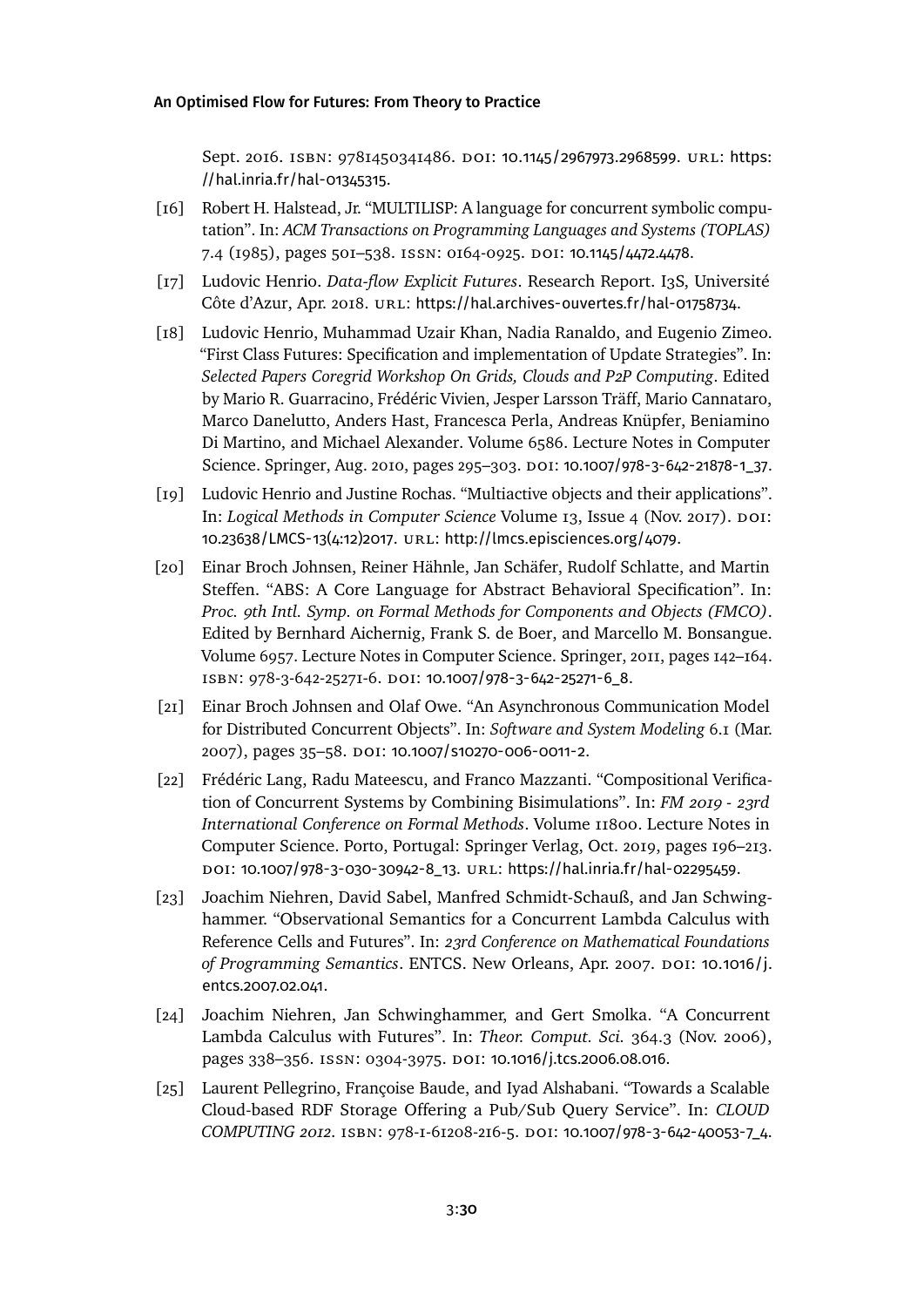Sept. 2016. ISBN: 9781450341486. DOI: 10.1145/2967973.2968599. URL: https://hal.inria.fr/hal-01345315.

[16] Robert H. Halstead, Jr. "MULTILISP: A language for concurrent symbolic computation". In: *ACM Transactions on Programming Languages and Systems (TOPLAS)* 7.4 (1985), pages 501–538. ISSN: 0164-0925. DOI: 10.1145/4472.4478.

[17] Ludovic Henrio. *Data-flow Explicit Futures*. Research Report. I3S, Université Côte d'Azur, Apr. 2018. URL: https://hal.archives-ouvertes.fr/hal-01758734.

[18] Ludovic Henrio, Muhammad Uzair Khan, Nadia Ranaldo, and Eugenio Zimeo. "First Class Futures: Specification and implementation of Update Strategies". In: *Selected Papers Coregrid Workshop On Grids, Clouds and P2P Computing*. Edited by Mario R. Guarracino, Frédéric Vivien, Jesper Larsson Träff, Mario Cannataro, Marco Danelutto, Anders Hast, Francesca Perla, Andreas Knüpfer, Beniamino Di Martino, and Michael Alexander. Volume 6586. Lecture Notes in Computer Science. Springer, Aug. 2010, pages 295–303. DOI: 10.1007/978-3-642-21878-1_37.

[19] Ludovic Henrio and Justine Rochas. "Multiactive objects and their applications". In: *Logical Methods in Computer Science* Volume 13, Issue 4 (Nov. 2017). DOI: 10.23638/LMCS-13(4:12)2017. URL: http://lmcs.episciences.org/4079.

[20] Einar Broch Johnsen, Reiner Hähnle, Jan Schäfer, Rudolf Schlatte, and Martin Steffen. "ABS: A Core Language for Abstract Behavioral Specification". In: *Proc. 9th Intl. Symp. on Formal Methods for Components and Objects (FMCO)*. Edited by Bernhard Aichernig, Frank S. de Boer, and Marcello M. Bonsangue. Volume 6957. Lecture Notes in Computer Science. Springer, 2011, pages 142–164. ISBN: 978-3-642-25271-6. DOI: 10.1007/978-3-642-25271-6_8.

[21] Einar Broch Johnsen and Olaf Owe. "An Asynchronous Communication Model for Distributed Concurrent Objects". In: *Software and System Modeling* 6.1 (Mar. 2007), pages 35–58. DOI: 10.1007/s10270-006-0011-2.

[22] Frédéric Lang, Radu Mateescu, and Franco Mazzanti. "Compositional Verification of Concurrent Systems by Combining Bisimulations". In: *FM 2019 - 23rd International Conference on Formal Methods*. Volume 11800. Lecture Notes in Computer Science. Porto, Portugal: Springer Verlag, Oct. 2019, pages 196–213. DOI: 10.1007/978-3-030-30942-8_13. URL: https://hal.inria.fr/hal-02295459.

[23] Joachim Niehren, David Sabel, Manfred Schmidt-Schauß, and Jan Schwinghammer. "Observational Semantics for a Concurrent Lambda Calculus with Reference Cells and Futures". In: *23rd Conference on Mathematical Foundations of Programming Semantics*. ENTCS. New Orleans, Apr. 2007. DOI: 10.1016/j.entcs.2007.02.041.

[24] Joachim Niehren, Jan Schwinghammer, and Gert Smolka. "A Concurrent Lambda Calculus with Futures". In: *Theor. Comput. Sci.* 364.3 (Nov. 2006), pages 338–356. ISSN: 0304-3975. DOI: 10.1016/j.tcs.2006.08.016.

[25] Laurent Pellegrino, Françoise Baude, and Iyad Alshabani. "Towards a Scalable Cloud-based RDF Storage Offering a Pub/Sub Query Service". In: *CLOUD COMPUTING 2012*. ISBN: 978-1-61208-216-5. DOI: 10.1007/978-3-642-40053-7_4.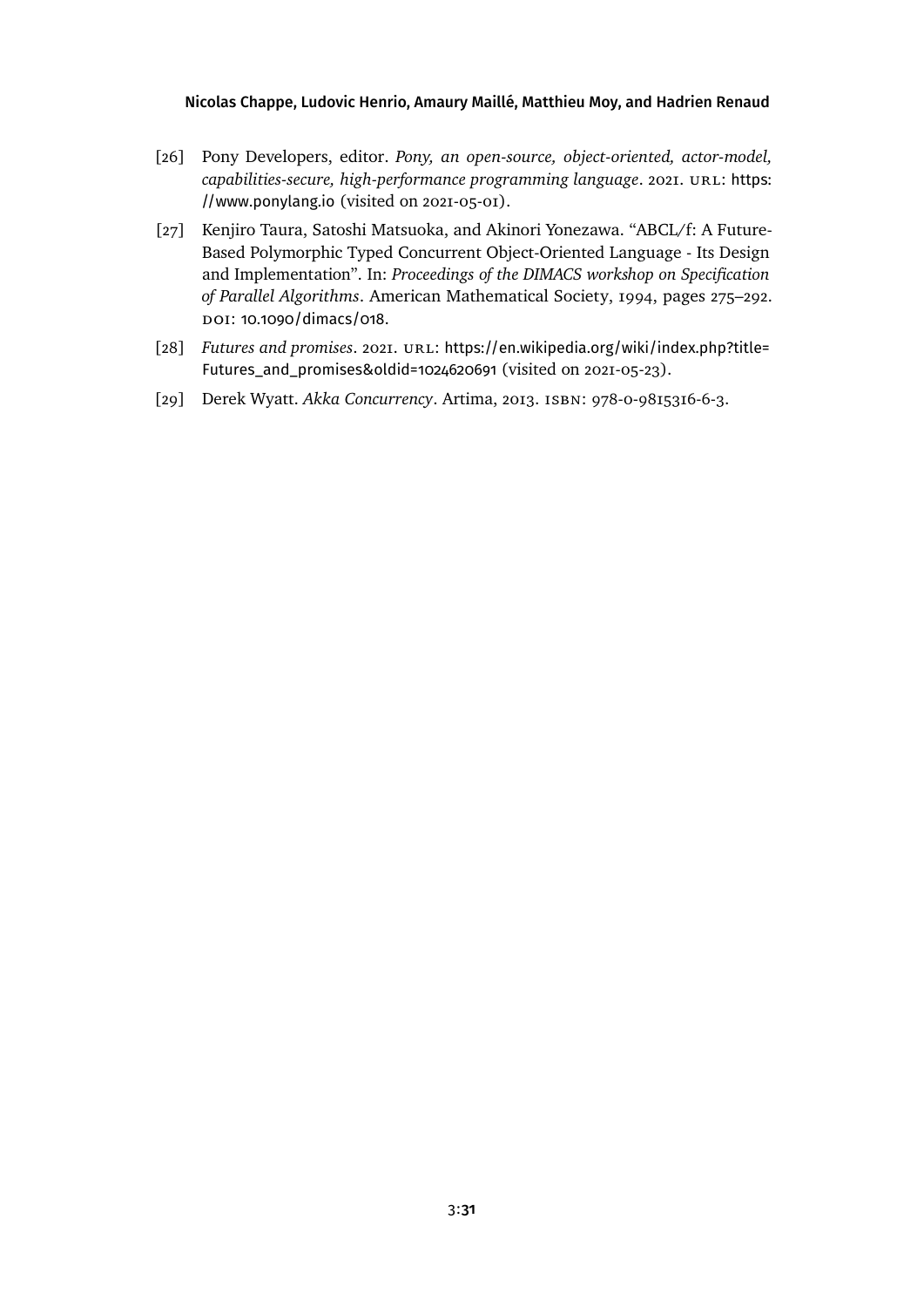[26] Pony Developers, editor. *Pony, an open-source, object-oriented, actor-model, capabilities-secure, high-performance programming language*. 2021. URL: https://www.ponylang.io (visited on 2021-05-01).

[27] Kenjiro Taura, Satoshi Matsuoka, and Akinori Yonezawa. "ABCL/f: A Future-Based Polymorphic Typed Concurrent Object-Oriented Language - Its Design and Implementation". In: *Proceedings of the DIMACS workshop on Specification of Parallel Algorithms*. American Mathematical Society, 1994, pages 275–292. DOI: 10.1090/dimacs/018.

[28] *Futures and promises*. 2021. URL: https://en.wikipedia.org/wiki/index.php?title=Futures_and_promises&oldid=1024620691 (visited on 2021-05-23).

[29] Derek Wyatt. *Akka Concurrency*. Artima, 2013. ISBN: 978-0-9815316-6-3.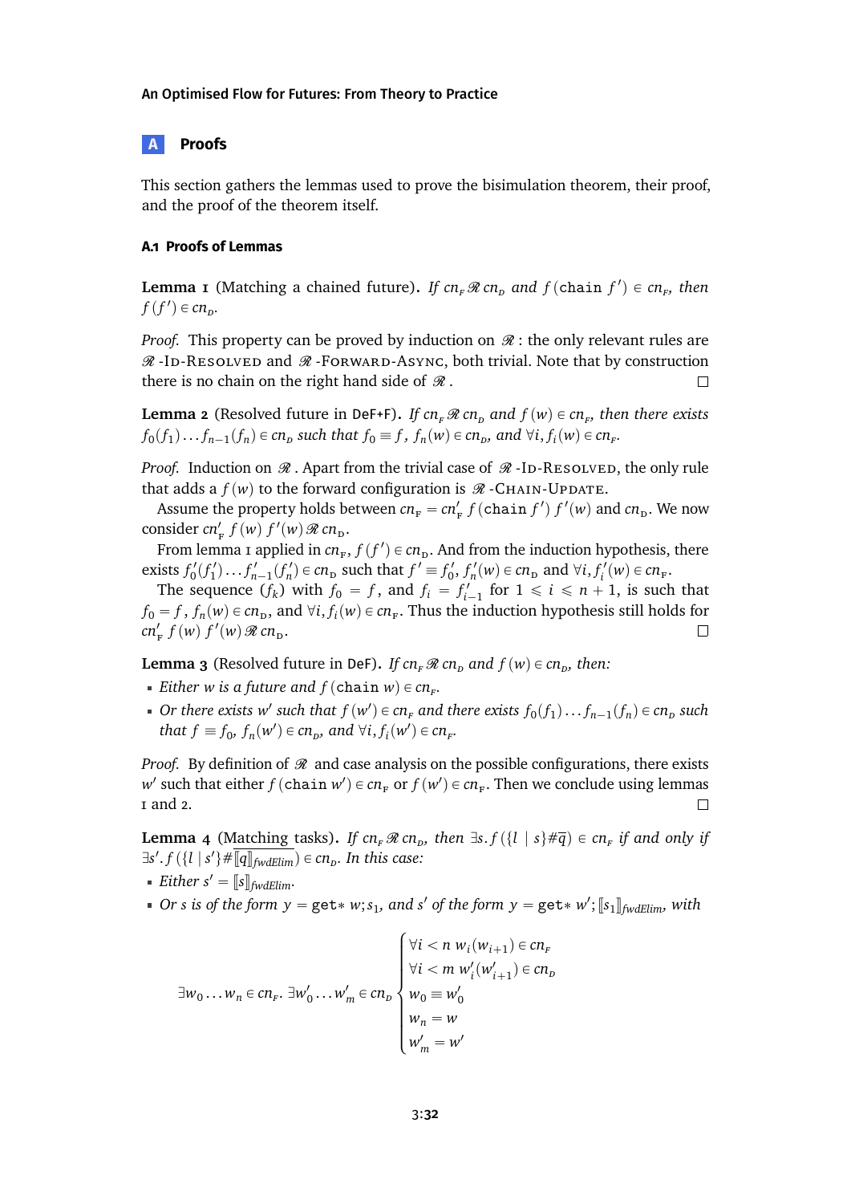## A Proofs

This section gathers the lemmas used to prove the bisimulation theorem, their proof, and the proof of the theorem itself.

### A.1 Proofs of Lemmas

**Lemma 1** (Matching a chained future). *If $cn_F \mathcal{R}\, cn_D$ and $f\,(\texttt{chain}\ f') \in cn_F$, then $f\,(f') \in cn_D$.*

*Proof.* This property can be proved by induction on $\mathcal{R}$: the only relevant rules are $\mathcal{R}$-Id-Resolved and $\mathcal{R}$-Forward-Async, both trivial. Note that by construction there is no chain on the right hand side of $\mathcal{R}$. □

**Lemma 2** (Resolved future in DeF+F). *If $cn_F \mathcal{R}\, cn_D$ and $f\,(w) \in cn_F$, then there exists $f_0(f_1)\ldots f_{n-1}(f_n) \in cn_D$ such that $f_0 \equiv f$, $f_n(w) \in cn_D$, and $\forall i, f_i(w) \in cn_F$.*

*Proof.* Induction on $\mathcal{R}$. Apart from the trivial case of $\mathcal{R}$-Id-Resolved, the only rule that adds a $f\,(w)$ to the forward configuration is $\mathcal{R}$-Chain-Update.

Assume the property holds between $cn_F = cn'_F\ f\,(\texttt{chain}\ f')\ f'(w)$ and $cn_D$. We now consider $cn'_F\ f\,(w)\ f'(w) \mathcal{R}\, cn_D$.

From lemma 1 applied in $cn_F$, $f\,(f') \in cn_D$. And from the induction hypothesis, there exists $f'_0(f'_1)\ldots f'_{n-1}(f'_n) \in cn_D$ such that $f' \equiv f'_0$, $f'_n(w) \in cn_D$ and $\forall i, f'_i(w) \in cn_F$.

The sequence $(f_k)$ with $f_0 = f$, and $f_i = f'_{i-1}$ for $1 \leqslant i \leqslant n+1$, is such that $f_0 = f$, $f_n(w) \in cn_D$, and $\forall i, f_i(w) \in cn_F$. Thus the induction hypothesis still holds for $cn'_F\ f\,(w)\ f'(w) \mathcal{R}\, cn_D$. □

**Lemma 3** (Resolved future in DeF). *If $cn_F \mathcal{R}\, cn_D$ and $f\,(w) \in cn_D$, then:*

- *Either $w$ is a future and $f\,(\texttt{chain}\ w) \in cn_F$.*
- *Or there exists $w'$ such that $f\,(w') \in cn_F$ and there exists $f_0(f_1)\ldots f_{n-1}(f_n) \in cn_D$ such that $f \equiv f_0$, $f_n(w') \in cn_D$, and $\forall i, f_i(w') \in cn_F$.*

*Proof.* By definition of $\mathcal{R}$ and case analysis on the possible configurations, there exists $w'$ such that either $f\,(\texttt{chain}\ w') \in cn_F$ or $f\,(w') \in cn_F$. Then we conclude using lemmas 1 and 2. □

**Lemma 4** (Matching tasks). *If $cn_F \mathcal{R}\, cn_D$, then $\exists s. f\,(\{l \mid s\}\#\overline{q}) \in cn_F$ if and only if $\exists s'. f\,(\{l \mid s'\}\#\overline{[\![q]\!]_{fwdElim}}) \in cn_D$. In this case:*

- *Either $s' = [\![s]\!]_{fwdElim}$.*
- *Or $s$ is of the form $y = \texttt{get*}\ w; s_1$, and $s'$ of the form $y = \texttt{get*}\ w'; [\![s_1]\!]_{fwdElim}$, with*

$$
\exists w_0 \ldots w_n \in cn_F.\ \exists w'_0 \ldots w'_m \in cn_D
\begin{cases}
\forall i < n\ w_i(w_{i+1}) \in cn_F \\
\forall i < m\ w'_i(w'_{i+1}) \in cn_D \\
w_0 \equiv w'_0 \\
w_n = w \\
w'_m = w'
\end{cases}
$$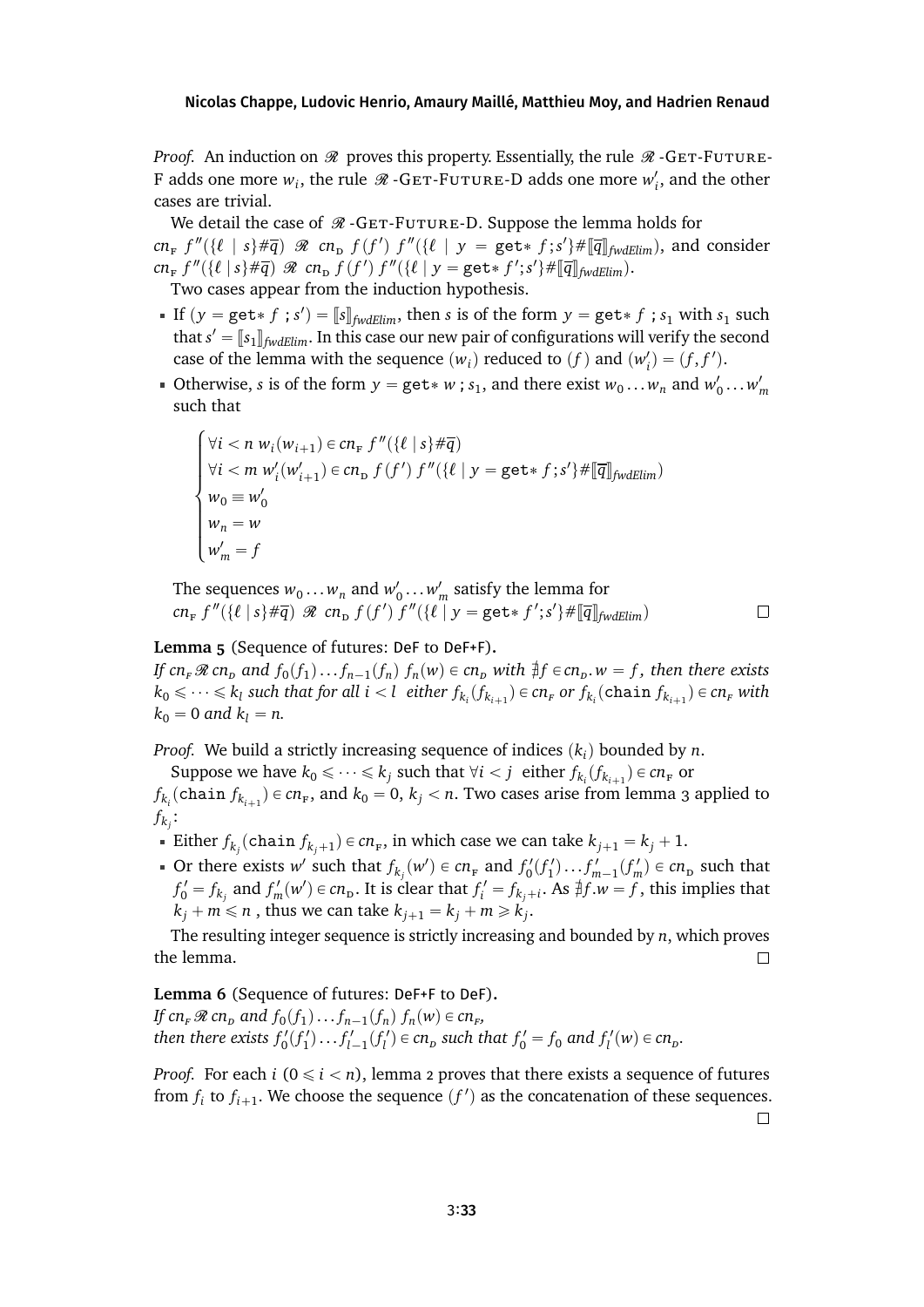*Proof.* An induction on $\mathscr{R}$ proves this property. Essentially, the rule $\mathscr{R}$-Get-Future-F adds one more $w_i$, the rule $\mathscr{R}$-Get-Future-D adds one more $w'_i$, and the other cases are trivial.

We detail the case of $\mathscr{R}$-Get-Future-D. Suppose the lemma holds for $cn_{\text{F}}\ f''(\{\ell \mid s\}\#\overline{q})\ \mathscr{R}\ cn_{\text{D}}\ f(f')\ f''(\{\ell \mid y = \texttt{get*}\ f; s'\}\#[\![\overline{q}]\!]_{fwdElim})$, and consider $cn_{\text{F}}\ f''(\{\ell \mid s\}\#\overline{q})\ \mathscr{R}\ cn_{\text{D}}\ f(f')\ f''(\{\ell \mid y = \texttt{get*}\ f'; s'\}\#[\![\overline{q}]\!]_{fwdElim})$.

Two cases appear from the induction hypothesis.

- If $(y = \texttt{get*}\ f\ ; s') = [\![s]\!]_{fwdElim}$, then $s$ is of the form $y = \texttt{get*}\ f\ ; s_1$ with $s_1$ such that $s' = [\![s_1]\!]_{fwdElim}$. In this case our new pair of configurations will verify the second case of the lemma with the sequence $(w_i)$ reduced to $(f)$ and $(w'_i) = (f, f')$.
- Otherwise, $s$ is of the form $y = \texttt{get*}\ w\ ; s_1$, and there exist $w_0 \dots w_n$ and $w'_0 \dots w'_m$ such that

$$
\begin{cases}
\forall i < n\ w_i(w_{i+1}) \in cn_{\text{F}}\ f''(\{\ell \mid s\}\#\overline{q}) \\
\forall i < m\ w'_i(w'_{i+1}) \in cn_{\text{D}}\ f(f')\ f''(\{\ell \mid y = \texttt{get*}\ f; s'\}\#[\![\overline{q}]\!]_{fwdElim}) \\
w_0 \equiv w'_0 \\
w_n = w \\
w'_m = f
\end{cases}
$$

The sequences $w_0 \dots w_n$ and $w'_0 \dots w'_m$ satisfy the lemma for $cn_{\text{F}}\ f''(\{\ell \mid s\}\#\overline{q})\ \mathscr{R}\ cn_{\text{D}}\ f(f')\ f''(\{\ell \mid y = \texttt{get*}\ f'; s'\}\#[\![\overline{q}]\!]_{fwdElim})$ ◻

**Lemma 5** (Sequence of futures: DeF to DeF+F)**.**
*If $cn_F\, \mathscr{R}\, cn_D$ and $f_0(f_1) \dots f_{n-1}(f_n)\ f_n(w) \in cn_D$ with $\nexists f \in cn_D. w = f$, then there exists $k_0 \leqslant \dots \leqslant k_l$ such that for all $i < l$ either $f_{k_i}(f_{k_{i+1}}) \in cn_F$ or $f_{k_i}(\texttt{chain}\ f_{k_{i+1}}) \in cn_F$ with $k_0 = 0$ and $k_l = n$.*

*Proof.* We build a strictly increasing sequence of indices $(k_i)$ bounded by $n$.

Suppose we have $k_0 \leqslant \dots \leqslant k_j$ such that $\forall i < j$ either $f_{k_i}(f_{k_{i+1}}) \in cn_{\text{F}}$ or $f_{k_i}(\texttt{chain}\ f_{k_{i+1}}) \in cn_{\text{F}}$, and $k_0 = 0$, $k_j < n$. Two cases arise from lemma 3 applied to $f_{k_j}$:

- Either $f_{k_j}(\texttt{chain}\ f_{k_j+1}) \in cn_{\text{F}}$, in which case we can take $k_{j+1} = k_j + 1$.
- Or there exists $w'$ such that $f_{k_j}(w') \in cn_{\text{F}}$ and $f'_0(f'_1) \dots f'_{m-1}(f'_m) \in cn_{\text{D}}$ such that $f'_0 = f_{k_j}$ and $f'_m(w') \in cn_{\text{D}}$. It is clear that $f'_i = f_{k_j+i}$. As $\nexists f.w = f$, this implies that $k_j + m \leqslant n$ , thus we can take $k_{j+1} = k_j + m \geqslant k_j$.

The resulting integer sequence is strictly increasing and bounded by $n$, which proves the lemma. ◻

**Lemma 6** (Sequence of futures: DeF+F to DeF)**.**
*If $cn_F\, \mathscr{R}\, cn_D$ and $f_0(f_1) \dots f_{n-1}(f_n)\ f_n(w) \in cn_F$,*
*then there exists $f'_0(f'_1) \dots f'_{l-1}(f'_l) \in cn_D$ such that $f'_0 = f_0$ and $f'_l(w) \in cn_D$.*

*Proof.* For each $i$ $(0 \leqslant i < n)$, lemma 2 proves that there exists a sequence of futures from $f_i$ to $f_{i+1}$. We choose the sequence $(f')$ as the concatenation of these sequences. ◻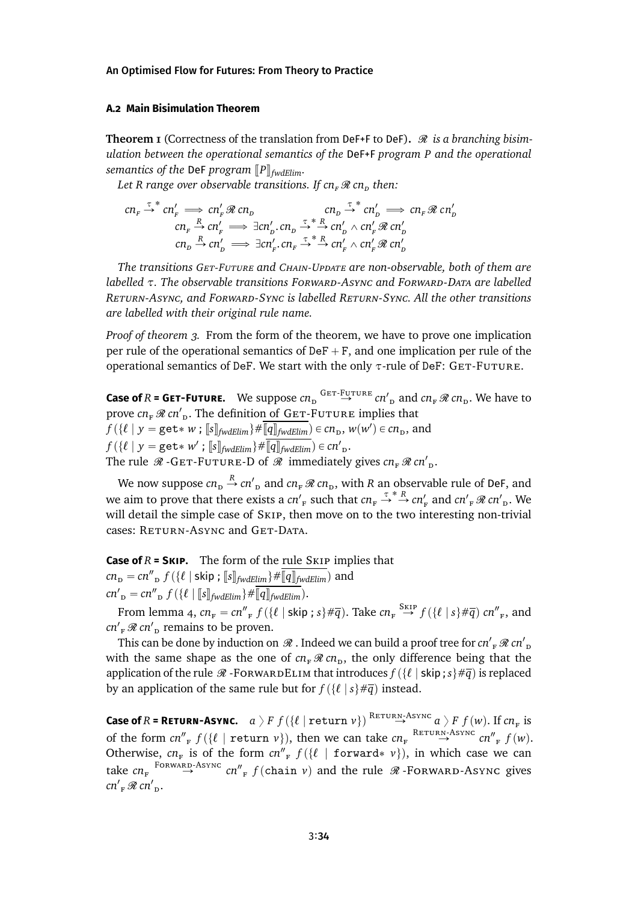### A.2 Main Bisimulation Theorem

**Theorem 1** (Correctness of the translation from DeF+F to DeF)**.** *$\mathscr{R}$ is a branching bisimulation between the operational semantics of the DeF+F program $P$ and the operational semantics of the DeF program $[\![P]\!]_{fwdElim}$.*

*Let $R$ range over observable transitions. If $cn_F \,\mathscr{R}\, cn_D$ then:*

$$cn_F \xrightarrow{\tau}{}^{*} cn'_F \implies cn'_F \,\mathscr{R}\, cn_D \qquad\qquad cn_D \xrightarrow{\tau}{}^{*} cn'_D \implies cn_F \,\mathscr{R}\, cn'_D$$

$$cn_F \xrightarrow{R} cn'_F \implies \exists cn'_D . cn_D \xrightarrow{\tau}{}^{*} \xrightarrow{R} cn'_D \wedge cn'_F \,\mathscr{R}\, cn'_D$$

$$cn_D \xrightarrow{R} cn'_D \implies \exists cn'_F . cn_F \xrightarrow{\tau}{}^{*} \xrightarrow{R} cn'_F \wedge cn'_F \,\mathscr{R}\, cn'_D$$

*The transitions* Get-Future *and* Chain-Update *are non-observable, both of them are labelled $\tau$. The observable transitions* Forward-Async *and* Forward-Data *are labelled* Return-Async*, and* Forward-Sync *is labelled* Return-Sync*. All the other transitions are labelled with their original rule name.*

*Proof of theorem 3.* From the form of the theorem, we have to prove one implication per rule of the operational semantics of DeF + F, and one implication per rule of the operational semantics of DeF. We start with the only $\tau$-rule of DeF: Get-Future.

**Case of $R$ = Get-Future.** We suppose $cn_D \xrightarrow{\text{Get-Future}} cn'_D$ and $cn_F \,\mathscr{R}\, cn_D$. We have to prove $cn_F \,\mathscr{R}\, cn'_D$. The definition of Get-Future implies that $f\,(\{\ell \mid y = \texttt{get*}\ w\ ;\ [\![s]\!]_{fwdElim}\}\#\overline{[\![q]\!]_{fwdElim}}) \in cn_D$, $w(w') \in cn_D$, and $f\,(\{\ell \mid y = \texttt{get*}\ w'\ ;\ [\![s]\!]_{fwdElim}\}\#\overline{[\![q]\!]_{fwdElim}}) \in cn'_D$.
The rule $\mathscr{R}$-Get-Future-D of $\mathscr{R}$ immediately gives $cn_F \,\mathscr{R}\, cn'_D$.

We now suppose $cn_D \xrightarrow{R} cn'_D$ and $cn_F \,\mathscr{R}\, cn_D$, with $R$ an observable rule of DeF, and we aim to prove that there exists a $cn'_F$ such that $cn_F \xrightarrow{\tau}{}^{*} \xrightarrow{R} cn'_F$ and $cn'_F \,\mathscr{R}\, cn'_D$. We will detail the simple case of Skip, then move on to the two interesting non-trivial cases: Return-Async and Get-Data.

**Case of $R$ = Skip.** The form of the rule Skip implies that $cn_D = cn''_D\ f\,(\{\ell \mid \mathsf{skip}\ ;\ [\![s]\!]_{fwdElim}\}\#\overline{[\![q]\!]_{fwdElim}})$ and $cn'_D = cn''_D\ f\,(\{\ell \mid [\![s]\!]_{fwdElim}\}\#\overline{[\![q]\!]_{fwdElim}})$.

From lemma 4, $cn_F = cn''_F\ f\,(\{\ell \mid \mathsf{skip}\ ; s\}\#\overline{q})$. Take $cn_F \xrightarrow{\text{Skip}} f\,(\{\ell \mid s\}\#\overline{q})\ cn''_F$, and $cn'_F \,\mathscr{R}\, cn'_D$ remains to be proven.

This can be done by induction on $\mathscr{R}$. Indeed we can build a proof tree for $cn'_F \,\mathscr{R}\, cn'_D$ with the same shape as the one of $cn_F \,\mathscr{R}\, cn_D$, the only difference being that the application of the rule $\mathscr{R}$-ForwardElim that introduces $f\,(\{\ell \mid \mathsf{skip}\ ; s\}\#\overline{q})$ is replaced by an application of the same rule but for $f\,(\{\ell \mid s\}\#\overline{q})$ instead.

**Case of $R$ = Return-Async.** $a \rangle F\ f\,(\{\ell \mid \texttt{return}\ v\}) \xrightarrow{\text{Return-Async}} a \rangle F\ f\,(w)$. If $cn_F$ is of the form $cn''_F\ f\,(\{\ell \mid \texttt{return}\ v\})$, then we can take $cn_F \xrightarrow{\text{Return-Async}} cn''_F\ f\,(w)$. Otherwise, $cn_F$ is of the form $cn''_F\ f\,(\{\ell \mid \texttt{forward*}\ v\})$, in which case we can take $cn_F \xrightarrow{\text{Forward-Async}} cn''_F\ f\,(\texttt{chain}\ v)$ and the rule $\mathscr{R}$-Forward-Async gives $cn'_F \,\mathscr{R}\, cn'_D$.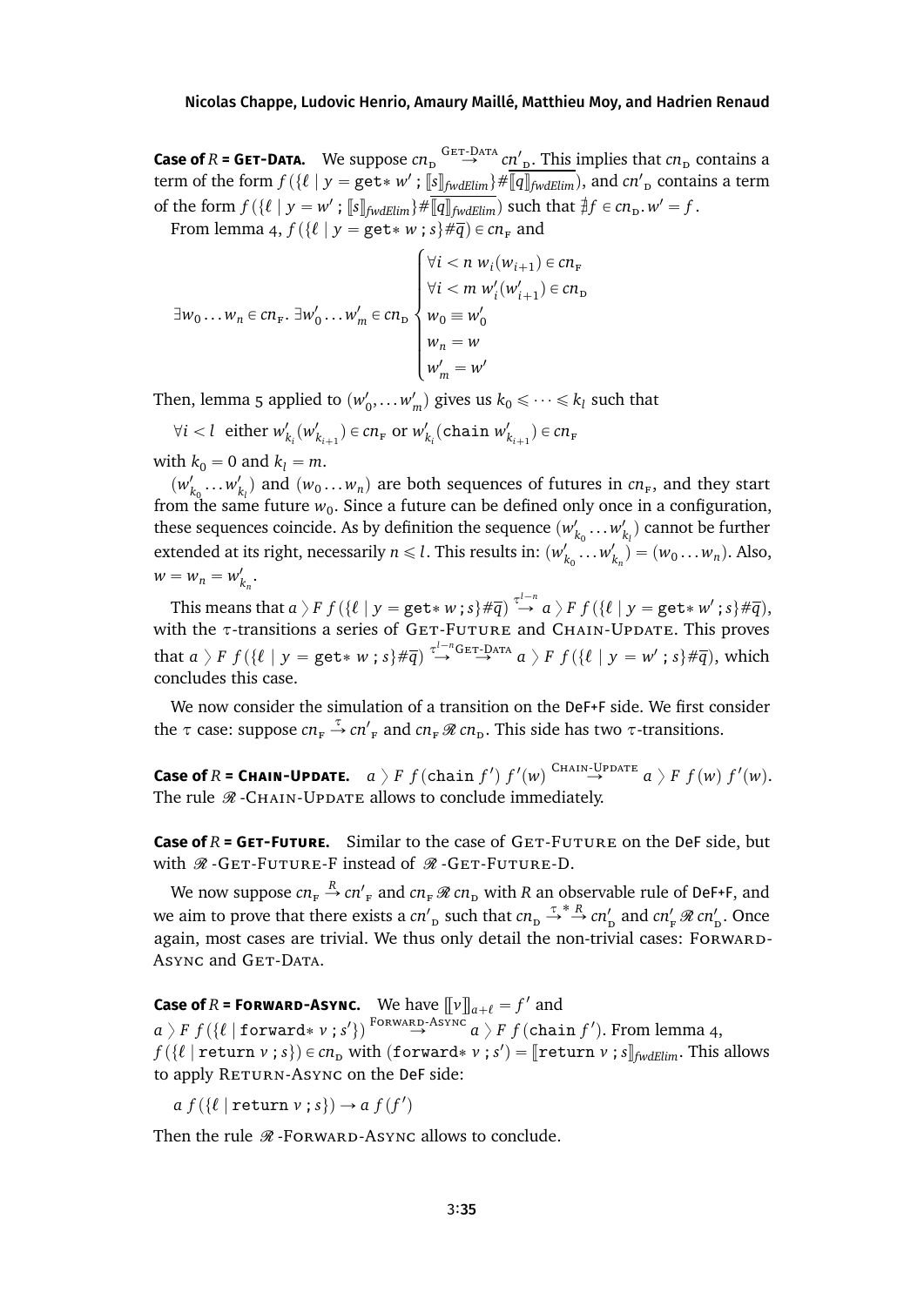**Case of $R$ = Get-Data.** We suppose $cn_{\text{D}} \overset{\text{Get-Data}}{\rightarrow} cn'_{\text{D}}$. This implies that $cn_{\text{D}}$ contains a term of the form $f(\{\ell \mid y = \texttt{get*}\ w' \,;\, [\![s]\!]_{fwdElim}\}\#\overline{[\![q]\!]_{fwdElim}})$, and $cn'_{\text{D}}$ contains a term of the form $f(\{\ell \mid y = w' \,;\, [\![s]\!]_{fwdElim}\}\#\overline{[\![q]\!]_{fwdElim}})$ such that $\nexists f \in cn_{\text{D}}. w' = f$.

From lemma 4, $f(\{\ell \mid y = \texttt{get*}\ w \,;\, s\}\#\overline{q}) \in cn_{\text{F}}$ and

$$\exists w_0 \ldots w_n \in cn_{\text{F}}.\ \exists w'_0 \ldots w'_m \in cn_{\text{D}} \begin{cases} \forall i < n\ w_i(w_{i+1}) \in cn_{\text{F}} \\ \forall i < m\ w'_i(w'_{i+1}) \in cn_{\text{D}} \\ w_0 \equiv w'_0 \\ w_n = w \\ w'_m = w' \end{cases}$$

Then, lemma 5 applied to $(w'_0, \ldots w'_m)$ gives us $k_0 \leqslant \cdots \leqslant k_l$ such that

$\forall i < l$ either $w'_{k_i}(w'_{k_{i+1}}) \in cn_{\text{F}}$ or $w'_{k_i}(\texttt{chain}\ w'_{k_{i+1}}) \in cn_{\text{F}}$

with $k_0 = 0$ and $k_l = m$.

$(w'_{k_0} \ldots w'_{k_l})$ and $(w_0 \ldots w_n)$ are both sequences of futures in $cn_{\text{F}}$, and they start from the same future $w_0$. Since a future can be defined only once in a configuration, these sequences coincide. As by definition the sequence $(w'_{k_0} \ldots w'_{k_l})$ cannot be further extended at its right, necessarily $n \leqslant l$. This results in: $(w'_{k_0} \ldots w'_{k_n}) = (w_0 \ldots w_n)$. Also, $w = w_n = w'_{k_n}$.

This means that $a \rangle F\ f(\{\ell \mid y = \texttt{get*}\ w \,;\, s\}\#\overline{q}) \overset{\tau^{l-n}}{\rightarrow} a \rangle F\ f(\{\ell \mid y = \texttt{get*}\ w' \,;\, s\}\#\overline{q})$, with the $\tau$-transitions a series of Get-Future and Chain-Update. This proves that $a \rangle F\ f(\{\ell \mid y = \texttt{get*}\ w \,;\, s\}\#\overline{q}) \overset{\tau^{l-n}}{\rightarrow}\overset{\text{Get-Data}}{\rightarrow} a \rangle F\ f(\{\ell \mid y = w' \,;\, s\}\#\overline{q})$, which concludes this case.

We now consider the simulation of a transition on the DeF+F side. We first consider the $\tau$ case: suppose $cn_{\text{F}} \overset{\tau}{\rightarrow} cn'_{\text{F}}$ and $cn_{\text{F}}\, \mathcal{R}\, cn_{\text{D}}$. This side has two $\tau$-transitions.

**Case of $R$ = Chain-Update.** $a \rangle F\ f(\texttt{chain}\ f')\ f'(w) \overset{\text{Chain-Update}}{\rightarrow} a \rangle F\ f(w)\ f'(w)$. The rule $\mathcal{R}$-Chain-Update allows to conclude immediately.

**Case of $R$ = Get-Future.** Similar to the case of Get-Future on the DeF side, but with $\mathcal{R}$-Get-Future-F instead of $\mathcal{R}$-Get-Future-D.

We now suppose $cn_{\text{F}} \overset{R}{\rightarrow} cn'_{\text{F}}$ and $cn_{\text{F}}\, \mathcal{R}\, cn_{\text{D}}$ with $R$ an observable rule of DeF+F, and we aim to prove that there exists a $cn'_{\text{D}}$ such that $cn_{\text{D}} \overset{\tau}{\rightarrow}^* \overset{R}{\rightarrow} cn'_{\text{D}}$ and $cn'_{\text{F}}\, \mathcal{R}\, cn'_{\text{D}}$. Once again, most cases are trivial. We thus only detail the non-trivial cases: Forward-Async and Get-Data.

**Case of $R$ = Forward-Async.** We have $[\![v]\!]_{a+\ell} = f'$ and $a \rangle F\ f(\{\ell \mid \texttt{forward*}\ v \,;\, s'\}) \overset{\text{Forward-Async}}{\rightarrow} a \rangle F\ f(\texttt{chain}\ f')$. From lemma 4, $f(\{\ell \mid \texttt{return}\ v \,;\, s\}) \in cn_{\text{D}}$ with $(\texttt{forward*}\ v \,;\, s') = [\![\texttt{return}\ v \,;\, s]\!]_{fwdElim}$. This allows to apply Return-Async on the DeF side:

$a\ f(\{\ell \mid \texttt{return}\ v \,;\, s\}) \rightarrow a\ f(f')$

Then the rule $\mathcal{R}$-Forward-Async allows to conclude.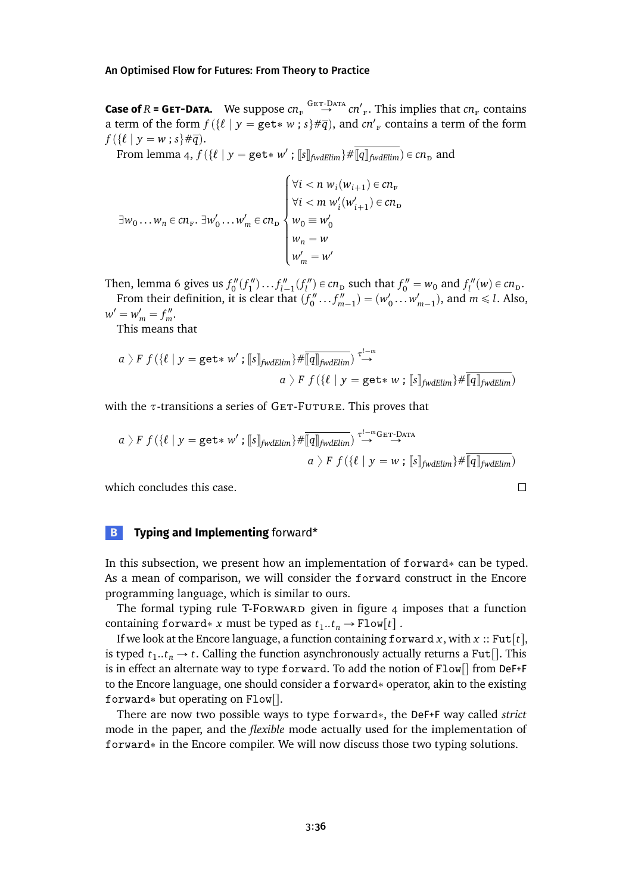**Case of $R$ = Get-Data.** We suppose $cn_F \overset{\text{GET-DATA}}{\rightarrow} cn'_F$. This implies that $cn_F$ contains a term of the form $f(\{\ell \mid y = \texttt{get*}\ w\ ;s\}\#\overline{q})$, and $cn'_F$ contains a term of the form $f(\{\ell \mid y = w\ ;s\}\#\overline{q})$.

From lemma 4, $f(\{\ell \mid y = \texttt{get*}\ w'\ ;[\![s]\!]_{fwdElim}\}\#\overline{[\![q]\!]_{fwdElim}}) \in cn_D$ and

$$
\exists w_0 \ldots w_n \in cn_F.\ \exists w'_0 \ldots w'_m \in cn_D \begin{cases} \forall i < n\ w_i(w_{i+1}) \in cn_F \\ \forall i < m\ w'_i(w'_{i+1}) \in cn_D \\ w_0 \equiv w'_0 \\ w_n = w \\ w'_m = w' \end{cases}
$$

Then, lemma 6 gives us $f''_0(f''_1)\ldots f''_{l-1}(f''_l) \in cn_D$ such that $f''_0 = w_0$ and $f''_l(w) \in cn_D$.

From their definition, it is clear that $(f''_0 \ldots f''_{m-1}) = (w'_0 \ldots w'_{m-1})$, and $m \leqslant l$. Also, $w' = w'_m = f''_m$.

This means that

$$
a \rangle F\ f(\{\ell \mid y = \texttt{get*}\ w'\ ;[\![s]\!]_{fwdElim}\}\#\overline{[\![q]\!]_{fwdElim}}) \overset{\tau^{l-m}}{\rightarrow} a \rangle F\ f(\{\ell \mid y = \texttt{get*}\ w\ ;[\![s]\!]_{fwdElim}\}\#\overline{[\![q]\!]_{fwdElim}})
$$

with the $\tau$-transitions a series of Get-Future. This proves that

$$
a \rangle F\ f(\{\ell \mid y = \texttt{get*}\ w'\ ;[\![s]\!]_{fwdElim}\}\#\overline{[\![q]\!]_{fwdElim}}) \overset{\tau^{l-m}}{\rightarrow}\overset{\text{GET-DATA}}{\rightarrow} a \rangle F\ f(\{\ell \mid y = w\ ;[\![s]\!]_{fwdElim}\}\#\overline{[\![q]\!]_{fwdElim}})
$$

which concludes this case. □

## B Typing and Implementing forward*

In this subsection, we present how an implementation of forward∗ can be typed. As a mean of comparison, we will consider the forward construct in the Encore programming language, which is similar to ours.

The formal typing rule T-Forward given in figure 4 imposes that a function containing forward∗ $x$ must be typed as $t_1..t_n \rightarrow \texttt{Flow}[t]$ .

If we look at the Encore language, a function containing forward $x$, with $x :: \texttt{Fut}[t]$, is typed $t_1..t_n \rightarrow t$. Calling the function asynchronously actually returns a Fut[]. This is in effect an alternate way to type forward. To add the notion of Flow[] from DeF+F to the Encore language, one should consider a forward∗ operator, akin to the existing forward∗ but operating on Flow[].

There are now two possible ways to type forward∗, the DeF+F way called *strict* mode in the paper, and the *flexible* mode actually used for the implementation of forward∗ in the Encore compiler. We will now discuss those two typing solutions.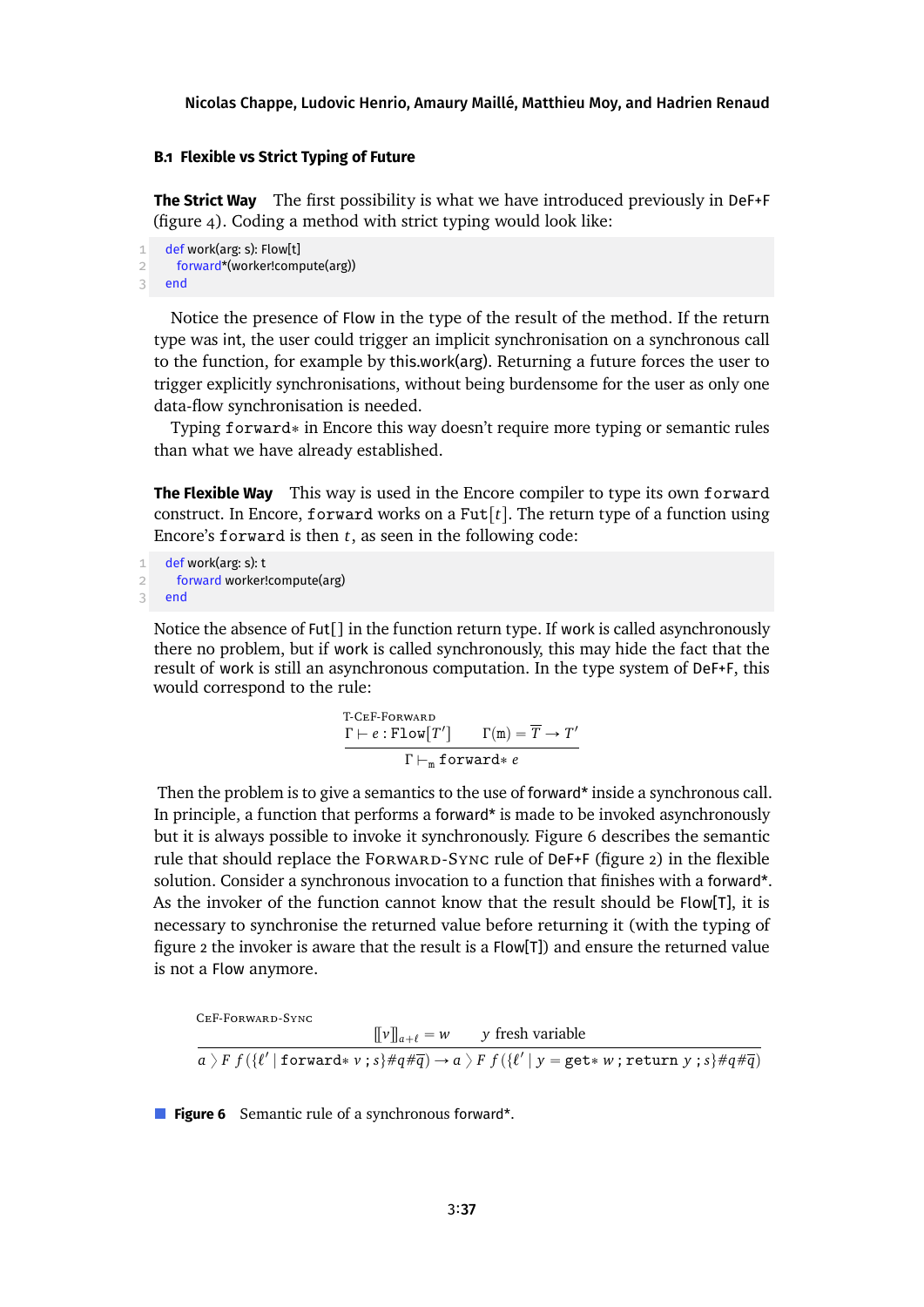## B.1 Flexible vs Strict Typing of Future

**The Strict Way** The first possibility is what we have introduced previously in DeF+F (figure 4). Coding a method with strict typing would look like:

```
def work(arg: s): Flow[t]
  forward*(worker!compute(arg))
end
```

Notice the presence of Flow in the type of the result of the method. If the return type was int, the user could trigger an implicit synchronisation on a synchronous call to the function, for example by this.work(arg). Returning a future forces the user to trigger explicitly synchronisations, without being burdensome for the user as only one data-flow synchronisation is needed.

Typing forward∗ in Encore this way doesn't require more typing or semantic rules than what we have already established.

**The Flexible Way** This way is used in the Encore compiler to type its own forward construct. In Encore, forward works on a $\texttt{Fut}[t]$. The return type of a function using Encore's forward is then $t$, as seen in the following code:

```
def work(arg: s): t
  forward worker!compute(arg)
end
```

Notice the absence of Fut[] in the function return type. If work is called asynchronously there no problem, but if work is called synchronously, this may hide the fact that the result of work is still an asynchronous computation. In the type system of DeF+F, this would correspond to the rule:

$$\textsc{T-CeF-Forward}\quad \frac{\Gamma \vdash e : \texttt{Flow}[T'] \qquad \Gamma(\mathtt{m}) = \overline{T} \rightarrow T'}{\Gamma \vdash_{\mathtt{m}} \texttt{forward}*\ e}$$

Then the problem is to give a semantics to the use of forward* inside a synchronous call. In principle, a function that performs a forward* is made to be invoked asynchronously but it is always possible to invoke it synchronously. Figure 6 describes the semantic rule that should replace the Forward-Sync rule of DeF+F (figure 2) in the flexible solution. Consider a synchronous invocation to a function that finishes with a forward*. As the invoker of the function cannot know that the result should be Flow[T], it is necessary to synchronise the returned value before returning it (with the typing of figure 2 the invoker is aware that the result is a Flow[T]) and ensure the returned value is not a Flow anymore.

$$\textsc{CeF-Forward-Sync}\quad \frac{[\![v]\!]_{a+\ell} = w \qquad y \text{ fresh variable}}{a \rangle F\ f(\{\ell' \mid \texttt{forward}*\ v\ ; s\}\#q\#\overline{q}) \rightarrow a \rangle F\ f(\{\ell' \mid y = \texttt{get}*\ w\ ; \texttt{return}\ y\ ; s\}\#q\#\overline{q})}$$

**Figure 6** Semantic rule of a synchronous forward*.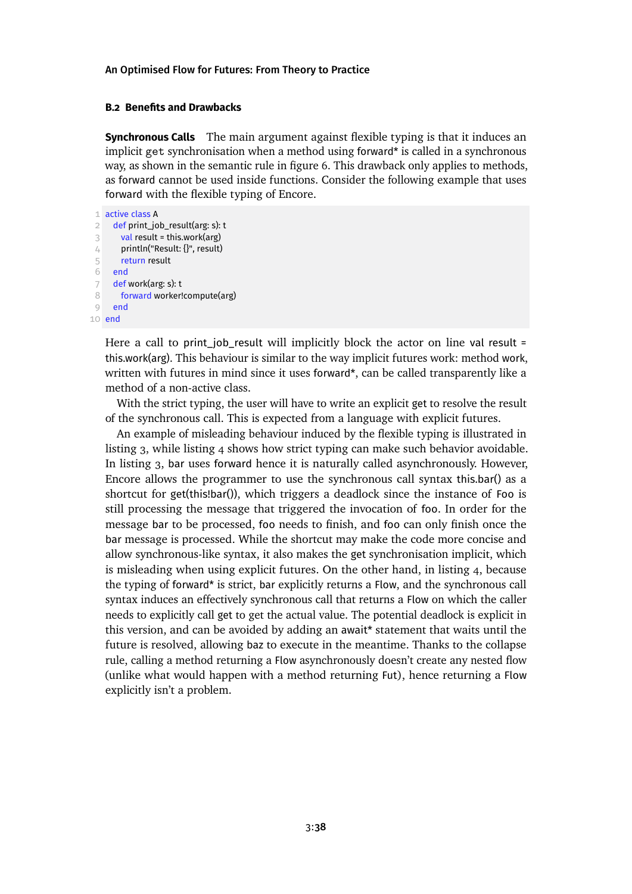### B.2 Benefits and Drawbacks

**Synchronous Calls** The main argument against flexible typing is that it induces an implicit get synchronisation when a method using forward* is called in a synchronous way, as shown in the semantic rule in figure 6. This drawback only applies to methods, as forward cannot be used inside functions. Consider the following example that uses forward with the flexible typing of Encore.

```
active class A
  def print_job_result(arg: s): t
    val result = this.work(arg)
    println("Result: {}", result)
    return result
  end
  def work(arg: s): t
    forward worker!compute(arg)
  end
end
```

Here a call to print_job_result will implicitly block the actor on line val result = this.work(arg). This behaviour is similar to the way implicit futures work: method work, written with futures in mind since it uses forward*, can be called transparently like a method of a non-active class.

With the strict typing, the user will have to write an explicit get to resolve the result of the synchronous call. This is expected from a language with explicit futures.

An example of misleading behaviour induced by the flexible typing is illustrated in listing 3, while listing 4 shows how strict typing can make such behavior avoidable. In listing 3, bar uses forward hence it is naturally called asynchronously. However, Encore allows the programmer to use the synchronous call syntax this.bar() as a shortcut for get(this!bar()), which triggers a deadlock since the instance of Foo is still processing the message that triggered the invocation of foo. In order for the message bar to be processed, foo needs to finish, and foo can only finish once the bar message is processed. While the shortcut may make the code more concise and allow synchronous-like syntax, it also makes the get synchronisation implicit, which is misleading when using explicit futures. On the other hand, in listing 4, because the typing of forward* is strict, bar explicitly returns a Flow, and the synchronous call syntax induces an effectively synchronous call that returns a Flow on which the caller needs to explicitly call get to get the actual value. The potential deadlock is explicit in this version, and can be avoided by adding an await* statement that waits until the future is resolved, allowing baz to execute in the meantime. Thanks to the collapse rule, calling a method returning a Flow asynchronously doesn't create any nested flow (unlike what would happen with a method returning Fut), hence returning a Flow explicitly isn't a problem.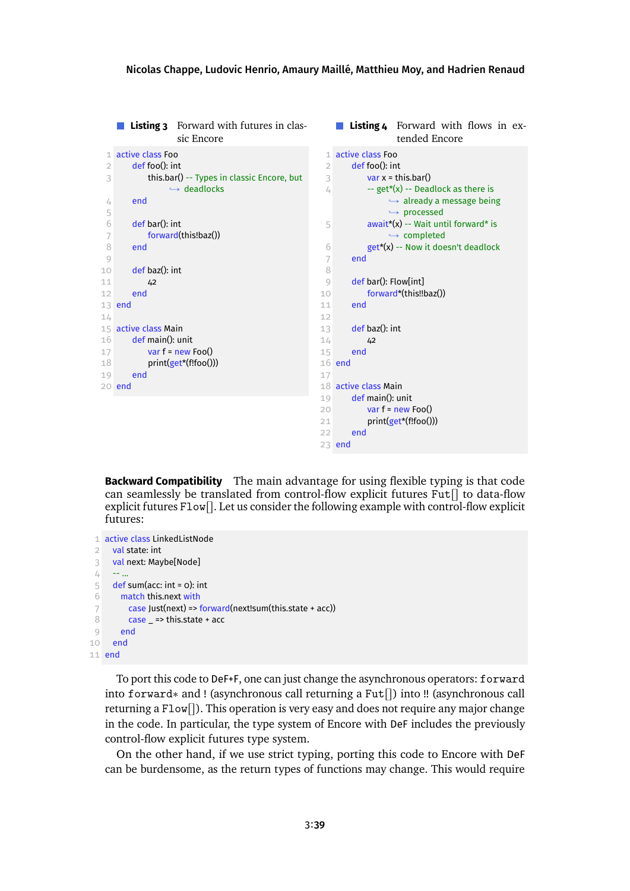**Listing 3** Forward with futures in classic Encore

```
active class Foo
  def foo(): int
    this.bar() -- Types in classic Encore, but deadlocks
  end

  def bar(): int
    forward(this!baz())
  end

  def baz(): int
    42
  end
end

active class Main
  def main(): unit
    var f = new Foo()
    print(get*(f!foo()))
  end
end
```

**Listing 4** Forward with flows in extended Encore

```
active class Foo
  def foo(): int
    var x = this.bar()
    -- get*(x) -- Deadlock as there is already a message being processed
    await*(x) -- Wait until forward* is completed
    get*(x) -- Now it doesn't deadlock
  end

  def bar(): Flow[int]
    forward*(this!!baz())
  end

  def baz(): int
    42
  end
end

active class Main
  def main(): unit
    var f = new Foo()
    print(get*(f!foo()))
  end
end
```

**Backward Compatibility** The main advantage for using flexible typing is that code can seamlessly be translated from control-flow explicit futures Fut[] to data-flow explicit futures Flow[]. Let us consider the following example with control-flow explicit futures:

```
active class LinkedListNode
  val state: int
  val next: Maybe[Node]
  -- ...
  def sum(acc: int = 0): int
    match this.next with
      case Just(next) => forward(next!sum(this.state + acc))
      case _ => this.state + acc
    end
  end
end
```

To port this code to DeF+F, one can just change the asynchronous operators: forward into forward* and ! (asynchronous call returning a Fut[]) into !! (asynchronous call returning a Flow[]). This operation is very easy and does not require any major change in the code. In particular, the type system of Encore with DeF includes the previously control-flow explicit futures type system.

On the other hand, if we use strict typing, porting this code to Encore with DeF can be burdensome, as the return types of functions may change. This would require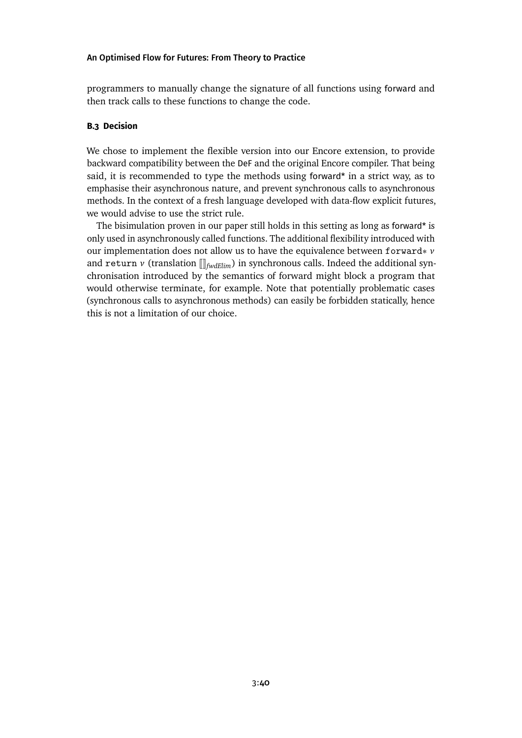programmers to manually change the signature of all functions using forward and then track calls to these functions to change the code.

### B.3 Decision

We chose to implement the flexible version into our Encore extension, to provide backward compatibility between the DeF and the original Encore compiler. That being said, it is recommended to type the methods using forward* in a strict way, as to emphasise their asynchronous nature, and prevent synchronous calls to asynchronous methods. In the context of a fresh language developed with data-flow explicit futures, we would advise to use the strict rule.

The bisimulation proven in our paper still holds in this setting as long as forward* is only used in asynchronously called functions. The additional flexibility introduced with our implementation does not allow us to have the equivalence between `forward*` $v$ and `return` $v$ (translation $[\![]\!]_{fwdElim}$) in synchronous calls. Indeed the additional synchronisation introduced by the semantics of forward might block a program that would otherwise terminate, for example. Note that potentially problematic cases (synchronous calls to asynchronous methods) can easily be forbidden statically, hence this is not a limitation of our choice.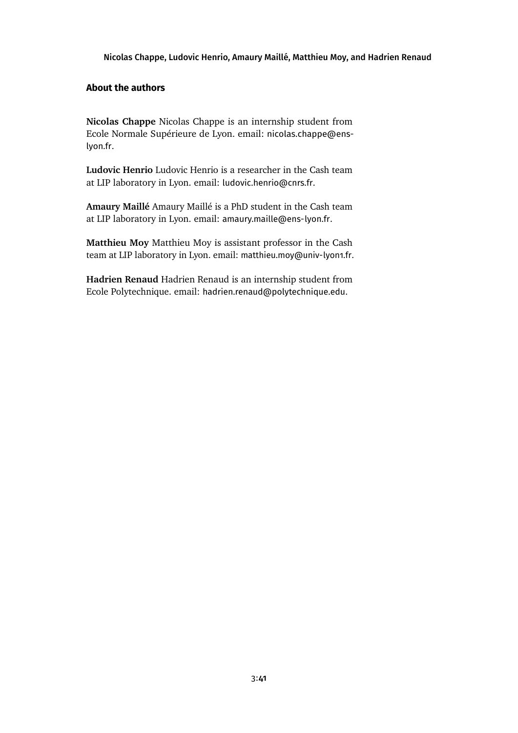## About the authors

**Nicolas Chappe** Nicolas Chappe is an internship student from Ecole Normale Supérieure de Lyon. email: nicolas.chappe@ens-lyon.fr.

**Ludovic Henrio** Ludovic Henrio is a researcher in the Cash team at LIP laboratory in Lyon. email: ludovic.henrio@cnrs.fr.

**Amaury Maillé** Amaury Maillé is a PhD student in the Cash team at LIP laboratory in Lyon. email: amaury.maille@ens-lyon.fr.

**Matthieu Moy** Matthieu Moy is assistant professor in the Cash team at LIP laboratory in Lyon. email: matthieu.moy@univ-lyon1.fr.

**Hadrien Renaud** Hadrien Renaud is an internship student from Ecole Polytechnique. email: hadrien.renaud@polytechnique.edu.